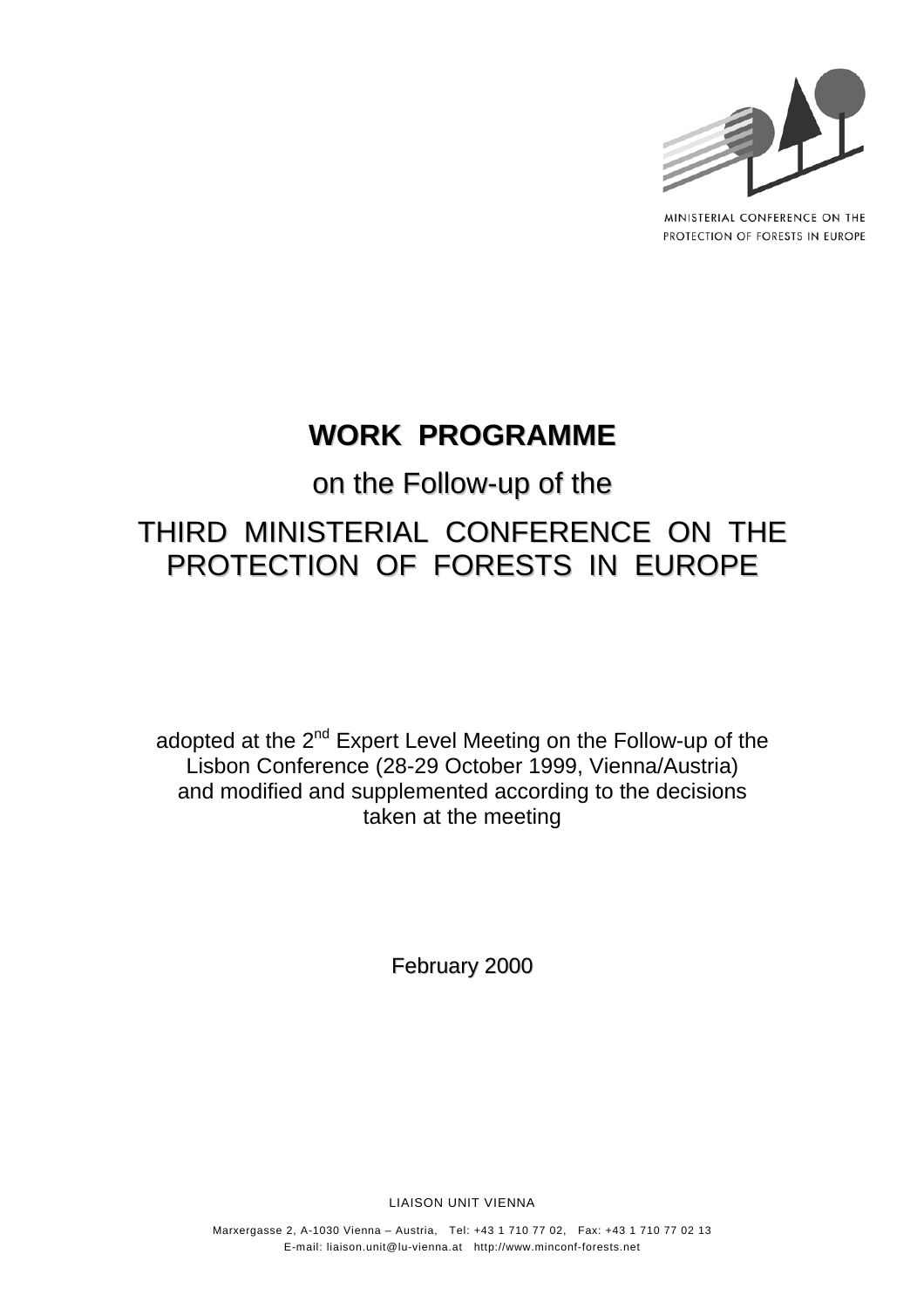MINISTERIAL CONFERENCE ON THE PROTECTION OF FORESTS IN EUROPE

# WORK PROGRAMME

## on the Follow-up of the

# THIRD MINISTERIAL CONFERENCE ON THE PROTECTION OF FORESTS IN EUROPE

adopted at the 2nd Expert Level Meeting on the Follow-up of the Lisbon Conference (28-29 October 1999, Vienna/Austria) and modified and supplemented according to the decisions taken at the meeting

February 2000

LIAISON UNIT VIENNA

Marxergasse 2, A-1030 Vienna – Austria, Tel: +43 1 710 77 02, Fax: +43 1 710 77 02 13
E-mail: liaison.unit@lu-vienna.at http://www.minconf-forests.net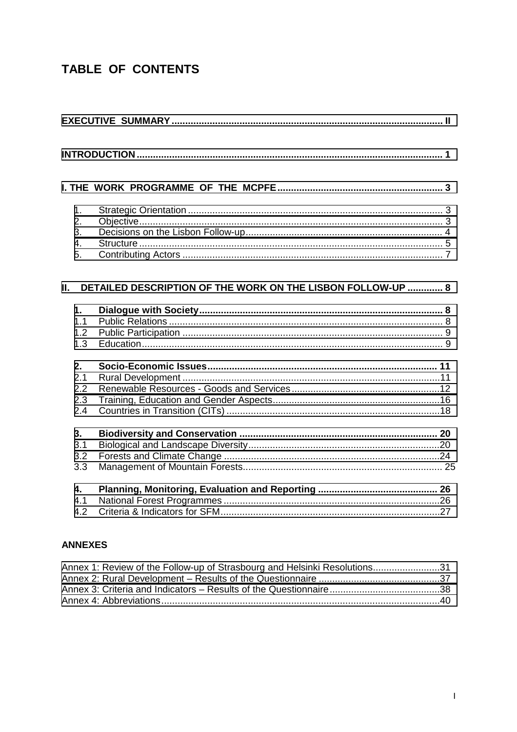# TABLE OF CONTENTS

**EXECUTIVE SUMMARY** .................................................................................................... II

**INTRODUCTION** ................................................................................................................. 1

**I. THE WORK PROGRAMME OF THE MCPFE** ............................................................. 3

1. Strategic Orientation ............................................................................................. 3
2. Objective ................................................................................................................ 3
3. Decisions on the Lisbon Follow-up ........................................................................ 4
4. Structure ................................................................................................................. 5
5. Contributing Actors ................................................................................................ 7

**II. DETAILED DESCRIPTION OF THE WORK ON THE LISBON FOLLOW-UP** ............. 8

**1. Dialogue with Society** .......................................................................................... 8

1.1 Public Relations ..................................................................................................... 8
1.2 Public Participation ................................................................................................ 9
1.3 Education ............................................................................................................... 9

**2. Socio-Economic Issues** ..................................................................................... 11

2.1 Rural Development ............................................................................................... 11
2.2 Renewable Resources - Goods and Services ....................................................... 12
2.3 Training, Education and Gender Aspects .............................................................. 16
2.4 Countries in Transition (CITs) ............................................................................... 18

**3. Biodiversity and Conservation** .......................................................................... 20

3.1 Biological and Landscape Diversity ....................................................................... 20
3.2 Forests and Climate Change ................................................................................ 24
3.3 Management of Mountain Forests ......................................................................... 25

**4. Planning, Monitoring, Evaluation and Reporting** ............................................ 26

4.1 National Forest Programmes ................................................................................ 26
4.2 Criteria & Indicators for SFM ................................................................................. 27

**ANNEXES**

Annex 1: Review of the Follow-up of Strasbourg and Helsinki Resolutions ......................... 31
Annex 2: Rural Development – Results of the Questionnaire ............................................. 37
Annex 3: Criteria and Indicators – Results of the Questionnaire ......................................... 38
Annex 4: Abbreviations ....................................................................................................... 40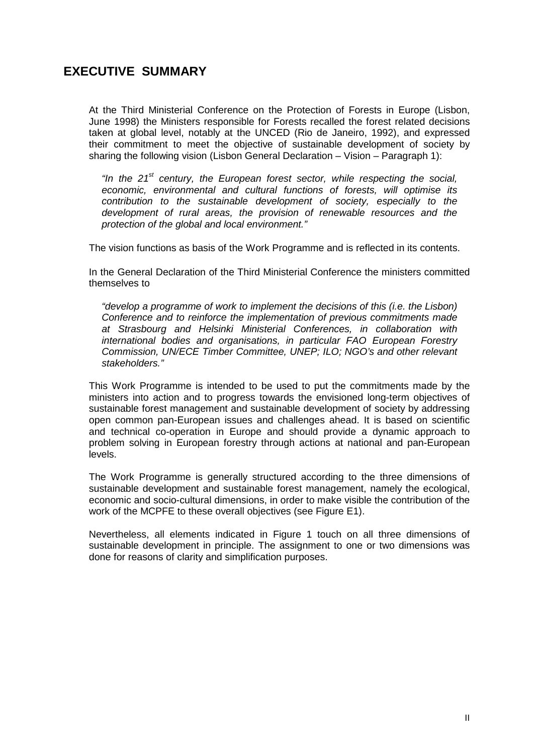## EXECUTIVE SUMMARY

At the Third Ministerial Conference on the Protection of Forests in Europe (Lisbon, June 1998) the Ministers responsible for Forests recalled the forest related decisions taken at global level, notably at the UNCED (Rio de Janeiro, 1992), and expressed their commitment to meet the objective of sustainable development of society by sharing the following vision (Lisbon General Declaration – Vision – Paragraph 1):

> *"In the 21st century, the European forest sector, while respecting the social, economic, environmental and cultural functions of forests, will optimise its contribution to the sustainable development of society, especially to the development of rural areas, the provision of renewable resources and the protection of the global and local environment."*

The vision functions as basis of the Work Programme and is reflected in its contents.

In the General Declaration of the Third Ministerial Conference the ministers committed themselves to

> *"develop a programme of work to implement the decisions of this (i.e. the Lisbon) Conference and to reinforce the implementation of previous commitments made at Strasbourg and Helsinki Ministerial Conferences, in collaboration with international bodies and organisations, in particular FAO European Forestry Commission, UN/ECE Timber Committee, UNEP; ILO; NGO's and other relevant stakeholders."*

This Work Programme is intended to be used to put the commitments made by the ministers into action and to progress towards the envisioned long-term objectives of sustainable forest management and sustainable development of society by addressing open common pan-European issues and challenges ahead. It is based on scientific and technical co-operation in Europe and should provide a dynamic approach to problem solving in European forestry through actions at national and pan-European levels.

The Work Programme is generally structured according to the three dimensions of sustainable development and sustainable forest management, namely the ecological, economic and socio-cultural dimensions, in order to make visible the contribution of the work of the MCPFE to these overall objectives (see Figure E1).

Nevertheless, all elements indicated in Figure 1 touch on all three dimensions of sustainable development in principle. The assignment to one or two dimensions was done for reasons of clarity and simplification purposes.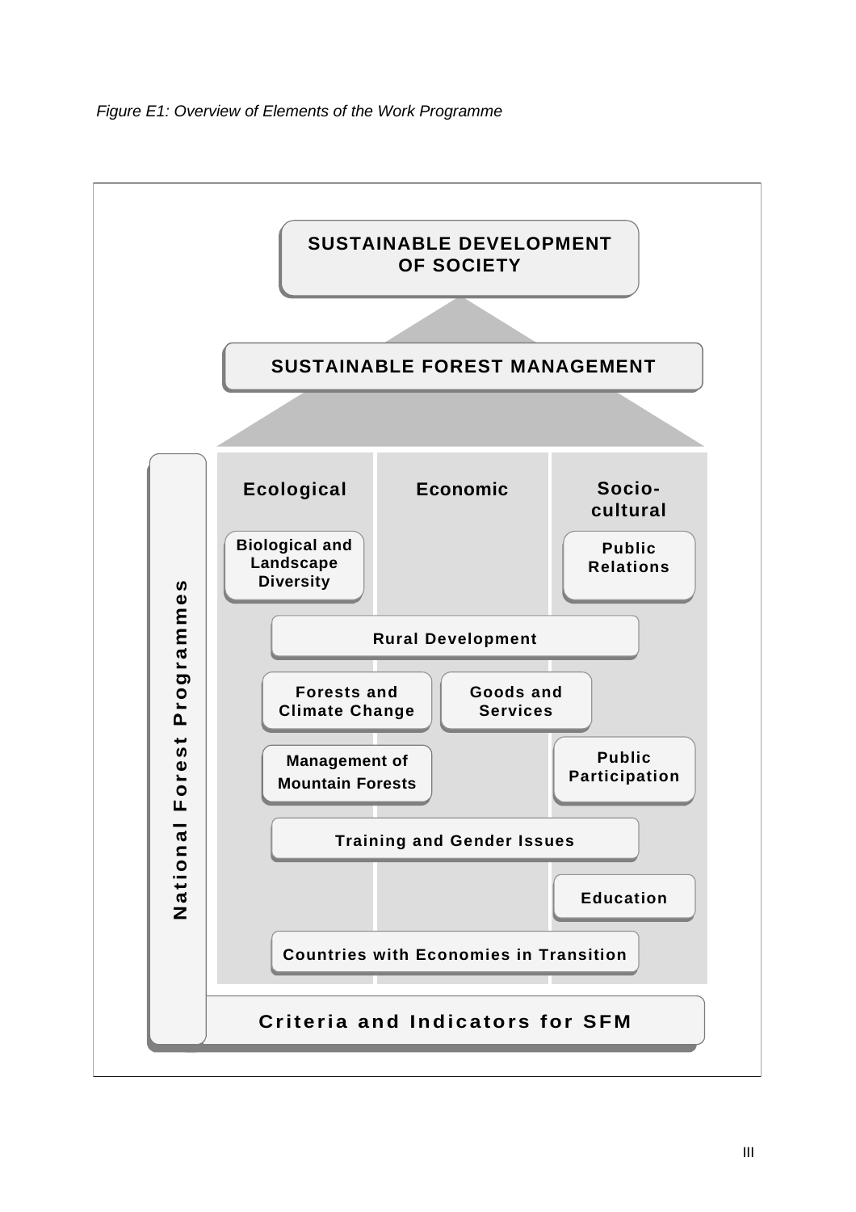*Figure E1: Overview of Elements of the Work Programme*

**SUSTAINABLE DEVELOPMENT OF SOCIETY**

**SUSTAINABLE FOREST MANAGEMENT**

**National Forest Programmes**

| Ecological | Economic | Socio-cultural |
|---|---|---|
| Biological and Landscape Diversity | | Public Relations |

- Rural Development
- Forests and Climate Change
- Goods and Services
- Management of Mountain Forests
- Public Participation
- Training and Gender Issues
- Education
- Countries with Economies in Transition

**Criteria and Indicators for SFM**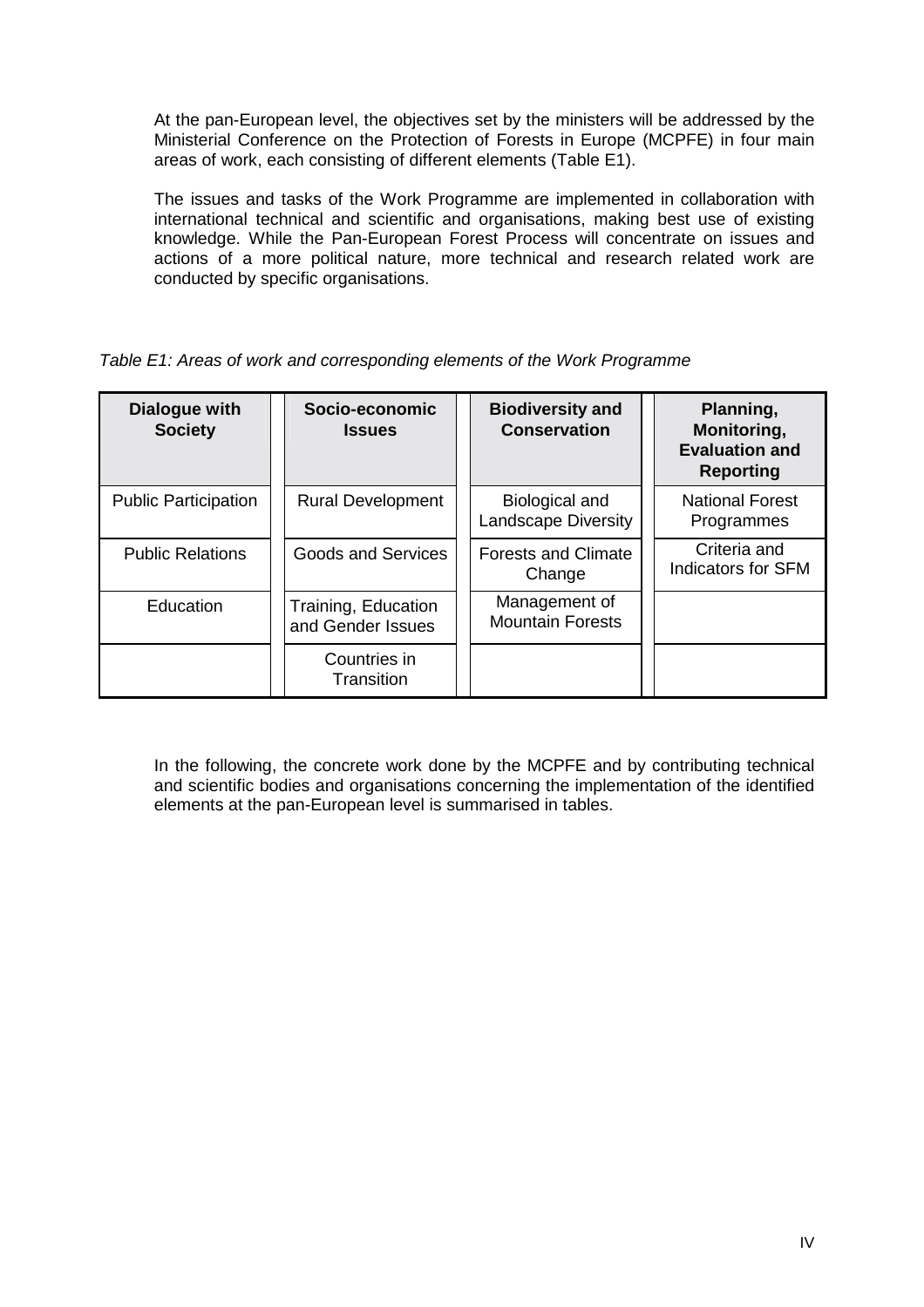At the pan-European level, the objectives set by the ministers will be addressed by the Ministerial Conference on the Protection of Forests in Europe (MCPFE) in four main areas of work, each consisting of different elements (Table E1).

The issues and tasks of the Work Programme are implemented in collaboration with international technical and scientific and organisations, making best use of existing knowledge. While the Pan-European Forest Process will concentrate on issues and actions of a more political nature, more technical and research related work are conducted by specific organisations.

*Table E1: Areas of work and corresponding elements of the Work Programme*

| **Dialogue with Society** | **Socio-economic Issues** | **Biodiversity and Conservation** | **Planning, Monitoring, Evaluation and Reporting** |
|---|---|---|---|
| Public Participation | Rural Development | Biological and Landscape Diversity | National Forest Programmes |
| Public Relations | Goods and Services | Forests and Climate Change | Criteria and Indicators for SFM |
| Education | Training, Education and Gender Issues | Management of Mountain Forests | |
| | Countries in Transition | | |

In the following, the concrete work done by the MCPFE and by contributing technical and scientific bodies and organisations concerning the implementation of the identified elements at the pan-European level is summarised in tables.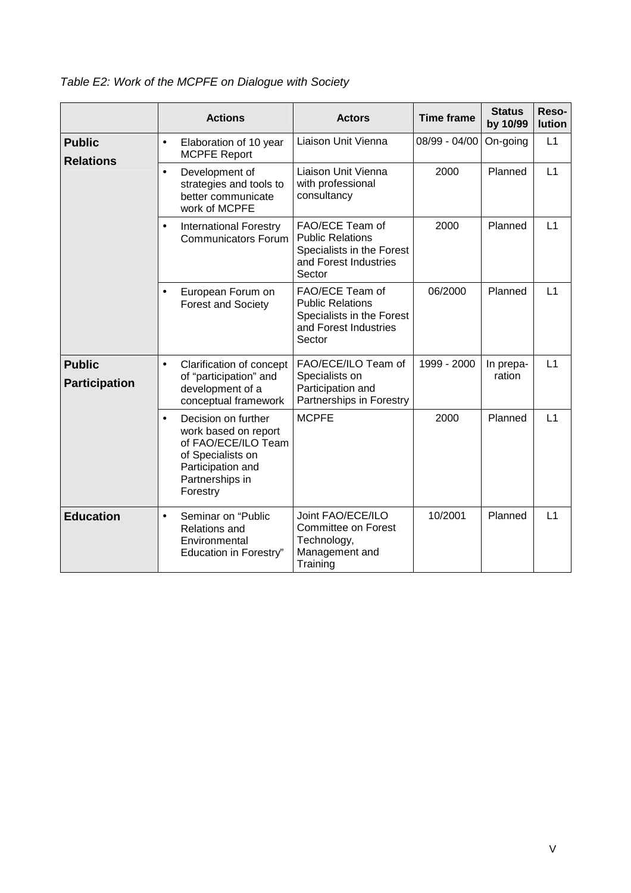*Table E2: Work of the MCPFE on Dialogue with Society*

| | Actions | Actors | Time frame | Status by 10/99 | Reso-lution |
|---|---|---|---|---|---|
| **Public Relations** | • Elaboration of 10 year MCPFE Report | Liaison Unit Vienna | 08/99 - 04/00 | On-going | L1 |
| | • Development of strategies and tools to better communicate work of MCPFE | Liaison Unit Vienna with professional consultancy | 2000 | Planned | L1 |
| | • International Forestry Communicators Forum | FAO/ECE Team of Public Relations Specialists in the Forest and Forest Industries Sector | 2000 | Planned | L1 |
| | • European Forum on Forest and Society | FAO/ECE Team of Public Relations Specialists in the Forest and Forest Industries Sector | 06/2000 | Planned | L1 |
| **Public Participation** | • Clarification of concept of "participation" and development of a conceptual framework | FAO/ECE/ILO Team of Specialists on Participation and Partnerships in Forestry | 1999 - 2000 | In prepa-ration | L1 |
| | • Decision on further work based on report of FAO/ECE/ILO Team of Specialists on Participation and Partnerships in Forestry | MCPFE | 2000 | Planned | L1 |
| **Education** | • Seminar on "Public Relations and Environmental Education in Forestry" | Joint FAO/ECE/ILO Committee on Forest Technology, Management and Training | 10/2001 | Planned | L1 |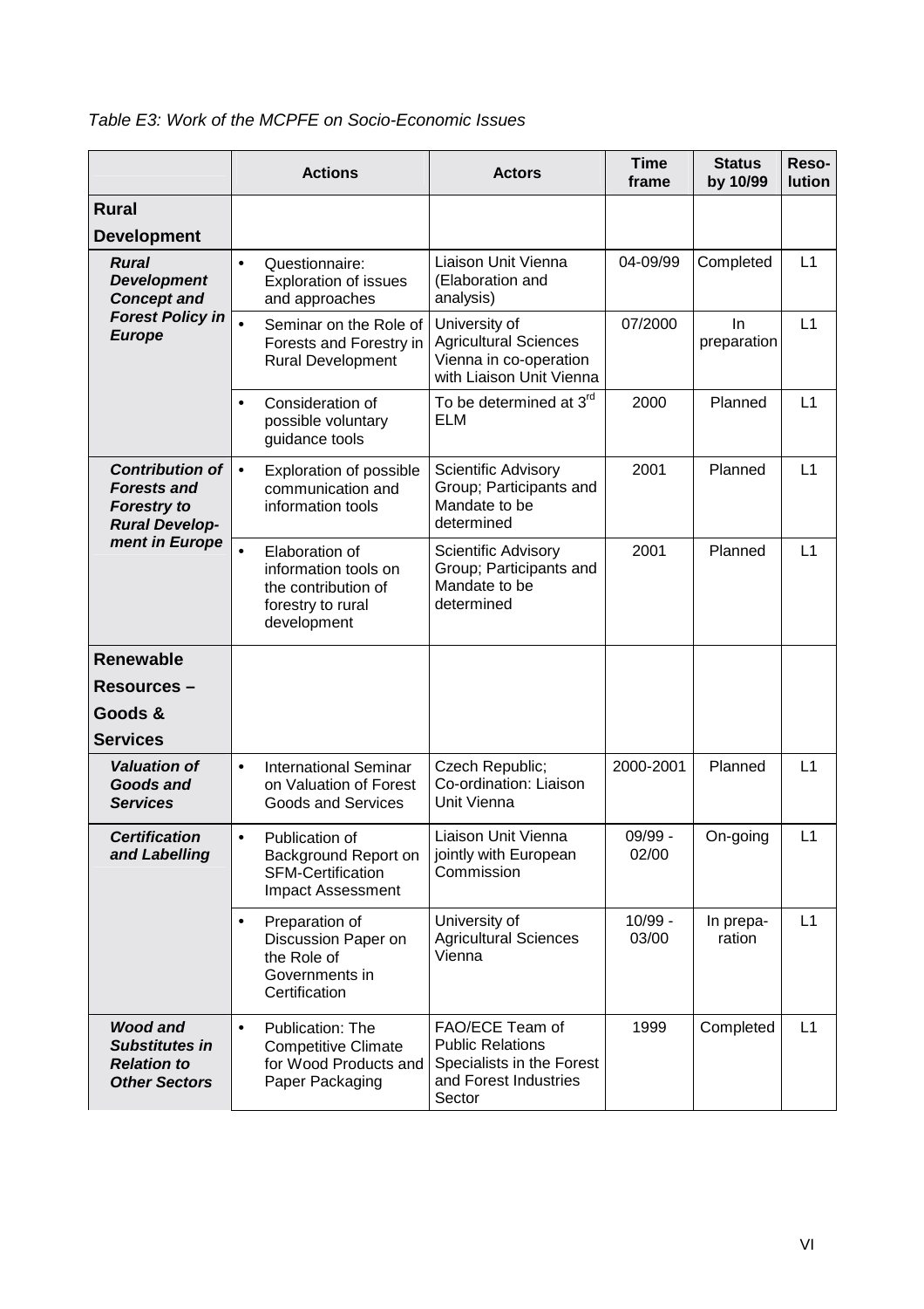*Table E3: Work of the MCPFE on Socio-Economic Issues*

| | Actions | Actors | Time frame | Status by 10/99 | Reso-lution |
|---|---|---|---|---|---|
| **Rural Development** | | | | | |
| ***Rural Development Concept and Forest Policy in Europe*** | • Questionnaire: Exploration of issues and approaches | Liaison Unit Vienna (Elaboration and analysis) | 04-09/99 | Completed | L1 |
| | • Seminar on the Role of Forests and Forestry in Rural Development | University of Agricultural Sciences Vienna in co-operation with Liaison Unit Vienna | 07/2000 | In preparation | L1 |
| | • Consideration of possible voluntary guidance tools | To be determined at 3rd ELM | 2000 | Planned | L1 |
| ***Contribution of Forests and Forestry to Rural Develop-ment in Europe*** | • Exploration of possible communication and information tools | Scientific Advisory Group; Participants and Mandate to be determined | 2001 | Planned | L1 |
| | • Elaboration of information tools on the contribution of forestry to rural development | Scientific Advisory Group; Participants and Mandate to be determined | 2001 | Planned | L1 |
| **Renewable Resources – Goods & Services** | | | | | |
| ***Valuation of Goods and Services*** | • International Seminar on Valuation of Forest Goods and Services | Czech Republic; Co-ordination: Liaison Unit Vienna | 2000-2001 | Planned | L1 |
| ***Certification and Labelling*** | • Publication of Background Report on SFM-Certification Impact Assessment | Liaison Unit Vienna jointly with European Commission | 09/99 - 02/00 | On-going | L1 |
| | • Preparation of Discussion Paper on the Role of Governments in Certification | University of Agricultural Sciences Vienna | 10/99 - 03/00 | In prepa-ration | L1 |
| ***Wood and Substitutes in Relation to Other Sectors*** | • Publication: The Competitive Climate for Wood Products and Paper Packaging | FAO/ECE Team of Public Relations Specialists in the Forest and Forest Industries Sector | 1999 | Completed | L1 |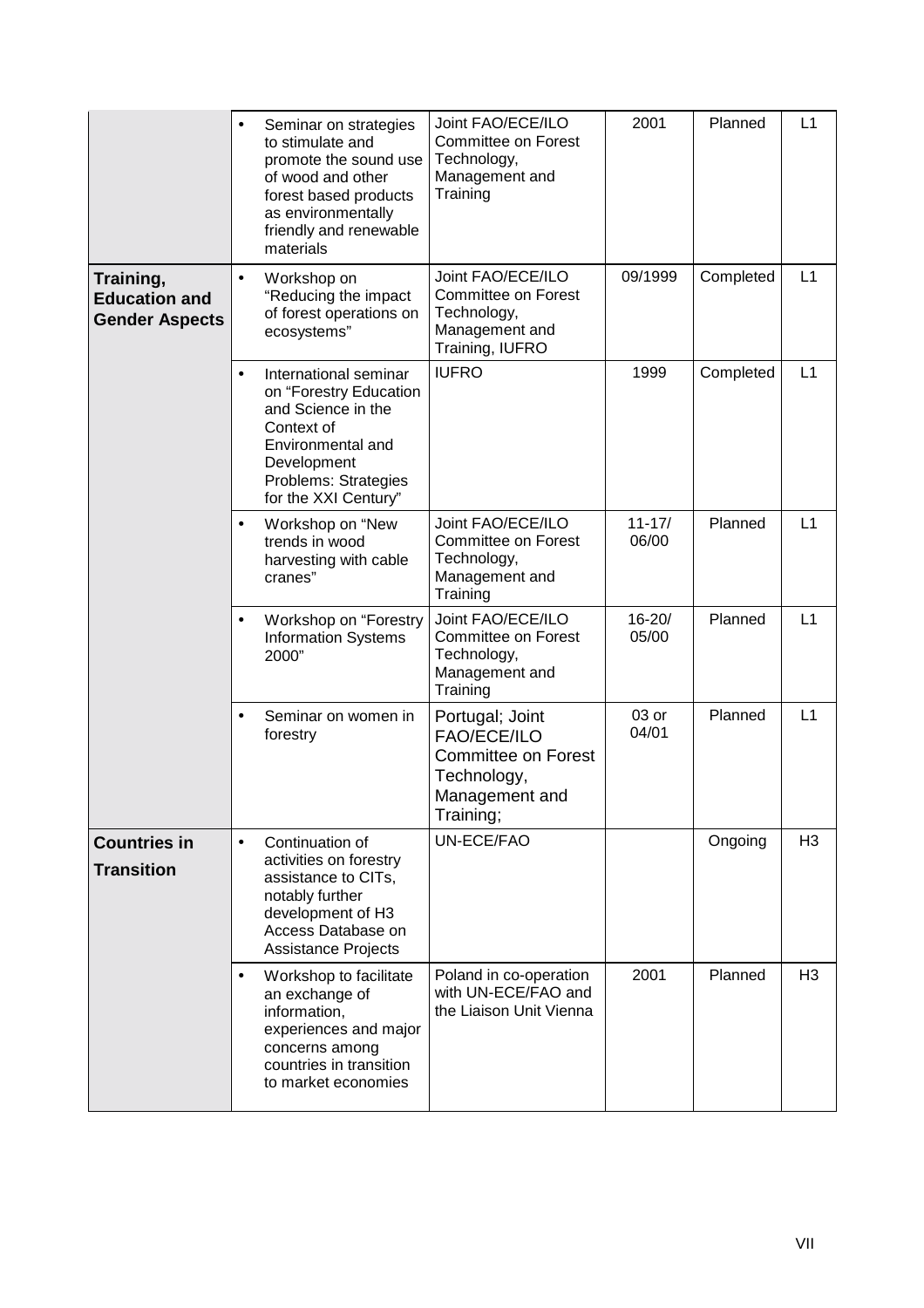| | | | | | |
|---|---|---|---|---|---|
| | • Seminar on strategies to stimulate and promote the sound use of wood and other forest based products as environmentally friendly and renewable materials | Joint FAO/ECE/ILO Committee on Forest Technology, Management and Training | 2001 | Planned | L1 |
| **Training, Education and Gender Aspects** | • Workshop on "Reducing the impact of forest operations on ecosystems" | Joint FAO/ECE/ILO Committee on Forest Technology, Management and Training, IUFRO | 09/1999 | Completed | L1 |
| | • International seminar on "Forestry Education and Science in the Context of Environmental and Development Problems: Strategies for the XXI Century" | IUFRO | 1999 | Completed | L1 |
| | • Workshop on "New trends in wood harvesting with cable cranes" | Joint FAO/ECE/ILO Committee on Forest Technology, Management and Training | 11-17/ 06/00 | Planned | L1 |
| | • Workshop on "Forestry Information Systems 2000" | Joint FAO/ECE/ILO Committee on Forest Technology, Management and Training | 16-20/ 05/00 | Planned | L1 |
| | • Seminar on women in forestry | Portugal; Joint FAO/ECE/ILO Committee on Forest Technology, Management and Training; | 03 or 04/01 | Planned | L1 |
| **Countries in Transition** | • Continuation of activities on forestry assistance to CITs, notably further development of H3 Access Database on Assistance Projects | UN-ECE/FAO | | Ongoing | H3 |
| | • Workshop to facilitate an exchange of information, experiences and major concerns among countries in transition to market economies | Poland in co-operation with UN-ECE/FAO and the Liaison Unit Vienna | 2001 | Planned | H3 |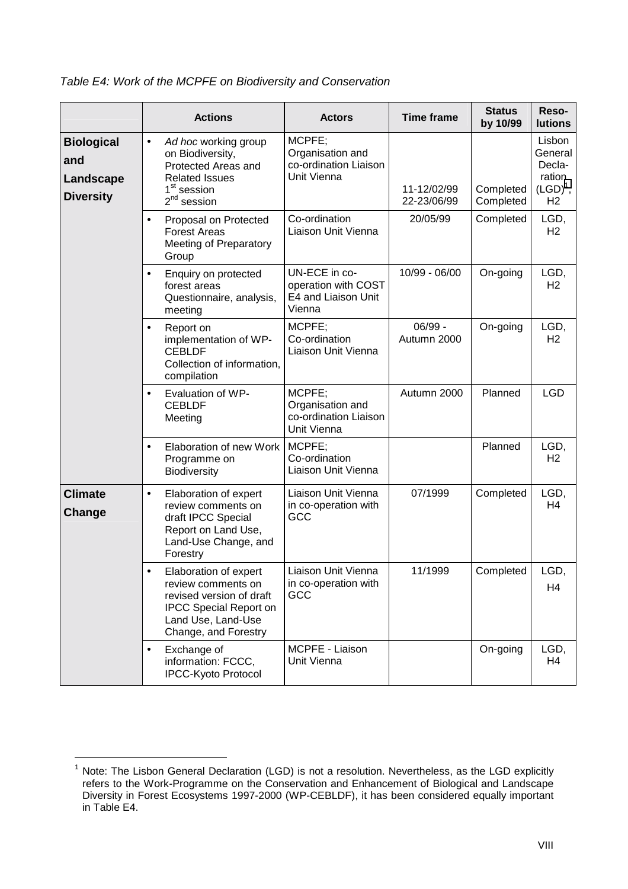*Table E4: Work of the MCPFE on Biodiversity and Conservation*

| | Actions | Actors | Time frame | Status by 10/99 | Reso-lutions |
|---|---|---|---|---|---|
| **Biological and Landscape Diversity** | • *Ad hoc* working group on Biodiversity, Protected Areas and Related Issues<br>1st session<br>2nd session | MCPFE; Organisation and co-ordination Liaison Unit Vienna | 11-12/02/99<br>22-23/06/99 | Completed<br>Completed | Lisbon General Decla-ration (LGD)[1], H2 |
| | • Proposal on Protected Forest Areas Meeting of Preparatory Group | Co-ordination Liaison Unit Vienna | 20/05/99 | Completed | LGD, H2 |
| | • Enquiry on protected forest areas Questionnaire, analysis, meeting | UN-ECE in co-operation with COST E4 and Liaison Unit Vienna | 10/99 - 06/00 | On-going | LGD, H2 |
| | • Report on implementation of WP-CEBLDF Collection of information, compilation | MCPFE; Co-ordination Liaison Unit Vienna | 06/99 - Autumn 2000 | On-going | LGD, H2 |
| | • Evaluation of WP-CEBLDF Meeting | MCPFE; Organisation and co-ordination Liaison Unit Vienna | Autumn 2000 | Planned | LGD |
| | • Elaboration of new Work Programme on Biodiversity | MCPFE; Co-ordination Liaison Unit Vienna | | Planned | LGD, H2 |
| **Climate Change** | • Elaboration of expert review comments on draft IPCC Special Report on Land Use, Land-Use Change, and Forestry | Liaison Unit Vienna in co-operation with GCC | 07/1999 | Completed | LGD, H4 |
| | • Elaboration of expert review comments on revised version of draft IPCC Special Report on Land Use, Land-Use Change, and Forestry | Liaison Unit Vienna in co-operation with GCC | 11/1999 | Completed | LGD, H4 |
| | • Exchange of information: FCCC, IPCC-Kyoto Protocol | MCPFE - Liaison Unit Vienna | | On-going | LGD, H4 |

[1] Note: The Lisbon General Declaration (LGD) is not a resolution. Nevertheless, as the LGD explicitly refers to the Work-Programme on the Conservation and Enhancement of Biological and Landscape Diversity in Forest Ecosystems 1997-2000 (WP-CEBLDF), it has been considered equally important in Table E4.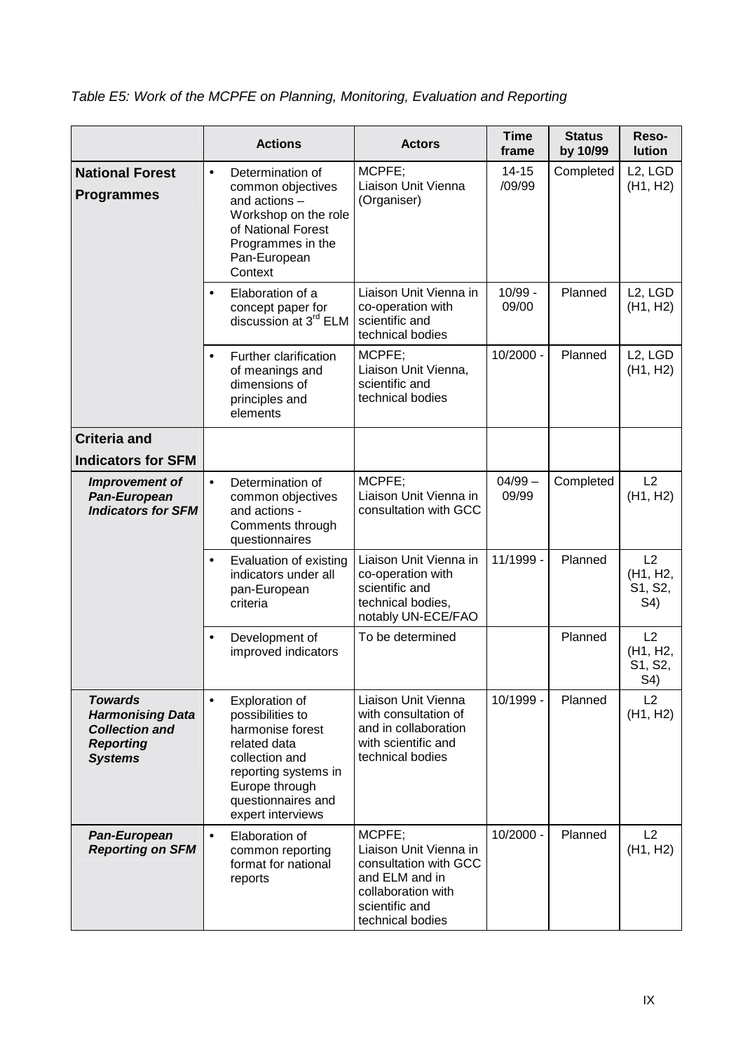*Table E5: Work of the MCPFE on Planning, Monitoring, Evaluation and Reporting*

| | Actions | Actors | Time frame | Status by 10/99 | Reso-lution |
|---|---|---|---|---|---|
| **National Forest Programmes** | • Determination of common objectives and actions – Workshop on the role of National Forest Programmes in the Pan-European Context | MCPFE; Liaison Unit Vienna (Organiser) | 14-15 /09/99 | Completed | L2, LGD (H1, H2) |
| | • Elaboration of a concept paper for discussion at 3rd ELM | Liaison Unit Vienna in co-operation with scientific and technical bodies | 10/99 - 09/00 | Planned | L2, LGD (H1, H2) |
| | • Further clarification of meanings and dimensions of principles and elements | MCPFE; Liaison Unit Vienna, scientific and technical bodies | 10/2000 - | Planned | L2, LGD (H1, H2) |
| **Criteria and Indicators for SFM** | | | | | |
| ***Improvement of Pan-European Indicators for SFM*** | • Determination of common objectives and actions - Comments through questionnaires | MCPFE; Liaison Unit Vienna in consultation with GCC | 04/99 – 09/99 | Completed | L2 (H1, H2) |
| | • Evaluation of existing indicators under all pan-European criteria | Liaison Unit Vienna in co-operation with scientific and technical bodies, notably UN-ECE/FAO | 11/1999 - | Planned | L2 (H1, H2, S1, S2, S4) |
| | • Development of improved indicators | To be determined | | Planned | L2 (H1, H2, S1, S2, S4) |
| ***Towards Harmonising Data Collection and Reporting Systems*** | • Exploration of possibilities to harmonise forest related data collection and reporting systems in Europe through questionnaires and expert interviews | Liaison Unit Vienna with consultation of and in collaboration with scientific and technical bodies | 10/1999 - | Planned | L2 (H1, H2) |
| ***Pan-European Reporting on SFM*** | • Elaboration of common reporting format for national reports | MCPFE; Liaison Unit Vienna in consultation with GCC and ELM and in collaboration with scientific and technical bodies | 10/2000 - | Planned | L2 (H1, H2) |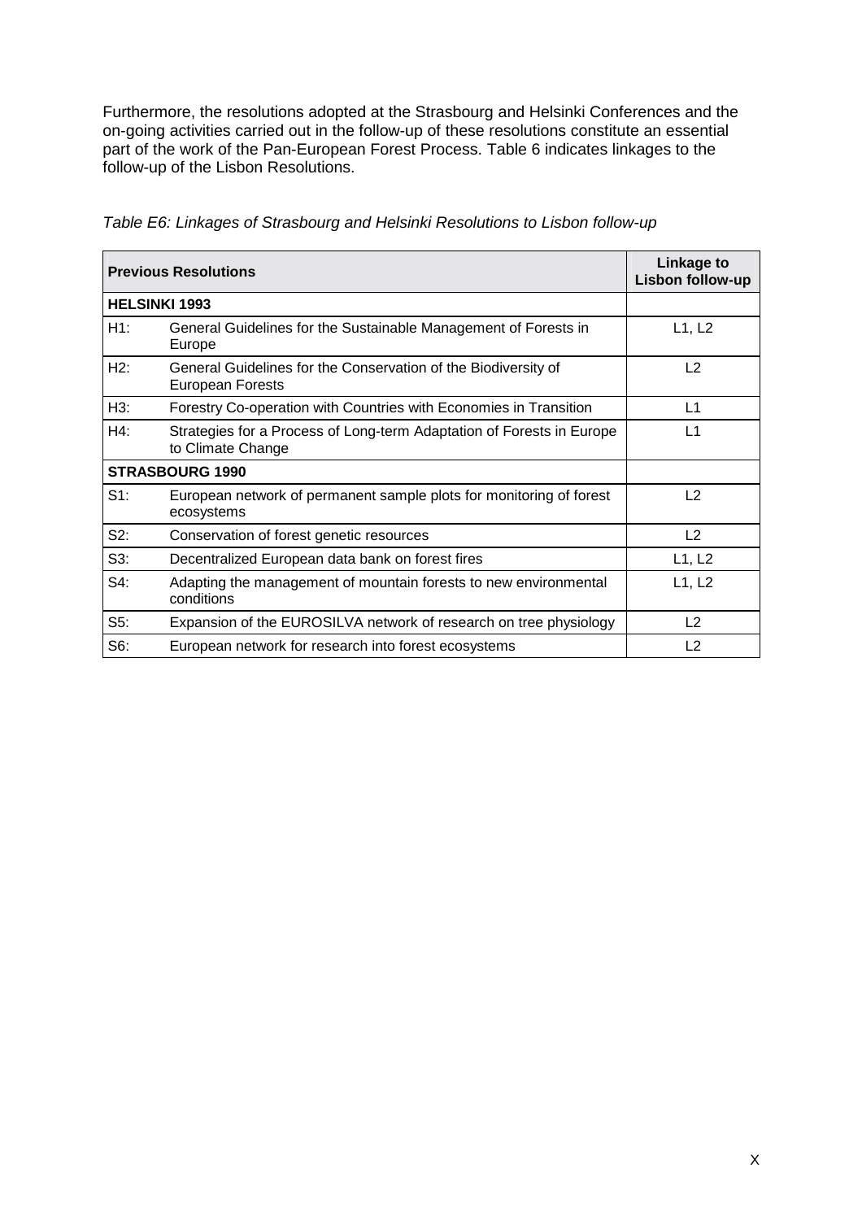Furthermore, the resolutions adopted at the Strasbourg and Helsinki Conferences and the on-going activities carried out in the follow-up of these resolutions constitute an essential part of the work of the Pan-European Forest Process. Table 6 indicates linkages to the follow-up of the Lisbon Resolutions.

*Table E6: Linkages of Strasbourg and Helsinki Resolutions to Lisbon follow-up*

| **Previous Resolutions** | | **Linkage to Lisbon follow-up** |
|---|---|---|
| **HELSINKI 1993** | | |
| H1: | General Guidelines for the Sustainable Management of Forests in Europe | L1, L2 |
| H2: | General Guidelines for the Conservation of the Biodiversity of European Forests | L2 |
| H3: | Forestry Co-operation with Countries with Economies in Transition | L1 |
| H4: | Strategies for a Process of Long-term Adaptation of Forests in Europe to Climate Change | L1 |
| **STRASBOURG 1990** | | |
| S1: | European network of permanent sample plots for monitoring of forest ecosystems | L2 |
| S2: | Conservation of forest genetic resources | L2 |
| S3: | Decentralized European data bank on forest fires | L1, L2 |
| S4: | Adapting the management of mountain forests to new environmental conditions | L1, L2 |
| S5: | Expansion of the EUROSILVA network of research on tree physiology | L2 |
| S6: | European network for research into forest ecosystems | L2 |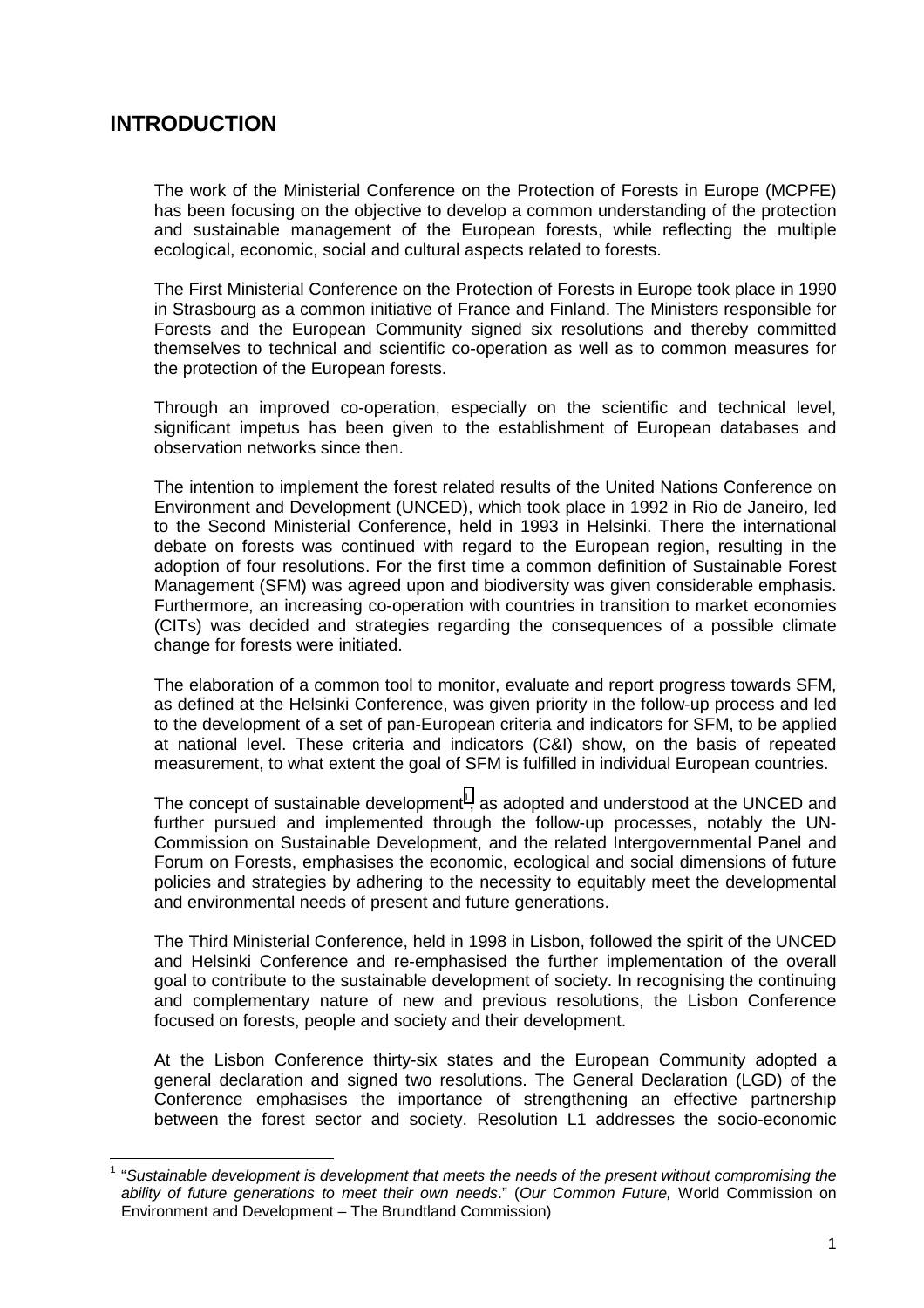# INTRODUCTION

The work of the Ministerial Conference on the Protection of Forests in Europe (MCPFE) has been focusing on the objective to develop a common understanding of the protection and sustainable management of the European forests, while reflecting the multiple ecological, economic, social and cultural aspects related to forests.

The First Ministerial Conference on the Protection of Forests in Europe took place in 1990 in Strasbourg as a common initiative of France and Finland. The Ministers responsible for Forests and the European Community signed six resolutions and thereby committed themselves to technical and scientific co-operation as well as to common measures for the protection of the European forests.

Through an improved co-operation, especially on the scientific and technical level, significant impetus has been given to the establishment of European databases and observation networks since then.

The intention to implement the forest related results of the United Nations Conference on Environment and Development (UNCED), which took place in 1992 in Rio de Janeiro, led to the Second Ministerial Conference, held in 1993 in Helsinki. There the international debate on forests was continued with regard to the European region, resulting in the adoption of four resolutions. For the first time a common definition of Sustainable Forest Management (SFM) was agreed upon and biodiversity was given considerable emphasis. Furthermore, an increasing co-operation with countries in transition to market economies (CITs) was decided and strategies regarding the consequences of a possible climate change for forests were initiated.

The elaboration of a common tool to monitor, evaluate and report progress towards SFM, as defined at the Helsinki Conference, was given priority in the follow-up process and led to the development of a set of pan-European criteria and indicators for SFM, to be applied at national level. These criteria and indicators (C&I) show, on the basis of repeated measurement, to what extent the goal of SFM is fulfilled in individual European countries.

The concept of sustainable development[1], as adopted and understood at the UNCED and further pursued and implemented through the follow-up processes, notably the UN-Commission on Sustainable Development, and the related Intergovernmental Panel and Forum on Forests, emphasises the economic, ecological and social dimensions of future policies and strategies by adhering to the necessity to equitably meet the developmental and environmental needs of present and future generations.

The Third Ministerial Conference, held in 1998 in Lisbon, followed the spirit of the UNCED and Helsinki Conference and re-emphasised the further implementation of the overall goal to contribute to the sustainable development of society. In recognising the continuing and complementary nature of new and previous resolutions, the Lisbon Conference focused on forests, people and society and their development.

At the Lisbon Conference thirty-six states and the European Community adopted a general declaration and signed two resolutions. The General Declaration (LGD) of the Conference emphasises the importance of strengthening an effective partnership between the forest sector and society. Resolution L1 addresses the socio-economic

[1] "*Sustainable development is development that meets the needs of the present without compromising the ability of future generations to meet their own needs*." (*Our Common Future,* World Commission on Environment and Development – The Brundtland Commission)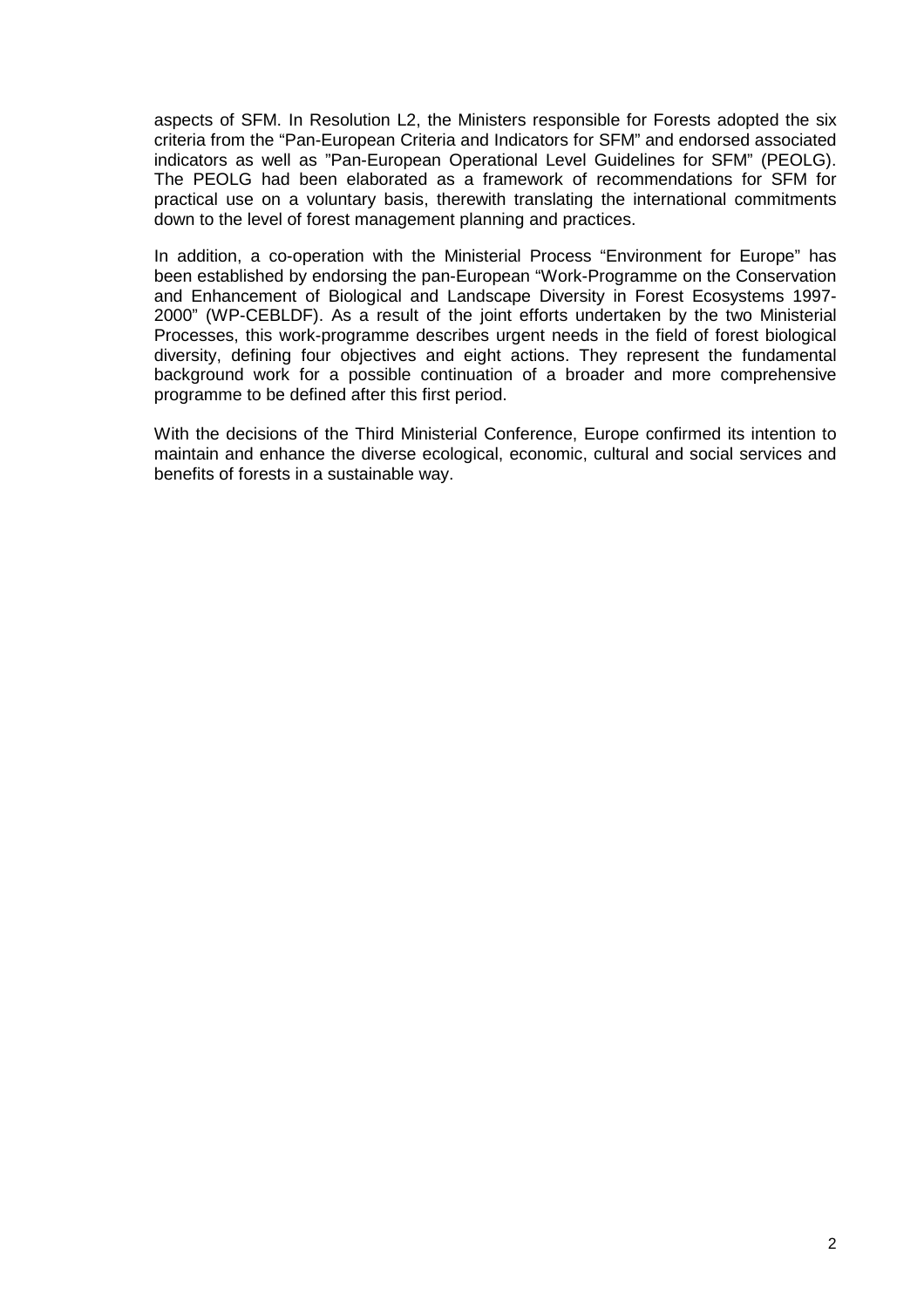aspects of SFM. In Resolution L2, the Ministers responsible for Forests adopted the six criteria from the "Pan-European Criteria and Indicators for SFM" and endorsed associated indicators as well as "Pan-European Operational Level Guidelines for SFM" (PEOLG). The PEOLG had been elaborated as a framework of recommendations for SFM for practical use on a voluntary basis, therewith translating the international commitments down to the level of forest management planning and practices.

In addition, a co-operation with the Ministerial Process "Environment for Europe" has been established by endorsing the pan-European "Work-Programme on the Conservation and Enhancement of Biological and Landscape Diversity in Forest Ecosystems 1997-2000" (WP-CEBLDF). As a result of the joint efforts undertaken by the two Ministerial Processes, this work-programme describes urgent needs in the field of forest biological diversity, defining four objectives and eight actions. They represent the fundamental background work for a possible continuation of a broader and more comprehensive programme to be defined after this first period.

With the decisions of the Third Ministerial Conference, Europe confirmed its intention to maintain and enhance the diverse ecological, economic, cultural and social services and benefits of forests in a sustainable way.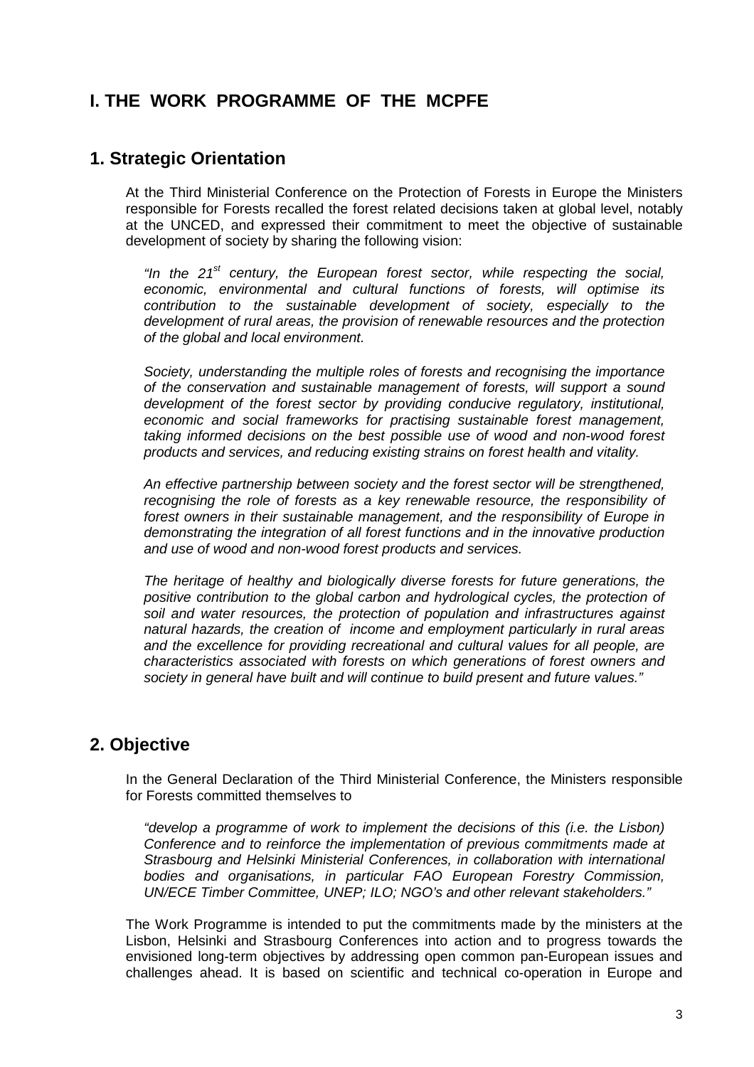# I. THE WORK PROGRAMME OF THE MCPFE

## 1. Strategic Orientation

At the Third Ministerial Conference on the Protection of Forests in Europe the Ministers responsible for Forests recalled the forest related decisions taken at global level, notably at the UNCED, and expressed their commitment to meet the objective of sustainable development of society by sharing the following vision:

*"In the 21st century, the European forest sector, while respecting the social, economic, environmental and cultural functions of forests, will optimise its contribution to the sustainable development of society, especially to the development of rural areas, the provision of renewable resources and the protection of the global and local environment.*

*Society, understanding the multiple roles of forests and recognising the importance of the conservation and sustainable management of forests, will support a sound development of the forest sector by providing conducive regulatory, institutional, economic and social frameworks for practising sustainable forest management, taking informed decisions on the best possible use of wood and non-wood forest products and services, and reducing existing strains on forest health and vitality.*

*An effective partnership between society and the forest sector will be strengthened, recognising the role of forests as a key renewable resource, the responsibility of forest owners in their sustainable management, and the responsibility of Europe in demonstrating the integration of all forest functions and in the innovative production and use of wood and non-wood forest products and services.*

*The heritage of healthy and biologically diverse forests for future generations, the positive contribution to the global carbon and hydrological cycles, the protection of soil and water resources, the protection of population and infrastructures against natural hazards, the creation of income and employment particularly in rural areas and the excellence for providing recreational and cultural values for all people, are characteristics associated with forests on which generations of forest owners and society in general have built and will continue to build present and future values."*

## 2. Objective

In the General Declaration of the Third Ministerial Conference, the Ministers responsible for Forests committed themselves to

*"develop a programme of work to implement the decisions of this (i.e. the Lisbon) Conference and to reinforce the implementation of previous commitments made at Strasbourg and Helsinki Ministerial Conferences, in collaboration with international bodies and organisations, in particular FAO European Forestry Commission, UN/ECE Timber Committee, UNEP; ILO; NGO's and other relevant stakeholders."*

The Work Programme is intended to put the commitments made by the ministers at the Lisbon, Helsinki and Strasbourg Conferences into action and to progress towards the envisioned long-term objectives by addressing open common pan-European issues and challenges ahead. It is based on scientific and technical co-operation in Europe and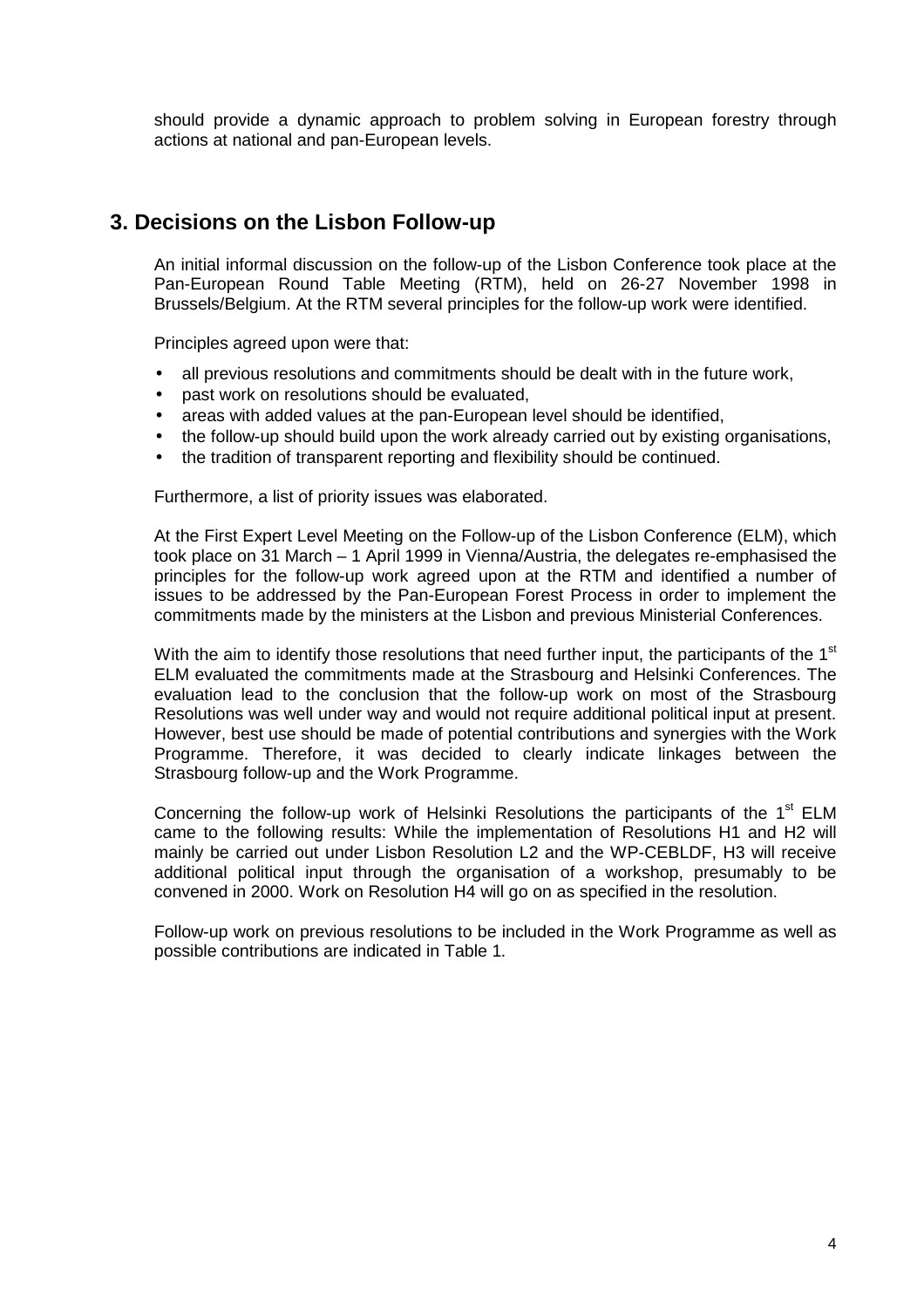should provide a dynamic approach to problem solving in European forestry through actions at national and pan-European levels.

## 3. Decisions on the Lisbon Follow-up

An initial informal discussion on the follow-up of the Lisbon Conference took place at the Pan-European Round Table Meeting (RTM), held on 26-27 November 1998 in Brussels/Belgium. At the RTM several principles for the follow-up work were identified.

Principles agreed upon were that:

- all previous resolutions and commitments should be dealt with in the future work,
- past work on resolutions should be evaluated,
- areas with added values at the pan-European level should be identified,
- the follow-up should build upon the work already carried out by existing organisations,
- the tradition of transparent reporting and flexibility should be continued.

Furthermore, a list of priority issues was elaborated.

At the First Expert Level Meeting on the Follow-up of the Lisbon Conference (ELM), which took place on 31 March – 1 April 1999 in Vienna/Austria, the delegates re-emphasised the principles for the follow-up work agreed upon at the RTM and identified a number of issues to be addressed by the Pan-European Forest Process in order to implement the commitments made by the ministers at the Lisbon and previous Ministerial Conferences.

With the aim to identify those resolutions that need further input, the participants of the 1st ELM evaluated the commitments made at the Strasbourg and Helsinki Conferences. The evaluation lead to the conclusion that the follow-up work on most of the Strasbourg Resolutions was well under way and would not require additional political input at present. However, best use should be made of potential contributions and synergies with the Work Programme. Therefore, it was decided to clearly indicate linkages between the Strasbourg follow-up and the Work Programme.

Concerning the follow-up work of Helsinki Resolutions the participants of the 1st ELM came to the following results: While the implementation of Resolutions H1 and H2 will mainly be carried out under Lisbon Resolution L2 and the WP-CEBLDF, H3 will receive additional political input through the organisation of a workshop, presumably to be convened in 2000. Work on Resolution H4 will go on as specified in the resolution.

Follow-up work on previous resolutions to be included in the Work Programme as well as possible contributions are indicated in Table 1.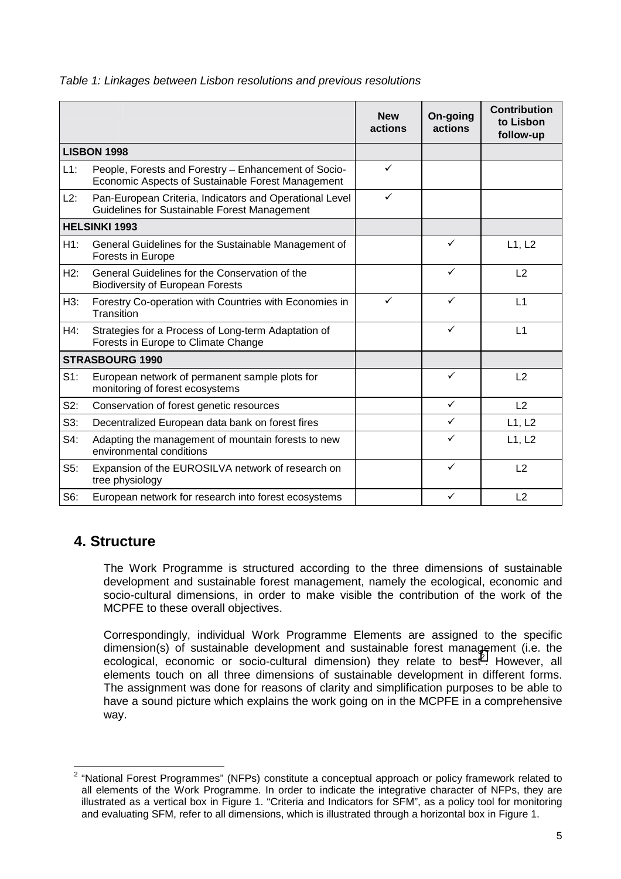*Table 1: Linkages between Lisbon resolutions and previous resolutions*

| | | New actions | On-going actions | Contribution to Lisbon follow-up |
|---|---|---|---|---|
| **LISBON 1998** | | | | |
| L1: | People, Forests and Forestry – Enhancement of Socio-Economic Aspects of Sustainable Forest Management | ✓ | | |
| L2: | Pan-European Criteria, Indicators and Operational Level Guidelines for Sustainable Forest Management | ✓ | | |
| **HELSINKI 1993** | | | | |
| H1: | General Guidelines for the Sustainable Management of Forests in Europe | | ✓ | L1, L2 |
| H2: | General Guidelines for the Conservation of the Biodiversity of European Forests | | ✓ | L2 |
| H3: | Forestry Co-operation with Countries with Economies in Transition | ✓ | ✓ | L1 |
| H4: | Strategies for a Process of Long-term Adaptation of Forests in Europe to Climate Change | | ✓ | L1 |
| **STRASBOURG 1990** | | | | |
| S1: | European network of permanent sample plots for monitoring of forest ecosystems | | ✓ | L2 |
| S2: | Conservation of forest genetic resources | | ✓ | L2 |
| S3: | Decentralized European data bank on forest fires | | ✓ | L1, L2 |
| S4: | Adapting the management of mountain forests to new environmental conditions | | ✓ | L1, L2 |
| S5: | Expansion of the EUROSILVA network of research on tree physiology | | ✓ | L2 |
| S6: | European network for research into forest ecosystems | | ✓ | L2 |

## 4. Structure

The Work Programme is structured according to the three dimensions of sustainable development and sustainable forest management, namely the ecological, economic and socio-cultural dimensions, in order to make visible the contribution of the work of the MCPFE to these overall objectives.

Correspondingly, individual Work Programme Elements are assigned to the specific dimension(s) of sustainable development and sustainable forest management (i.e. the ecological, economic or socio-cultural dimension) they relate to best[2]. However, all elements touch on all three dimensions of sustainable development in different forms. The assignment was done for reasons of clarity and simplification purposes to be able to have a sound picture which explains the work going on in the MCPFE in a comprehensive way.

[2] "National Forest Programmes" (NFPs) constitute a conceptual approach or policy framework related to all elements of the Work Programme. In order to indicate the integrative character of NFPs, they are illustrated as a vertical box in Figure 1. "Criteria and Indicators for SFM", as a policy tool for monitoring and evaluating SFM, refer to all dimensions, which is illustrated through a horizontal box in Figure 1.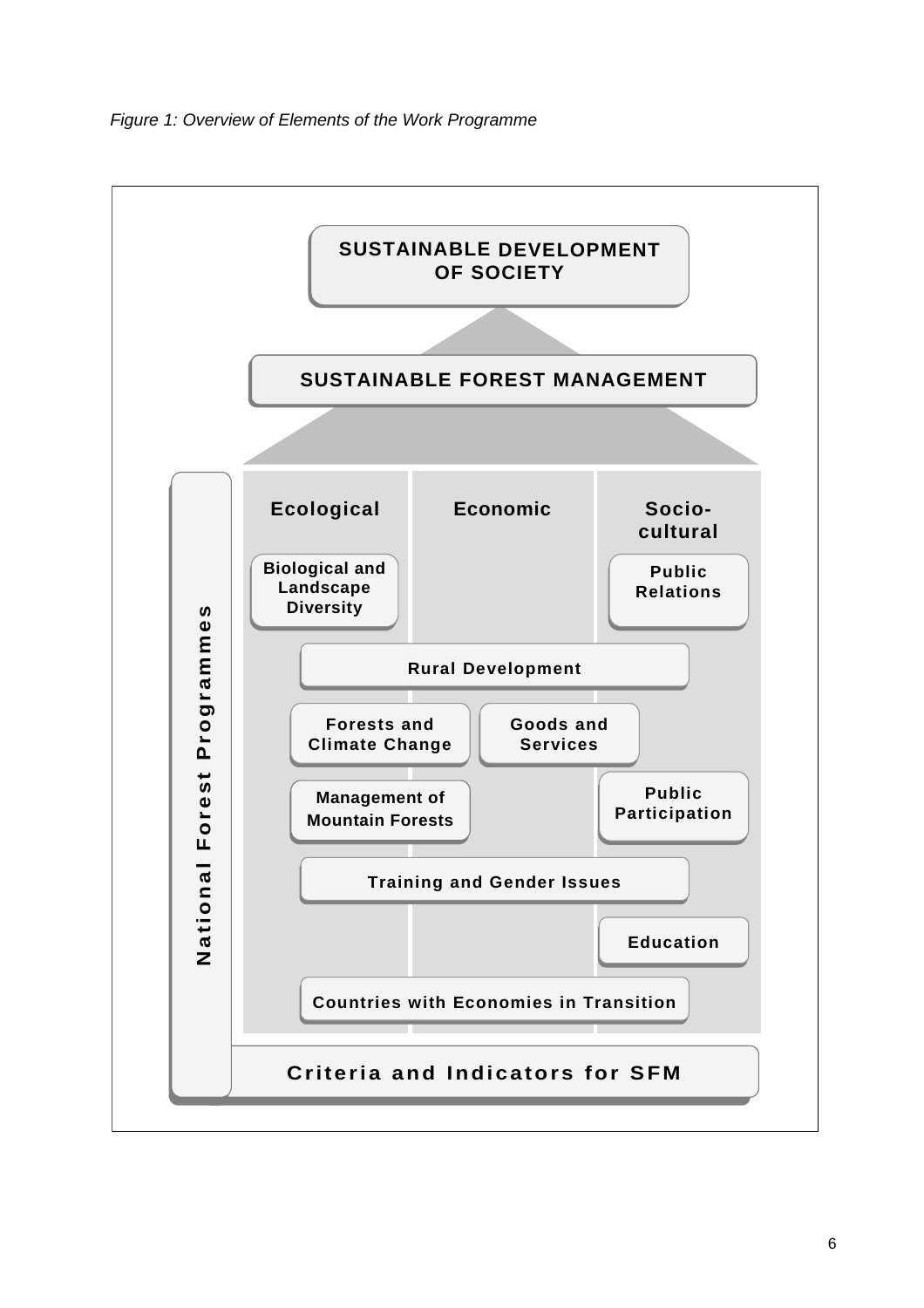*Figure 1: Overview of Elements of the Work Programme*

**SUSTAINABLE DEVELOPMENT OF SOCIETY**

**SUSTAINABLE FOREST MANAGEMENT**

| Ecological | Economic | Socio-cultural |
|---|---|---|
| Biological and Landscape Diversity | | Public Relations |
| Rural Development | | |
| Forests and Climate Change | Goods and Services | |
| Management of Mountain Forests | | Public Participation |
| Training and Gender Issues | | |
| | | Education |
| Countries with Economies in Transition | | |

**National Forest Programmes**

**Criteria and Indicators for SFM**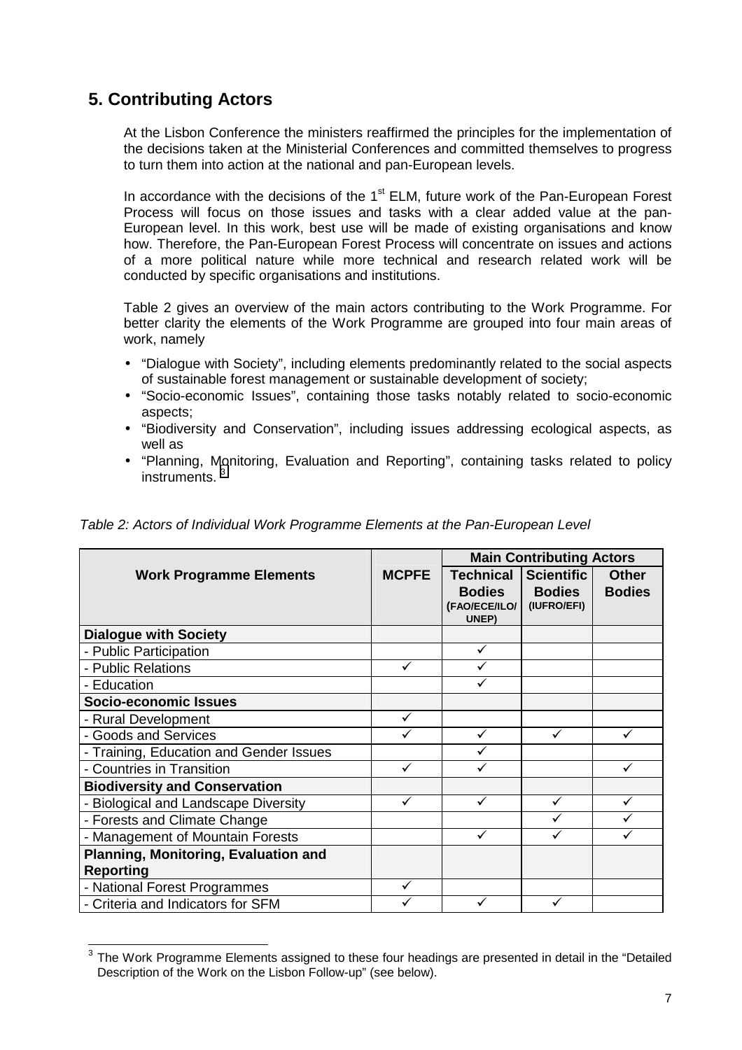## 5. Contributing Actors

At the Lisbon Conference the ministers reaffirmed the principles for the implementation of the decisions taken at the Ministerial Conferences and committed themselves to progress to turn them into action at the national and pan-European levels.

In accordance with the decisions of the 1st ELM, future work of the Pan-European Forest Process will focus on those issues and tasks with a clear added value at the pan-European level. In this work, best use will be made of existing organisations and know how. Therefore, the Pan-European Forest Process will concentrate on issues and actions of a more political nature while more technical and research related work will be conducted by specific organisations and institutions.

Table 2 gives an overview of the main actors contributing to the Work Programme. For better clarity the elements of the Work Programme are grouped into four main areas of work, namely

- "Dialogue with Society", including elements predominantly related to the social aspects of sustainable forest management or sustainable development of society;
- "Socio-economic Issues", containing those tasks notably related to socio-economic aspects;
- "Biodiversity and Conservation", including issues addressing ecological aspects, as well as
- "Planning, Monitoring, Evaluation and Reporting", containing tasks related to policy instruments. [3]

*Table 2: Actors of Individual Work Programme Elements at the Pan-European Level*

| Work Programme Elements | MCPFE | Main Contributing Actors | | |
|---|---|---|---|---|
| | | **Technical Bodies** (FAO/ECE/ILO/UNEP) | **Scientific Bodies** (IUFRO/EFI) | **Other Bodies** |
| **Dialogue with Society** | | | | |
| - Public Participation | | ✓ | | |
| - Public Relations | ✓ | ✓ | | |
| - Education | | ✓ | | |
| **Socio-economic Issues** | | | | |
| - Rural Development | ✓ | | | |
| - Goods and Services | ✓ | ✓ | ✓ | ✓ |
| - Training, Education and Gender Issues | | ✓ | | |
| - Countries in Transition | ✓ | ✓ | | ✓ |
| **Biodiversity and Conservation** | | | | |
| - Biological and Landscape Diversity | ✓ | ✓ | ✓ | ✓ |
| - Forests and Climate Change | | | ✓ | ✓ |
| - Management of Mountain Forests | | ✓ | ✓ | ✓ |
| **Planning, Monitoring, Evaluation and Reporting** | | | | |
| - National Forest Programmes | ✓ | | | |
| - Criteria and Indicators for SFM | ✓ | ✓ | ✓ | |

[3] The Work Programme Elements assigned to these four headings are presented in detail in the "Detailed Description of the Work on the Lisbon Follow-up" (see below).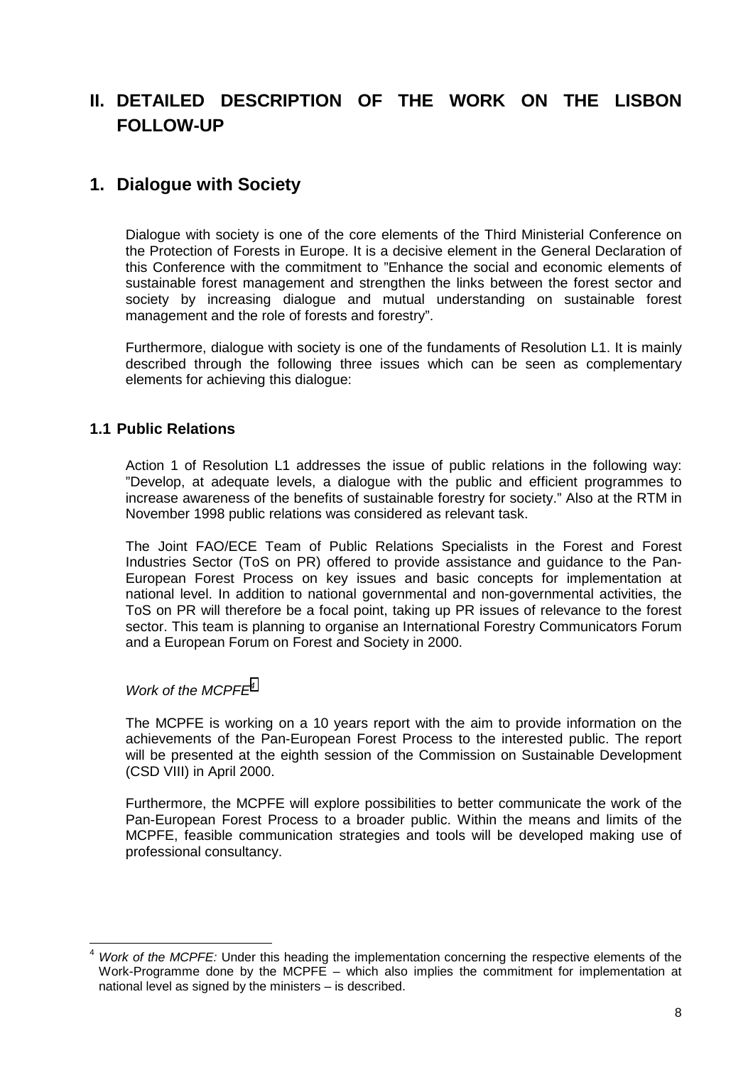# II. DETAILED DESCRIPTION OF THE WORK ON THE LISBON FOLLOW-UP

## 1. Dialogue with Society

Dialogue with society is one of the core elements of the Third Ministerial Conference on the Protection of Forests in Europe. It is a decisive element in the General Declaration of this Conference with the commitment to "Enhance the social and economic elements of sustainable forest management and strengthen the links between the forest sector and society by increasing dialogue and mutual understanding on sustainable forest management and the role of forests and forestry".

Furthermore, dialogue with society is one of the fundaments of Resolution L1. It is mainly described through the following three issues which can be seen as complementary elements for achieving this dialogue:

### 1.1 Public Relations

Action 1 of Resolution L1 addresses the issue of public relations in the following way: "Develop, at adequate levels, a dialogue with the public and efficient programmes to increase awareness of the benefits of sustainable forestry for society." Also at the RTM in November 1998 public relations was considered as relevant task.

The Joint FAO/ECE Team of Public Relations Specialists in the Forest and Forest Industries Sector (ToS on PR) offered to provide assistance and guidance to the Pan-European Forest Process on key issues and basic concepts for implementation at national level. In addition to national governmental and non-governmental activities, the ToS on PR will therefore be a focal point, taking up PR issues of relevance to the forest sector. This team is planning to organise an International Forestry Communicators Forum and a European Forum on Forest and Society in 2000.

*Work of the MCPFE*[4]

The MCPFE is working on a 10 years report with the aim to provide information on the achievements of the Pan-European Forest Process to the interested public. The report will be presented at the eighth session of the Commission on Sustainable Development (CSD VIII) in April 2000.

Furthermore, the MCPFE will explore possibilities to better communicate the work of the Pan-European Forest Process to a broader public. Within the means and limits of the MCPFE, feasible communication strategies and tools will be developed making use of professional consultancy.

---

[4] *Work of the MCPFE:* Under this heading the implementation concerning the respective elements of the Work-Programme done by the MCPFE – which also implies the commitment for implementation at national level as signed by the ministers – is described.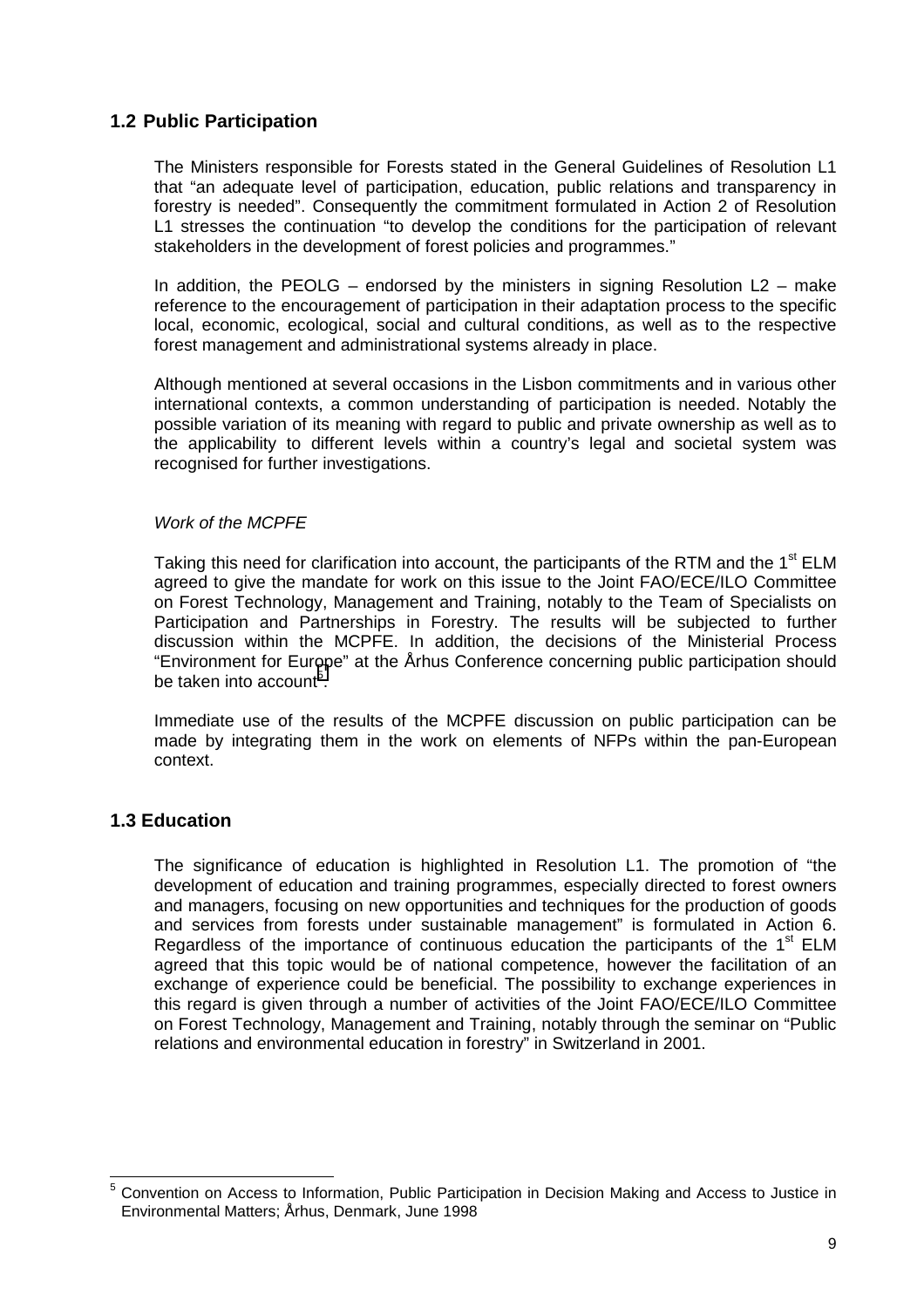## 1.2 Public Participation

The Ministers responsible for Forests stated in the General Guidelines of Resolution L1 that “an adequate level of participation, education, public relations and transparency in forestry is needed”. Consequently the commitment formulated in Action 2 of Resolution L1 stresses the continuation “to develop the conditions for the participation of relevant stakeholders in the development of forest policies and programmes.”

In addition, the PEOLG – endorsed by the ministers in signing Resolution L2 – make reference to the encouragement of participation in their adaptation process to the specific local, economic, ecological, social and cultural conditions, as well as to the respective forest management and administrational systems already in place.

Although mentioned at several occasions in the Lisbon commitments and in various other international contexts, a common understanding of participation is needed. Notably the possible variation of its meaning with regard to public and private ownership as well as to the applicability to different levels within a country’s legal and societal system was recognised for further investigations.

*Work of the MCPFE*

Taking this need for clarification into account, the participants of the RTM and the 1st ELM agreed to give the mandate for work on this issue to the Joint FAO/ECE/ILO Committee on Forest Technology, Management and Training, notably to the Team of Specialists on Participation and Partnerships in Forestry. The results will be subjected to further discussion within the MCPFE. In addition, the decisions of the Ministerial Process “Environment for Europe” at the Århus Conference concerning public participation should be taken into account[5].

Immediate use of the results of the MCPFE discussion on public participation can be made by integrating them in the work on elements of NFPs within the pan-European context.

## 1.3 Education

The significance of education is highlighted in Resolution L1. The promotion of “the development of education and training programmes, especially directed to forest owners and managers, focusing on new opportunities and techniques for the production of goods and services from forests under sustainable management” is formulated in Action 6. Regardless of the importance of continuous education the participants of the 1st ELM agreed that this topic would be of national competence, however the facilitation of an exchange of experience could be beneficial. The possibility to exchange experiences in this regard is given through a number of activities of the Joint FAO/ECE/ILO Committee on Forest Technology, Management and Training, notably through the seminar on “Public relations and environmental education in forestry” in Switzerland in 2001.

[5] Convention on Access to Information, Public Participation in Decision Making and Access to Justice in Environmental Matters; Århus, Denmark, June 1998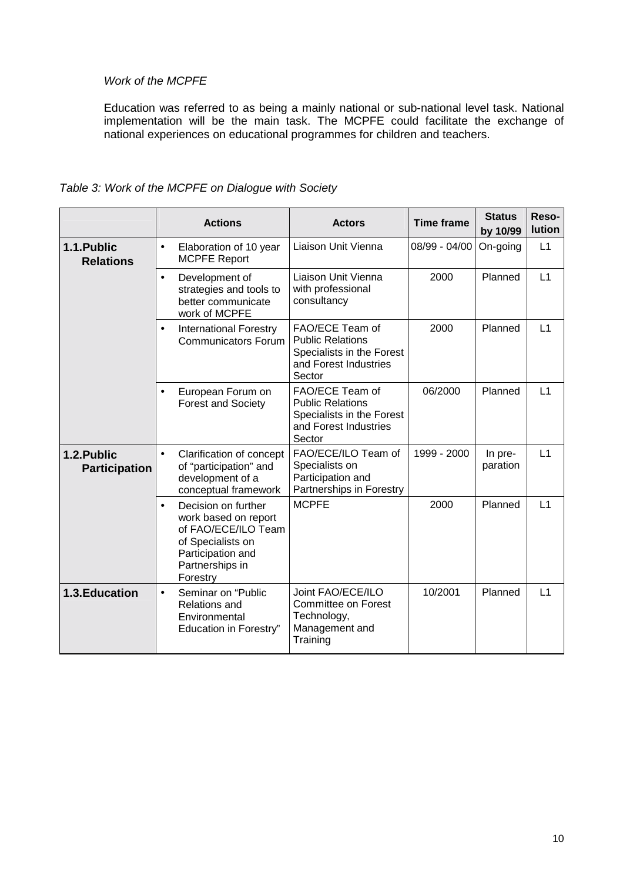*Work of the MCPFE*

Education was referred to as being a mainly national or sub-national level task. National implementation will be the main task. The MCPFE could facilitate the exchange of national experiences on educational programmes for children and teachers.

*Table 3: Work of the MCPFE on Dialogue with Society*

| | Actions | Actors | Time frame | Status by 10/99 | Reso-lution |
|---|---|---|---|---|---|
| **1.1. Public Relations** | • Elaboration of 10 year MCPFE Report | Liaison Unit Vienna | 08/99 - 04/00 | On-going | L1 |
| | • Development of strategies and tools to better communicate work of MCPFE | Liaison Unit Vienna with professional consultancy | 2000 | Planned | L1 |
| | • International Forestry Communicators Forum | FAO/ECE Team of Public Relations Specialists in the Forest and Forest Industries Sector | 2000 | Planned | L1 |
| | • European Forum on Forest and Society | FAO/ECE Team of Public Relations Specialists in the Forest and Forest Industries Sector | 06/2000 | Planned | L1 |
| **1.2. Public Participation** | • Clarification of concept of "participation" and development of a conceptual framework | FAO/ECE/ILO Team of Specialists on Participation and Partnerships in Forestry | 1999 - 2000 | In pre-paration | L1 |
| | • Decision on further work based on report of FAO/ECE/ILO Team of Specialists on Participation and Partnerships in Forestry | MCPFE | 2000 | Planned | L1 |
| **1.3. Education** | • Seminar on "Public Relations and Environmental Education in Forestry" | Joint FAO/ECE/ILO Committee on Forest Technology, Management and Training | 10/2001 | Planned | L1 |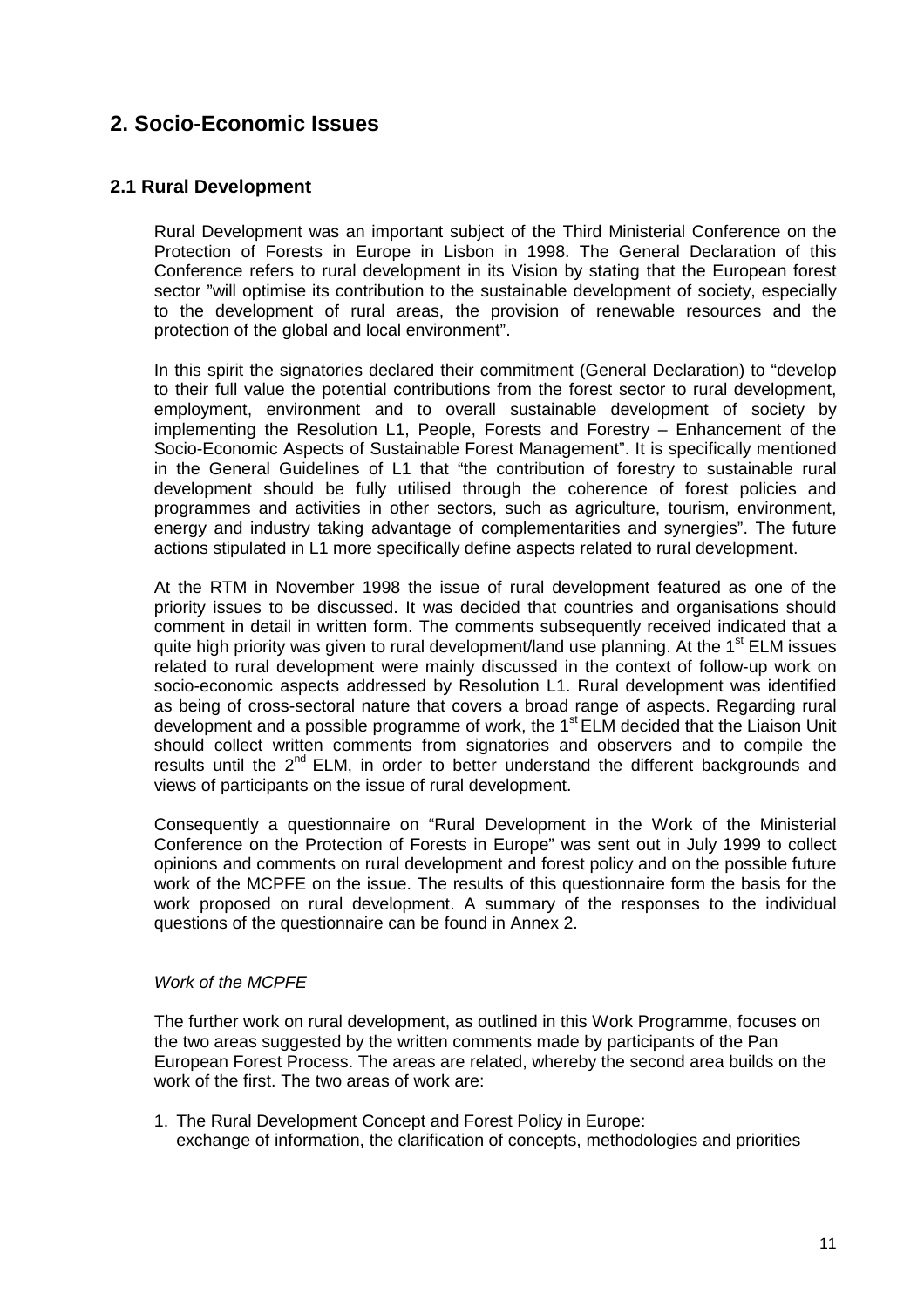## 2. Socio-Economic Issues

### 2.1 Rural Development

Rural Development was an important subject of the Third Ministerial Conference on the Protection of Forests in Europe in Lisbon in 1998. The General Declaration of this Conference refers to rural development in its Vision by stating that the European forest sector "will optimise its contribution to the sustainable development of society, especially to the development of rural areas, the provision of renewable resources and the protection of the global and local environment".

In this spirit the signatories declared their commitment (General Declaration) to "develop to their full value the potential contributions from the forest sector to rural development, employment, environment and to overall sustainable development of society by implementing the Resolution L1, People, Forests and Forestry – Enhancement of the Socio-Economic Aspects of Sustainable Forest Management". It is specifically mentioned in the General Guidelines of L1 that "the contribution of forestry to sustainable rural development should be fully utilised through the coherence of forest policies and programmes and activities in other sectors, such as agriculture, tourism, environment, energy and industry taking advantage of complementarities and synergies". The future actions stipulated in L1 more specifically define aspects related to rural development.

At the RTM in November 1998 the issue of rural development featured as one of the priority issues to be discussed. It was decided that countries and organisations should comment in detail in written form. The comments subsequently received indicated that a quite high priority was given to rural development/land use planning. At the 1st ELM issues related to rural development were mainly discussed in the context of follow-up work on socio-economic aspects addressed by Resolution L1. Rural development was identified as being of cross-sectoral nature that covers a broad range of aspects. Regarding rural development and a possible programme of work, the 1st ELM decided that the Liaison Unit should collect written comments from signatories and observers and to compile the results until the 2nd ELM, in order to better understand the different backgrounds and views of participants on the issue of rural development.

Consequently a questionnaire on "Rural Development in the Work of the Ministerial Conference on the Protection of Forests in Europe" was sent out in July 1999 to collect opinions and comments on rural development and forest policy and on the possible future work of the MCPFE on the issue. The results of this questionnaire form the basis for the work proposed on rural development. A summary of the responses to the individual questions of the questionnaire can be found in Annex 2.

*Work of the MCPFE*

The further work on rural development, as outlined in this Work Programme, focuses on the two areas suggested by the written comments made by participants of the Pan European Forest Process. The areas are related, whereby the second area builds on the work of the first. The two areas of work are:

1. The Rural Development Concept and Forest Policy in Europe: exchange of information, the clarification of concepts, methodologies and priorities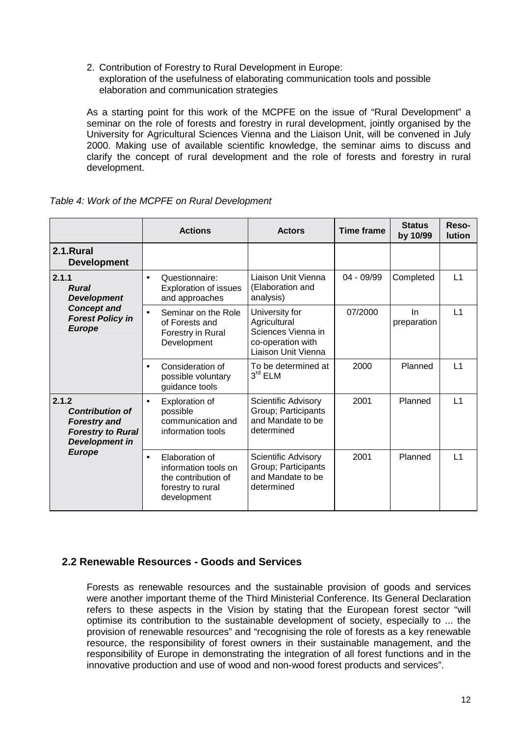2. Contribution of Forestry to Rural Development in Europe: exploration of the usefulness of elaborating communication tools and possible elaboration and communication strategies

As a starting point for this work of the MCPFE on the issue of "Rural Development" a seminar on the role of forests and forestry in rural development, jointly organised by the University for Agricultural Sciences Vienna and the Liaison Unit, will be convened in July 2000. Making use of available scientific knowledge, the seminar aims to discuss and clarify the concept of rural development and the role of forests and forestry in rural development.

*Table 4: Work of the MCPFE on Rural Development*

| | Actions | Actors | Time frame | Status by 10/99 | Reso-lution |
|---|---|---|---|---|---|
| **2.1.Rural Development** | | | | | |
| **2.1.1** ***Rural Development Concept and Forest Policy in Europe*** | • Questionnaire: Exploration of issues and approaches | Liaison Unit Vienna (Elaboration and analysis) | 04 - 09/99 | Completed | L1 |
| | • Seminar on the Role of Forests and Forestry in Rural Development | University for Agricultural Sciences Vienna in co-operation with Liaison Unit Vienna | 07/2000 | In preparation | L1 |
| | • Consideration of possible voluntary guidance tools | To be determined at 3rd ELM | 2000 | Planned | L1 |
| **2.1.2** ***Contribution of Forestry and Forestry to Rural Development in Europe*** | • Exploration of possible communication and information tools | Scientific Advisory Group; Participants and Mandate to be determined | 2001 | Planned | L1 |
| | • Elaboration of information tools on the contribution of forestry to rural development | Scientific Advisory Group; Participants and Mandate to be determined | 2001 | Planned | L1 |

## 2.2 Renewable Resources - Goods and Services

Forests as renewable resources and the sustainable provision of goods and services were another important theme of the Third Ministerial Conference. Its General Declaration refers to these aspects in the Vision by stating that the European forest sector "will optimise its contribution to the sustainable development of society, especially to ... the provision of renewable resources" and "recognising the role of forests as a key renewable resource, the responsibility of forest owners in their sustainable management, and the responsibility of Europe in demonstrating the integration of all forest functions and in the innovative production and use of wood and non-wood forest products and services".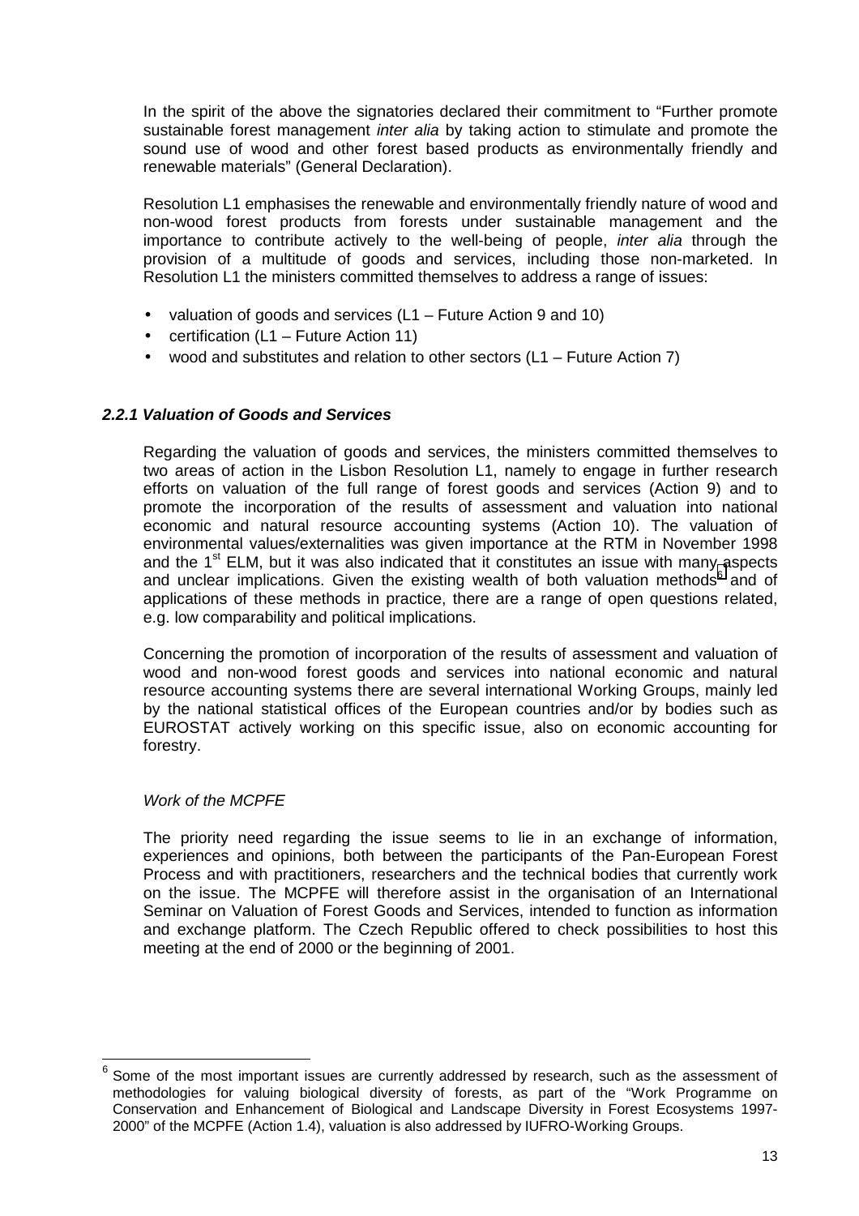In the spirit of the above the signatories declared their commitment to "Further promote sustainable forest management *inter alia* by taking action to stimulate and promote the sound use of wood and other forest based products as environmentally friendly and renewable materials" (General Declaration).

Resolution L1 emphasises the renewable and environmentally friendly nature of wood and non-wood forest products from forests under sustainable management and the importance to contribute actively to the well-being of people, *inter alia* through the provision of a multitude of goods and services, including those non-marketed. In Resolution L1 the ministers committed themselves to address a range of issues:

- valuation of goods and services (L1 – Future Action 9 and 10)
- certification (L1 – Future Action 11)
- wood and substitutes and relation to other sectors (L1 – Future Action 7)

### *2.2.1 Valuation of Goods and Services*

Regarding the valuation of goods and services, the ministers committed themselves to two areas of action in the Lisbon Resolution L1, namely to engage in further research efforts on valuation of the full range of forest goods and services (Action 9) and to promote the incorporation of the results of assessment and valuation into national economic and natural resource accounting systems (Action 10). The valuation of environmental values/externalities was given importance at the RTM in November 1998 and the 1st ELM, but it was also indicated that it constitutes an issue with many aspects and unclear implications. Given the existing wealth of both valuation methods[6] and of applications of these methods in practice, there are a range of open questions related, e.g. low comparability and political implications.

Concerning the promotion of incorporation of the results of assessment and valuation of wood and non-wood forest goods and services into national economic and natural resource accounting systems there are several international Working Groups, mainly led by the national statistical offices of the European countries and/or by bodies such as EUROSTAT actively working on this specific issue, also on economic accounting for forestry.

*Work of the MCPFE*

The priority need regarding the issue seems to lie in an exchange of information, experiences and opinions, both between the participants of the Pan-European Forest Process and with practitioners, researchers and the technical bodies that currently work on the issue. The MCPFE will therefore assist in the organisation of an International Seminar on Valuation of Forest Goods and Services, intended to function as information and exchange platform. The Czech Republic offered to check possibilities to host this meeting at the end of 2000 or the beginning of 2001.

---

[6] Some of the most important issues are currently addressed by research, such as the assessment of methodologies for valuing biological diversity of forests, as part of the "Work Programme on Conservation and Enhancement of Biological and Landscape Diversity in Forest Ecosystems 1997-2000" of the MCPFE (Action 1.4), valuation is also addressed by IUFRO-Working Groups.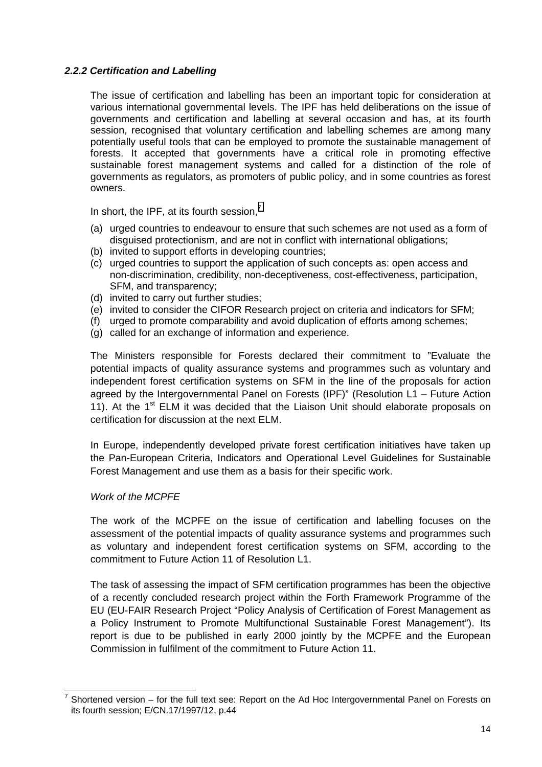### *2.2.2 Certification and Labelling*

The issue of certification and labelling has been an important topic for consideration at various international governmental levels. The IPF has held deliberations on the issue of governments and certification and labelling at several occasion and has, at its fourth session, recognised that voluntary certification and labelling schemes are among many potentially useful tools that can be employed to promote the sustainable management of forests. It accepted that governments have a critical role in promoting effective sustainable forest management systems and called for a distinction of the role of governments as regulators, as promoters of public policy, and in some countries as forest owners.

In short, the IPF, at its fourth session,[7]

(a) urged countries to endeavour to ensure that such schemes are not used as a form of disguised protectionism, and are not in conflict with international obligations;
(b) invited to support efforts in developing countries;
(c) urged countries to support the application of such concepts as: open access and non-discrimination, credibility, non-deceptiveness, cost-effectiveness, participation, SFM, and transparency;
(d) invited to carry out further studies;
(e) invited to consider the CIFOR Research project on criteria and indicators for SFM;
(f) urged to promote comparability and avoid duplication of efforts among schemes;
(g) called for an exchange of information and experience.

The Ministers responsible for Forests declared their commitment to "Evaluate the potential impacts of quality assurance systems and programmes such as voluntary and independent forest certification systems on SFM in the line of the proposals for action agreed by the Intergovernmental Panel on Forests (IPF)" (Resolution L1 – Future Action 11). At the 1st ELM it was decided that the Liaison Unit should elaborate proposals on certification for discussion at the next ELM.

In Europe, independently developed private forest certification initiatives have taken up the Pan-European Criteria, Indicators and Operational Level Guidelines for Sustainable Forest Management and use them as a basis for their specific work.

*Work of the MCPFE*

The work of the MCPFE on the issue of certification and labelling focuses on the assessment of the potential impacts of quality assurance systems and programmes such as voluntary and independent forest certification systems on SFM, according to the commitment to Future Action 11 of Resolution L1.

The task of assessing the impact of SFM certification programmes has been the objective of a recently concluded research project within the Forth Framework Programme of the EU (EU-FAIR Research Project "Policy Analysis of Certification of Forest Management as a Policy Instrument to Promote Multifunctional Sustainable Forest Management"). Its report is due to be published in early 2000 jointly by the MCPFE and the European Commission in fulfilment of the commitment to Future Action 11.

---

[7] Shortened version – for the full text see: Report on the Ad Hoc Intergovernmental Panel on Forests on its fourth session; E/CN.17/1997/12, p.44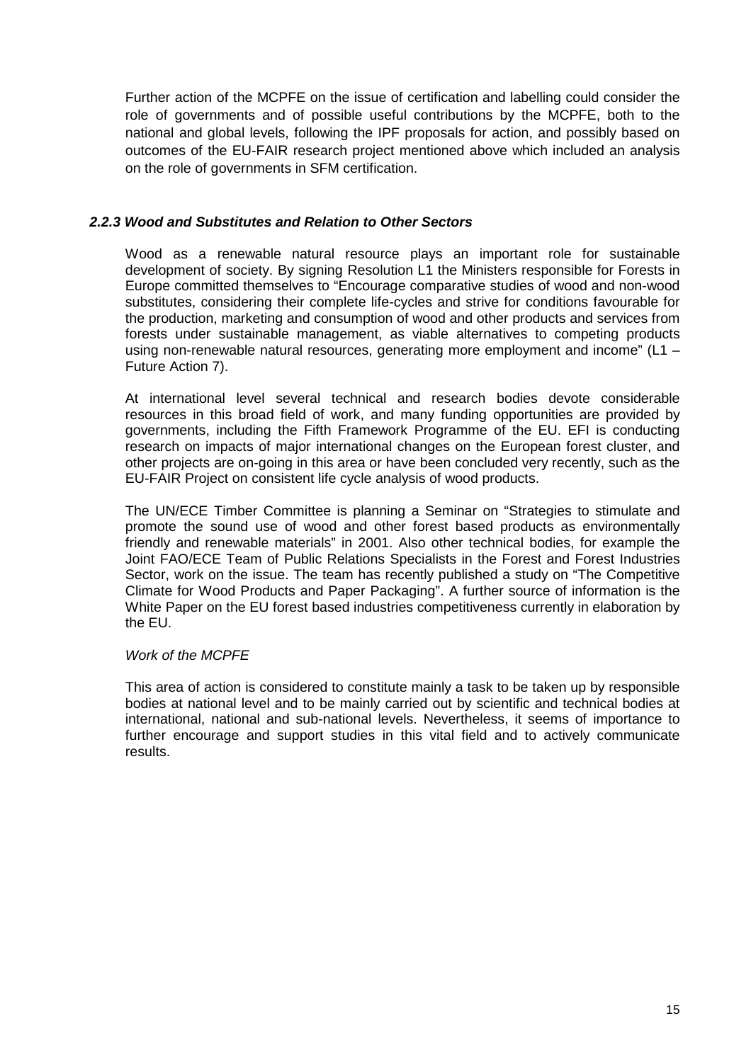Further action of the MCPFE on the issue of certification and labelling could consider the role of governments and of possible useful contributions by the MCPFE, both to the national and global levels, following the IPF proposals for action, and possibly based on outcomes of the EU-FAIR research project mentioned above which included an analysis on the role of governments in SFM certification.

### *2.2.3 Wood and Substitutes and Relation to Other Sectors*

Wood as a renewable natural resource plays an important role for sustainable development of society. By signing Resolution L1 the Ministers responsible for Forests in Europe committed themselves to "Encourage comparative studies of wood and non-wood substitutes, considering their complete life-cycles and strive for conditions favourable for the production, marketing and consumption of wood and other products and services from forests under sustainable management, as viable alternatives to competing products using non-renewable natural resources, generating more employment and income" (L1 – Future Action 7).

At international level several technical and research bodies devote considerable resources in this broad field of work, and many funding opportunities are provided by governments, including the Fifth Framework Programme of the EU. EFI is conducting research on impacts of major international changes on the European forest cluster, and other projects are on-going in this area or have been concluded very recently, such as the EU-FAIR Project on consistent life cycle analysis of wood products.

The UN/ECE Timber Committee is planning a Seminar on "Strategies to stimulate and promote the sound use of wood and other forest based products as environmentally friendly and renewable materials" in 2001. Also other technical bodies, for example the Joint FAO/ECE Team of Public Relations Specialists in the Forest and Forest Industries Sector, work on the issue. The team has recently published a study on "The Competitive Climate for Wood Products and Paper Packaging". A further source of information is the White Paper on the EU forest based industries competitiveness currently in elaboration by the EU.

*Work of the MCPFE*

This area of action is considered to constitute mainly a task to be taken up by responsible bodies at national level and to be mainly carried out by scientific and technical bodies at international, national and sub-national levels. Nevertheless, it seems of importance to further encourage and support studies in this vital field and to actively communicate results.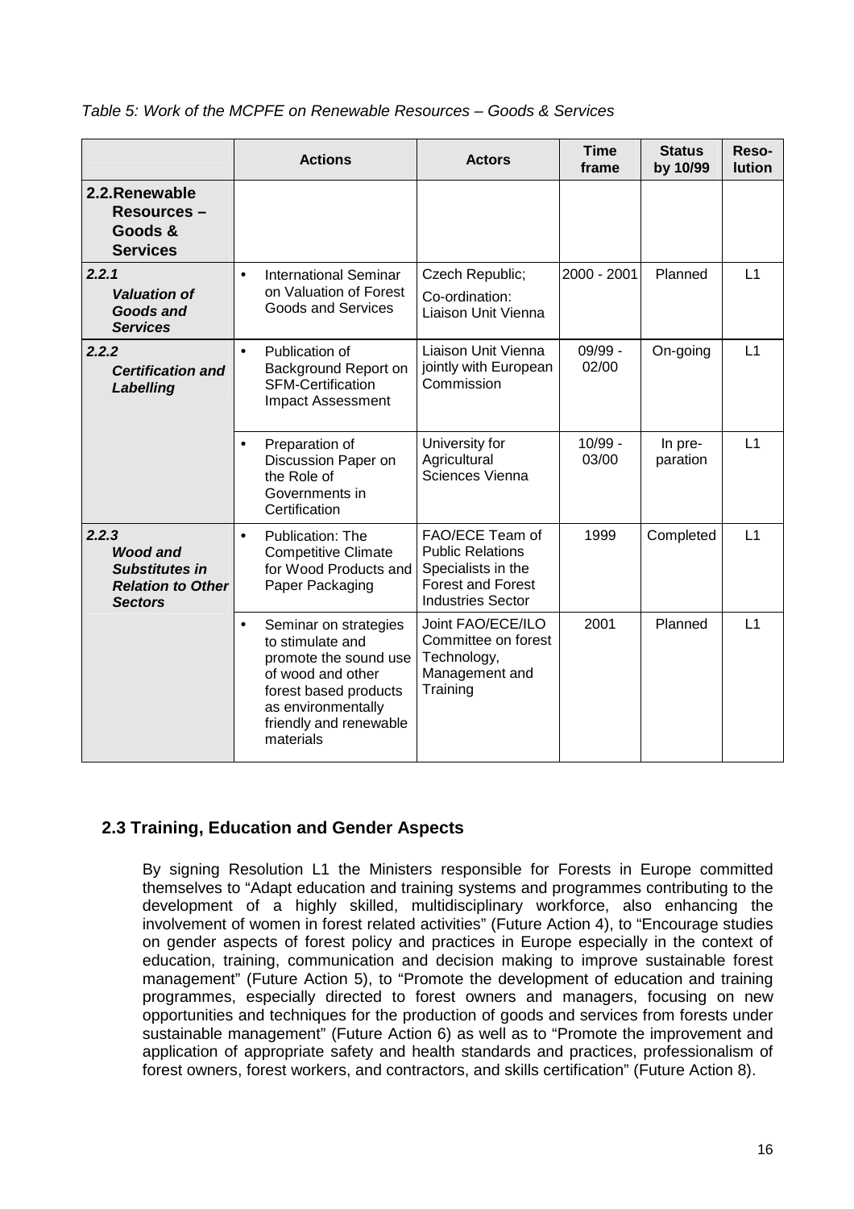*Table 5: Work of the MCPFE on Renewable Resources – Goods & Services*

| | Actions | Actors | Time frame | Status by 10/99 | Reso-lution |
|---|---|---|---|---|---|
| **2.2. Renewable Resources – Goods & Services** | | | | | |
| ***2.2.1 Valuation of Goods and Services*** | • International Seminar on Valuation of Forest Goods and Services | Czech Republic; Co-ordination: Liaison Unit Vienna | 2000 - 2001 | Planned | L1 |
| ***2.2.2 Certification and Labelling*** | • Publication of Background Report on SFM-Certification Impact Assessment | Liaison Unit Vienna jointly with European Commission | 09/99 - 02/00 | On-going | L1 |
| | • Preparation of Discussion Paper on the Role of Governments in Certification | University for Agricultural Sciences Vienna | 10/99 - 03/00 | In pre-paration | L1 |
| ***2.2.3 Wood and Substitutes in Relation to Other Sectors*** | • Publication: The Competitive Climate for Wood Products and Paper Packaging | FAO/ECE Team of Public Relations Specialists in the Forest and Forest Industries Sector | 1999 | Completed | L1 |
| | • Seminar on strategies to stimulate and promote the sound use of wood and other forest based products as environmentally friendly and renewable materials | Joint FAO/ECE/ILO Committee on forest Technology, Management and Training | 2001 | Planned | L1 |

## 2.3 Training, Education and Gender Aspects

By signing Resolution L1 the Ministers responsible for Forests in Europe committed themselves to "Adapt education and training systems and programmes contributing to the development of a highly skilled, multidisciplinary workforce, also enhancing the involvement of women in forest related activities" (Future Action 4), to "Encourage studies on gender aspects of forest policy and practices in Europe especially in the context of education, training, communication and decision making to improve sustainable forest management" (Future Action 5), to "Promote the development of education and training programmes, especially directed to forest owners and managers, focusing on new opportunities and techniques for the production of goods and services from forests under sustainable management" (Future Action 6) as well as to "Promote the improvement and application of appropriate safety and health standards and practices, professionalism of forest owners, forest workers, and contractors, and skills certification" (Future Action 8).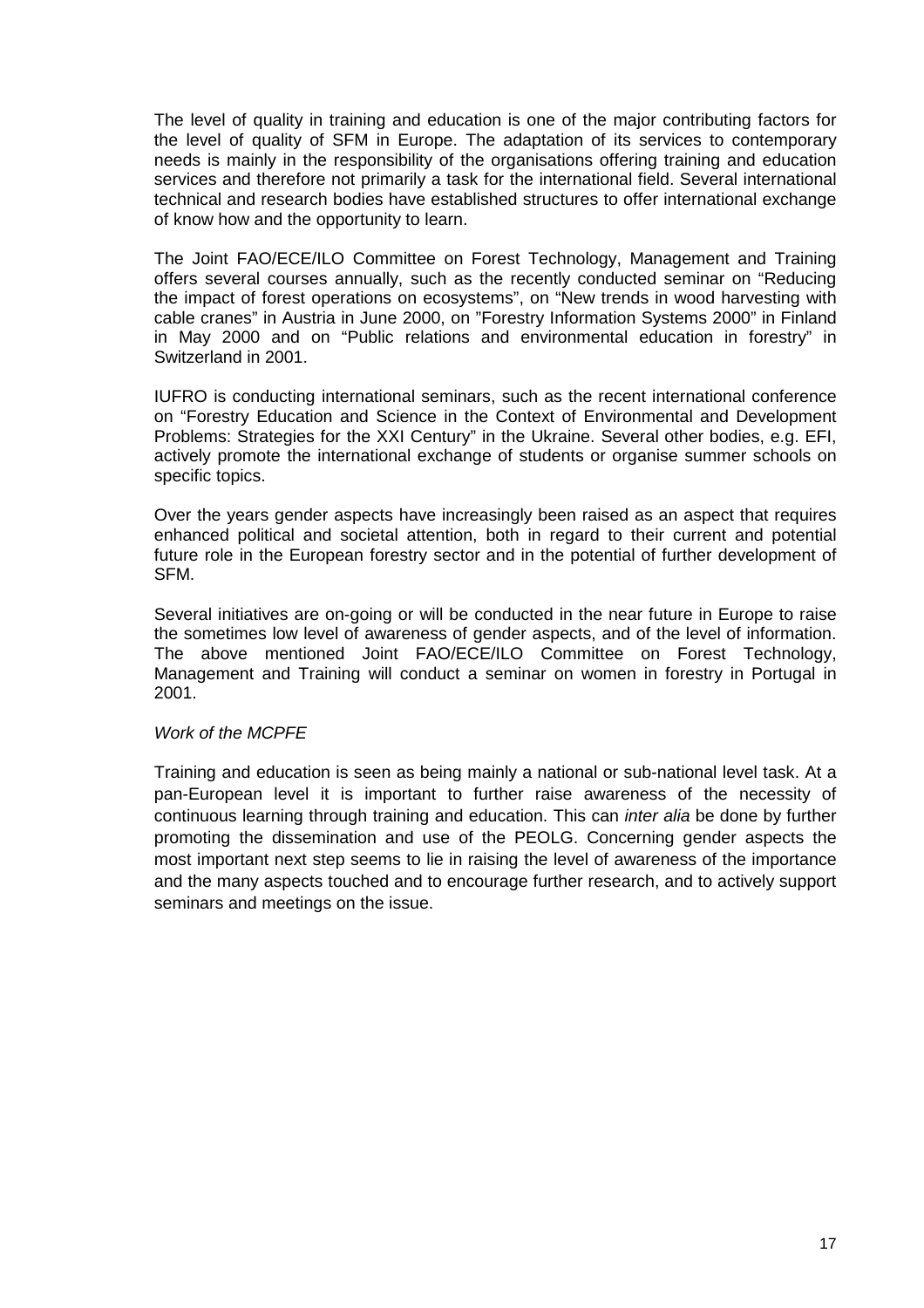The level of quality in training and education is one of the major contributing factors for the level of quality of SFM in Europe. The adaptation of its services to contemporary needs is mainly in the responsibility of the organisations offering training and education services and therefore not primarily a task for the international field. Several international technical and research bodies have established structures to offer international exchange of know how and the opportunity to learn.

The Joint FAO/ECE/ILO Committee on Forest Technology, Management and Training offers several courses annually, such as the recently conducted seminar on "Reducing the impact of forest operations on ecosystems", on "New trends in wood harvesting with cable cranes" in Austria in June 2000, on "Forestry Information Systems 2000" in Finland in May 2000 and on "Public relations and environmental education in forestry" in Switzerland in 2001.

IUFRO is conducting international seminars, such as the recent international conference on "Forestry Education and Science in the Context of Environmental and Development Problems: Strategies for the XXI Century" in the Ukraine. Several other bodies, e.g. EFI, actively promote the international exchange of students or organise summer schools on specific topics.

Over the years gender aspects have increasingly been raised as an aspect that requires enhanced political and societal attention, both in regard to their current and potential future role in the European forestry sector and in the potential of further development of SFM.

Several initiatives are on-going or will be conducted in the near future in Europe to raise the sometimes low level of awareness of gender aspects, and of the level of information. The above mentioned Joint FAO/ECE/ILO Committee on Forest Technology, Management and Training will conduct a seminar on women in forestry in Portugal in 2001.

*Work of the MCPFE*

Training and education is seen as being mainly a national or sub-national level task. At a pan-European level it is important to further raise awareness of the necessity of continuous learning through training and education. This can *inter alia* be done by further promoting the dissemination and use of the PEOLG. Concerning gender aspects the most important next step seems to lie in raising the level of awareness of the importance and the many aspects touched and to encourage further research, and to actively support seminars and meetings on the issue.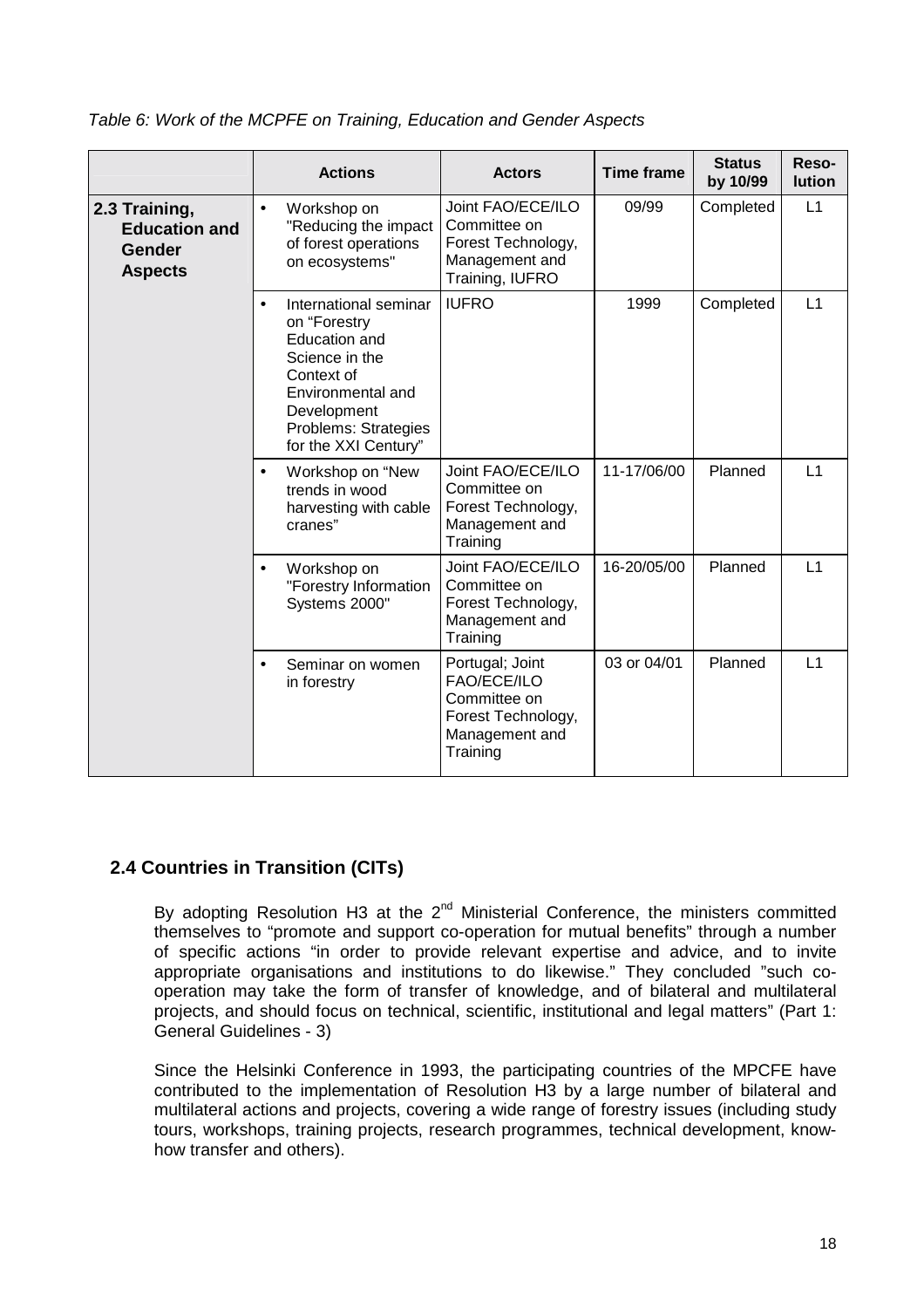*Table 6: Work of the MCPFE on Training, Education and Gender Aspects*

| | Actions | Actors | Time frame | Status by 10/99 | Reso-lution |
|---|---|---|---|---|---|
| **2.3 Training, Education and Gender Aspects** | • Workshop on "Reducing the impact of forest operations on ecosystems" | Joint FAO/ECE/ILO Committee on Forest Technology, Management and Training, IUFRO | 09/99 | Completed | L1 |
| | • International seminar on "Forestry Education and Science in the Context of Environmental and Development Problems: Strategies for the XXI Century" | IUFRO | 1999 | Completed | L1 |
| | • Workshop on "New trends in wood harvesting with cable cranes" | Joint FAO/ECE/ILO Committee on Forest Technology, Management and Training | 11-17/06/00 | Planned | L1 |
| | • Workshop on "Forestry Information Systems 2000" | Joint FAO/ECE/ILO Committee on Forest Technology, Management and Training | 16-20/05/00 | Planned | L1 |
| | • Seminar on women in forestry | Portugal; Joint FAO/ECE/ILO Committee on Forest Technology, Management and Training | 03 or 04/01 | Planned | L1 |

## 2.4 Countries in Transition (CITs)

By adopting Resolution H3 at the 2nd Ministerial Conference, the ministers committed themselves to "promote and support co-operation for mutual benefits" through a number of specific actions "in order to provide relevant expertise and advice, and to invite appropriate organisations and institutions to do likewise." They concluded "such co-operation may take the form of transfer of knowledge, and of bilateral and multilateral projects, and should focus on technical, scientific, institutional and legal matters" (Part 1: General Guidelines - 3)

Since the Helsinki Conference in 1993, the participating countries of the MPCFE have contributed to the implementation of Resolution H3 by a large number of bilateral and multilateral actions and projects, covering a wide range of forestry issues (including study tours, workshops, training projects, research programmes, technical development, know-how transfer and others).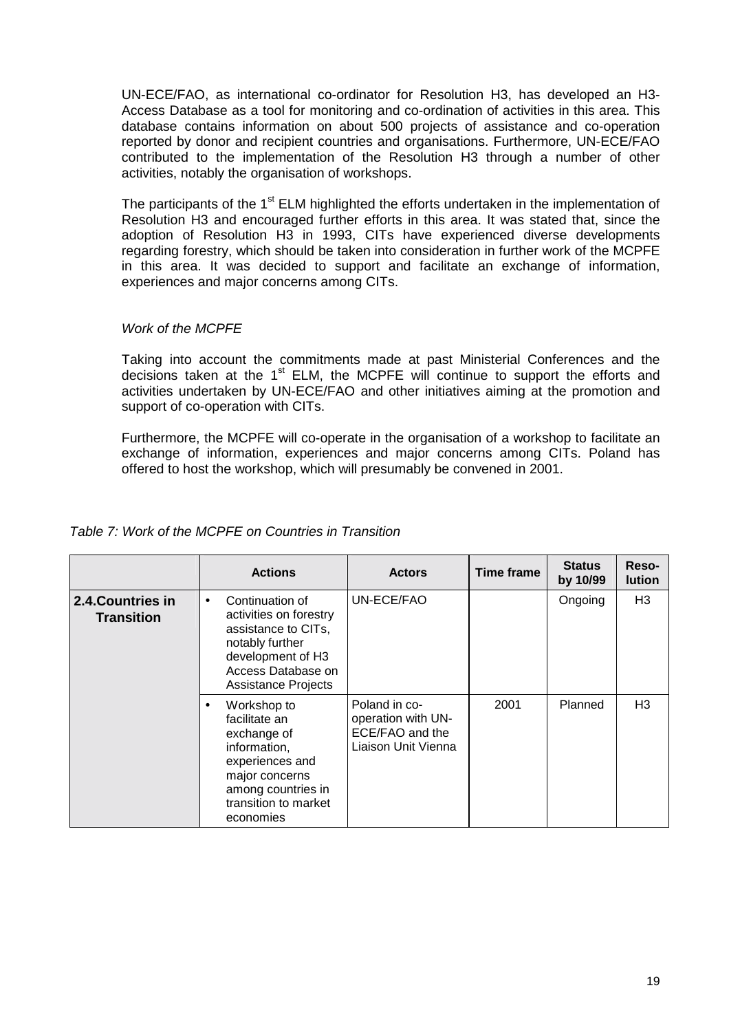UN-ECE/FAO, as international co-ordinator for Resolution H3, has developed an H3-Access Database as a tool for monitoring and co-ordination of activities in this area. This database contains information on about 500 projects of assistance and co-operation reported by donor and recipient countries and organisations. Furthermore, UN-ECE/FAO contributed to the implementation of the Resolution H3 through a number of other activities, notably the organisation of workshops.

The participants of the 1st ELM highlighted the efforts undertaken in the implementation of Resolution H3 and encouraged further efforts in this area. It was stated that, since the adoption of Resolution H3 in 1993, CITs have experienced diverse developments regarding forestry, which should be taken into consideration in further work of the MCPFE in this area. It was decided to support and facilitate an exchange of information, experiences and major concerns among CITs.

*Work of the MCPFE*

Taking into account the commitments made at past Ministerial Conferences and the decisions taken at the 1st ELM, the MCPFE will continue to support the efforts and activities undertaken by UN-ECE/FAO and other initiatives aiming at the promotion and support of co-operation with CITs.

Furthermore, the MCPFE will co-operate in the organisation of a workshop to facilitate an exchange of information, experiences and major concerns among CITs. Poland has offered to host the workshop, which will presumably be convened in 2001.

*Table 7: Work of the MCPFE on Countries in Transition*

| | Actions | Actors | Time frame | Status by 10/99 | Resolution |
|---|---|---|---|---|---|
| **2.4.Countries in Transition** | • Continuation of activities on forestry assistance to CITs, notably further development of H3 Access Database on Assistance Projects | UN-ECE/FAO | | Ongoing | H3 |
| | • Workshop to facilitate an exchange of information, experiences and major concerns among countries in transition to market economies | Poland in co-operation with UN-ECE/FAO and the Liaison Unit Vienna | 2001 | Planned | H3 |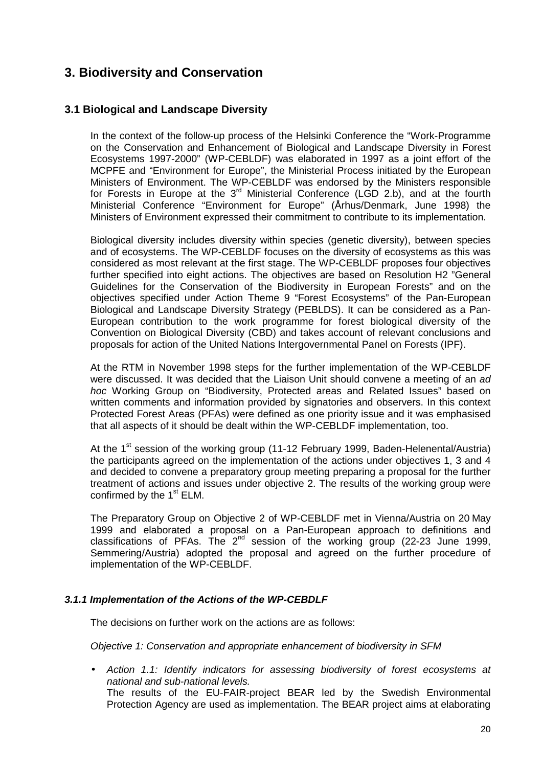## 3. Biodiversity and Conservation

### 3.1 Biological and Landscape Diversity

In the context of the follow-up process of the Helsinki Conference the "Work-Programme on the Conservation and Enhancement of Biological and Landscape Diversity in Forest Ecosystems 1997-2000" (WP-CEBLDF) was elaborated in 1997 as a joint effort of the MCPFE and "Environment for Europe", the Ministerial Process initiated by the European Ministers of Environment. The WP-CEBLDF was endorsed by the Ministers responsible for Forests in Europe at the 3rd Ministerial Conference (LGD 2.b), and at the fourth Ministerial Conference "Environment for Europe" (Århus/Denmark, June 1998) the Ministers of Environment expressed their commitment to contribute to its implementation.

Biological diversity includes diversity within species (genetic diversity), between species and of ecosystems. The WP-CEBLDF focuses on the diversity of ecosystems as this was considered as most relevant at the first stage. The WP-CEBLDF proposes four objectives further specified into eight actions. The objectives are based on Resolution H2 "General Guidelines for the Conservation of the Biodiversity in European Forests" and on the objectives specified under Action Theme 9 "Forest Ecosystems" of the Pan-European Biological and Landscape Diversity Strategy (PEBLDS). It can be considered as a Pan-European contribution to the work programme for forest biological diversity of the Convention on Biological Diversity (CBD) and takes account of relevant conclusions and proposals for action of the United Nations Intergovernmental Panel on Forests (IPF).

At the RTM in November 1998 steps for the further implementation of the WP-CEBLDF were discussed. It was decided that the Liaison Unit should convene a meeting of an *ad hoc* Working Group on "Biodiversity, Protected areas and Related Issues" based on written comments and information provided by signatories and observers. In this context Protected Forest Areas (PFAs) were defined as one priority issue and it was emphasised that all aspects of it should be dealt within the WP-CEBLDF implementation, too.

At the 1st session of the working group (11-12 February 1999, Baden-Helenental/Austria) the participants agreed on the implementation of the actions under objectives 1, 3 and 4 and decided to convene a preparatory group meeting preparing a proposal for the further treatment of actions and issues under objective 2. The results of the working group were confirmed by the 1st ELM.

The Preparatory Group on Objective 2 of WP-CEBLDF met in Vienna/Austria on 20 May 1999 and elaborated a proposal on a Pan-European approach to definitions and classifications of PFAs. The 2nd session of the working group (22-23 June 1999, Semmering/Austria) adopted the proposal and agreed on the further procedure of implementation of the WP-CEBLDF.

#### *3.1.1 Implementation of the Actions of the WP-CEBDLF*

The decisions on further work on the actions are as follows:

*Objective 1: Conservation and appropriate enhancement of biodiversity in SFM*

- *Action 1.1: Identify indicators for assessing biodiversity of forest ecosystems at national and sub-national levels.*
  The results of the EU-FAIR-project BEAR led by the Swedish Environmental Protection Agency are used as implementation. The BEAR project aims at elaborating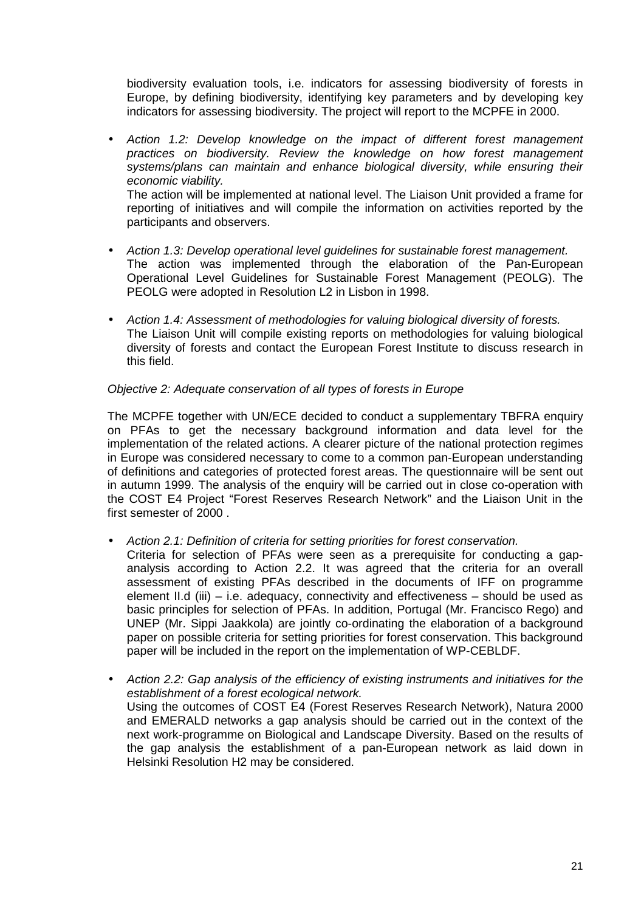biodiversity evaluation tools, i.e. indicators for assessing biodiversity of forests in Europe, by defining biodiversity, identifying key parameters and by developing key indicators for assessing biodiversity. The project will report to the MCPFE in 2000.

- *Action 1.2: Develop knowledge on the impact of different forest management practices on biodiversity. Review the knowledge on how forest management systems/plans can maintain and enhance biological diversity, while ensuring their economic viability.*
  The action will be implemented at national level. The Liaison Unit provided a frame for reporting of initiatives and will compile the information on activities reported by the participants and observers.

- *Action 1.3: Develop operational level guidelines for sustainable forest management.*
  The action was implemented through the elaboration of the Pan-European Operational Level Guidelines for Sustainable Forest Management (PEOLG). The PEOLG were adopted in Resolution L2 in Lisbon in 1998.

- *Action 1.4: Assessment of methodologies for valuing biological diversity of forests.*
  The Liaison Unit will compile existing reports on methodologies for valuing biological diversity of forests and contact the European Forest Institute to discuss research in this field.

*Objective 2: Adequate conservation of all types of forests in Europe*

The MCPFE together with UN/ECE decided to conduct a supplementary TBFRA enquiry on PFAs to get the necessary background information and data level for the implementation of the related actions. A clearer picture of the national protection regimes in Europe was considered necessary to come to a common pan-European understanding of definitions and categories of protected forest areas. The questionnaire will be sent out in autumn 1999. The analysis of the enquiry will be carried out in close co-operation with the COST E4 Project "Forest Reserves Research Network" and the Liaison Unit in the first semester of 2000 .

- *Action 2.1: Definition of criteria for setting priorities for forest conservation.*
  Criteria for selection of PFAs were seen as a prerequisite for conducting a gap-analysis according to Action 2.2. It was agreed that the criteria for an overall assessment of existing PFAs described in the documents of IFF on programme element II.d (iii) – i.e. adequacy, connectivity and effectiveness – should be used as basic principles for selection of PFAs. In addition, Portugal (Mr. Francisco Rego) and UNEP (Mr. Sippi Jaakkola) are jointly co-ordinating the elaboration of a background paper on possible criteria for setting priorities for forest conservation. This background paper will be included in the report on the implementation of WP-CEBLDF.

- *Action 2.2: Gap analysis of the efficiency of existing instruments and initiatives for the establishment of a forest ecological network.*
  Using the outcomes of COST E4 (Forest Reserves Research Network), Natura 2000 and EMERALD networks a gap analysis should be carried out in the context of the next work-programme on Biological and Landscape Diversity. Based on the results of the gap analysis the establishment of a pan-European network as laid down in Helsinki Resolution H2 may be considered.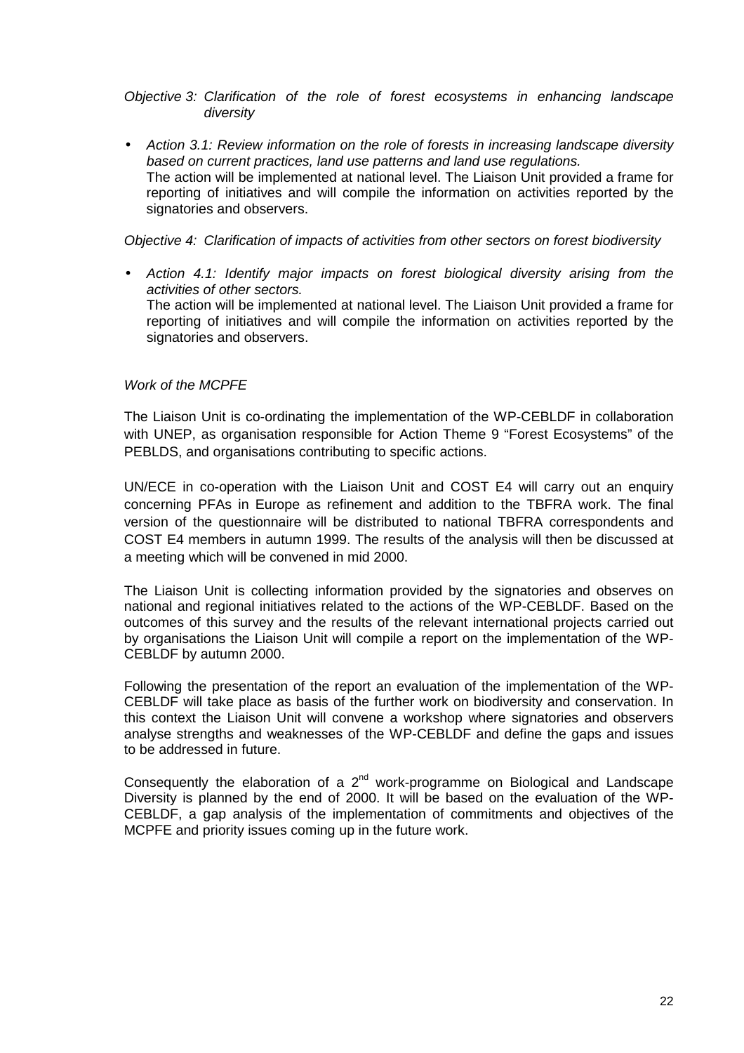*Objective 3: Clarification of the role of forest ecosystems in enhancing landscape diversity*

- *Action 3.1: Review information on the role of forests in increasing landscape diversity based on current practices, land use patterns and land use regulations.*
  The action will be implemented at national level. The Liaison Unit provided a frame for reporting of initiatives and will compile the information on activities reported by the signatories and observers.

*Objective 4: Clarification of impacts of activities from other sectors on forest biodiversity*

- *Action 4.1: Identify major impacts on forest biological diversity arising from the activities of other sectors.*
  The action will be implemented at national level. The Liaison Unit provided a frame for reporting of initiatives and will compile the information on activities reported by the signatories and observers.

*Work of the MCPFE*

The Liaison Unit is co-ordinating the implementation of the WP-CEBLDF in collaboration with UNEP, as organisation responsible for Action Theme 9 "Forest Ecosystems" of the PEBLDS, and organisations contributing to specific actions.

UN/ECE in co-operation with the Liaison Unit and COST E4 will carry out an enquiry concerning PFAs in Europe as refinement and addition to the TBFRA work. The final version of the questionnaire will be distributed to national TBFRA correspondents and COST E4 members in autumn 1999. The results of the analysis will then be discussed at a meeting which will be convened in mid 2000.

The Liaison Unit is collecting information provided by the signatories and observes on national and regional initiatives related to the actions of the WP-CEBLDF. Based on the outcomes of this survey and the results of the relevant international projects carried out by organisations the Liaison Unit will compile a report on the implementation of the WP-CEBLDF by autumn 2000.

Following the presentation of the report an evaluation of the implementation of the WP-CEBLDF will take place as basis of the further work on biodiversity and conservation. In this context the Liaison Unit will convene a workshop where signatories and observers analyse strengths and weaknesses of the WP-CEBLDF and define the gaps and issues to be addressed in future.

Consequently the elaboration of a 2nd work-programme on Biological and Landscape Diversity is planned by the end of 2000. It will be based on the evaluation of the WP-CEBLDF, a gap analysis of the implementation of commitments and objectives of the MCPFE and priority issues coming up in the future work.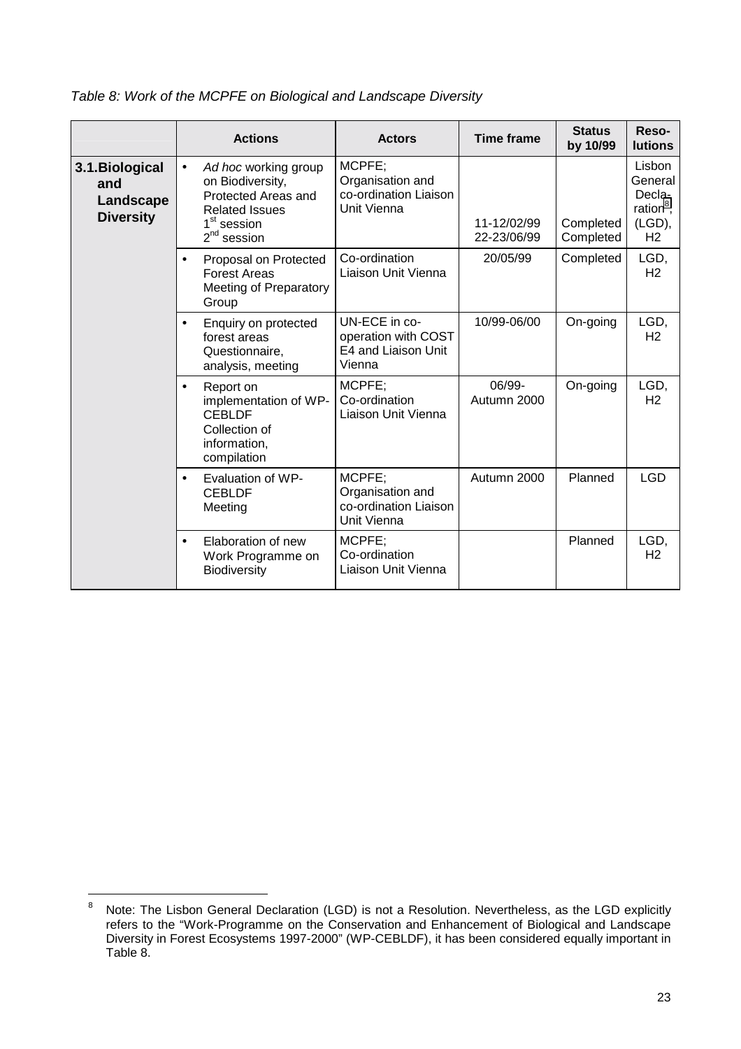*Table 8: Work of the MCPFE on Biological and Landscape Diversity*

| | Actions | Actors | Time frame | Status by 10/99 | Reso-lutions |
|---|---|---|---|---|---|
| **3.1.Biological and Landscape Diversity** | • *Ad hoc* working group on Biodiversity, Protected Areas and Related Issues<br>1st session<br>2nd session | MCPFE;<br>Organisation and co-ordination Liaison Unit Vienna | <br><br><br>11-12/02/99<br>22-23/06/99 | <br><br><br>Completed<br>Completed | Lisbon General Decla-ration[8], (LGD), H2 |
| | • Proposal on Protected Forest Areas<br>Meeting of Preparatory Group | Co-ordination Liaison Unit Vienna | 20/05/99 | Completed | LGD, H2 |
| | • Enquiry on protected forest areas<br>Questionnaire, analysis, meeting | UN-ECE in co-operation with COST E4 and Liaison Unit Vienna | 10/99-06/00 | On-going | LGD, H2 |
| | • Report on implementation of WP-CEBLDF<br>Collection of information, compilation | MCPFE;<br>Co-ordination Liaison Unit Vienna | 06/99-<br>Autumn 2000 | On-going | LGD, H2 |
| | • Evaluation of WP-CEBLDF<br>Meeting | MCPFE;<br>Organisation and co-ordination Liaison Unit Vienna | Autumn 2000 | Planned | LGD |
| | • Elaboration of new Work Programme on Biodiversity | MCPFE;<br>Co-ordination Liaison Unit Vienna | | Planned | LGD, H2 |

[8] Note: The Lisbon General Declaration (LGD) is not a Resolution. Nevertheless, as the LGD explicitly refers to the "Work-Programme on the Conservation and Enhancement of Biological and Landscape Diversity in Forest Ecosystems 1997-2000" (WP-CEBLDF), it has been considered equally important in Table 8.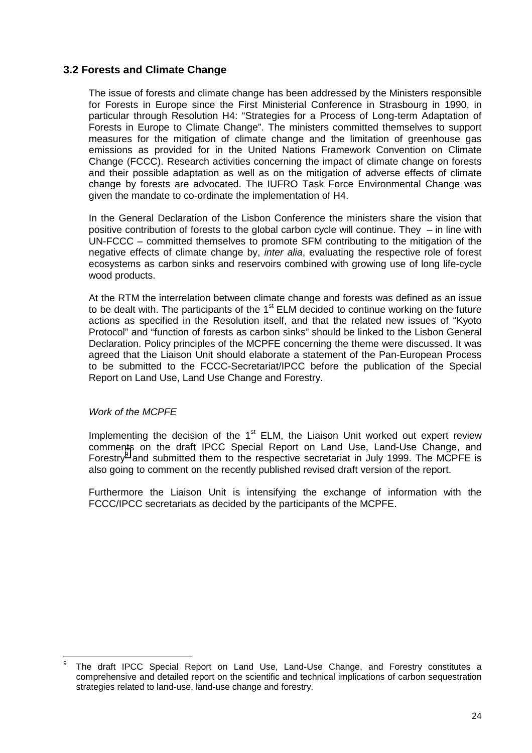### 3.2 Forests and Climate Change

The issue of forests and climate change has been addressed by the Ministers responsible for Forests in Europe since the First Ministerial Conference in Strasbourg in 1990, in particular through Resolution H4: “Strategies for a Process of Long-term Adaptation of Forests in Europe to Climate Change”. The ministers committed themselves to support measures for the mitigation of climate change and the limitation of greenhouse gas emissions as provided for in the United Nations Framework Convention on Climate Change (FCCC). Research activities concerning the impact of climate change on forests and their possible adaptation as well as on the mitigation of adverse effects of climate change by forests are advocated. The IUFRO Task Force Environmental Change was given the mandate to co-ordinate the implementation of H4.

In the General Declaration of the Lisbon Conference the ministers share the vision that positive contribution of forests to the global carbon cycle will continue. They – in line with UN-FCCC – committed themselves to promote SFM contributing to the mitigation of the negative effects of climate change by, *inter alia*, evaluating the respective role of forest ecosystems as carbon sinks and reservoirs combined with growing use of long life-cycle wood products.

At the RTM the interrelation between climate change and forests was defined as an issue to be dealt with. The participants of the 1st ELM decided to continue working on the future actions as specified in the Resolution itself, and that the related new issues of “Kyoto Protocol” and “function of forests as carbon sinks” should be linked to the Lisbon General Declaration. Policy principles of the MCPFE concerning the theme were discussed. It was agreed that the Liaison Unit should elaborate a statement of the Pan-European Process to be submitted to the FCCC-Secretariat/IPCC before the publication of the Special Report on Land Use, Land Use Change and Forestry.

*Work of the MCPFE*

Implementing the decision of the 1st ELM, the Liaison Unit worked out expert review comments on the draft IPCC Special Report on Land Use, Land-Use Change, and Forestry[9] and submitted them to the respective secretariat in July 1999. The MCPFE is also going to comment on the recently published revised draft version of the report.

Furthermore the Liaison Unit is intensifying the exchange of information with the FCCC/IPCC secretariats as decided by the participants of the MCPFE.

---

[9] The draft IPCC Special Report on Land Use, Land-Use Change, and Forestry constitutes a comprehensive and detailed report on the scientific and technical implications of carbon sequestration strategies related to land-use, land-use change and forestry.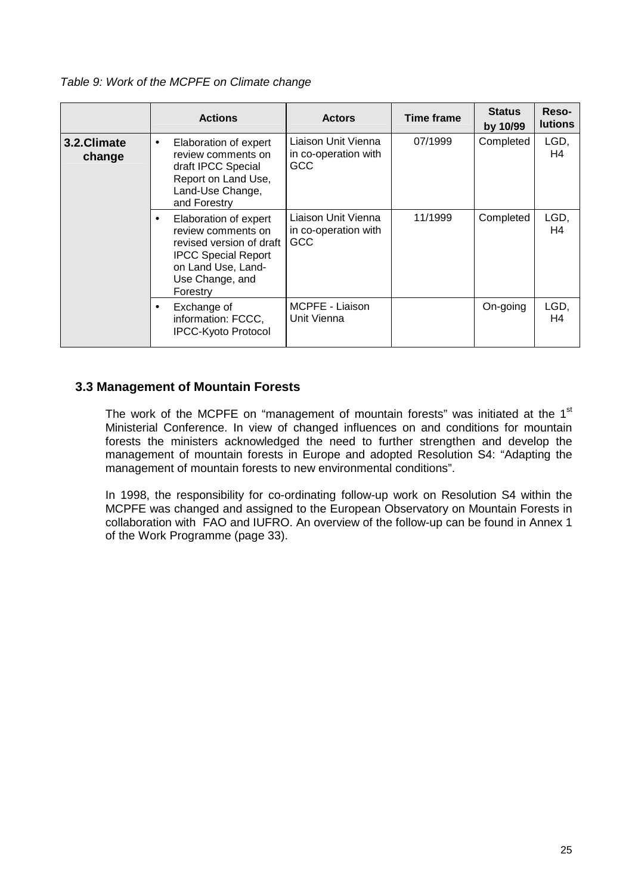*Table 9: Work of the MCPFE on Climate change*

| | Actions | Actors | Time frame | Status by 10/99 | Reso-lutions |
|---|---|---|---|---|---|
| **3.2.Climate change** | • Elaboration of expert review comments on draft IPCC Special Report on Land Use, Land-Use Change, and Forestry | Liaison Unit Vienna in co-operation with GCC | 07/1999 | Completed | LGD, H4 |
| | • Elaboration of expert review comments on revised version of draft IPCC Special Report on Land Use, Land-Use Change, and Forestry | Liaison Unit Vienna in co-operation with GCC | 11/1999 | Completed | LGD, H4 |
| | • Exchange of information: FCCC, IPCC-Kyoto Protocol | MCPFE - Liaison Unit Vienna | | On-going | LGD, H4 |

### 3.3 Management of Mountain Forests

The work of the MCPFE on "management of mountain forests" was initiated at the 1st Ministerial Conference. In view of changed influences on and conditions for mountain forests the ministers acknowledged the need to further strengthen and develop the management of mountain forests in Europe and adopted Resolution S4: "Adapting the management of mountain forests to new environmental conditions".

In 1998, the responsibility for co-ordinating follow-up work on Resolution S4 within the MCPFE was changed and assigned to the European Observatory on Mountain Forests in collaboration with FAO and IUFRO. An overview of the follow-up can be found in Annex 1 of the Work Programme (page 33).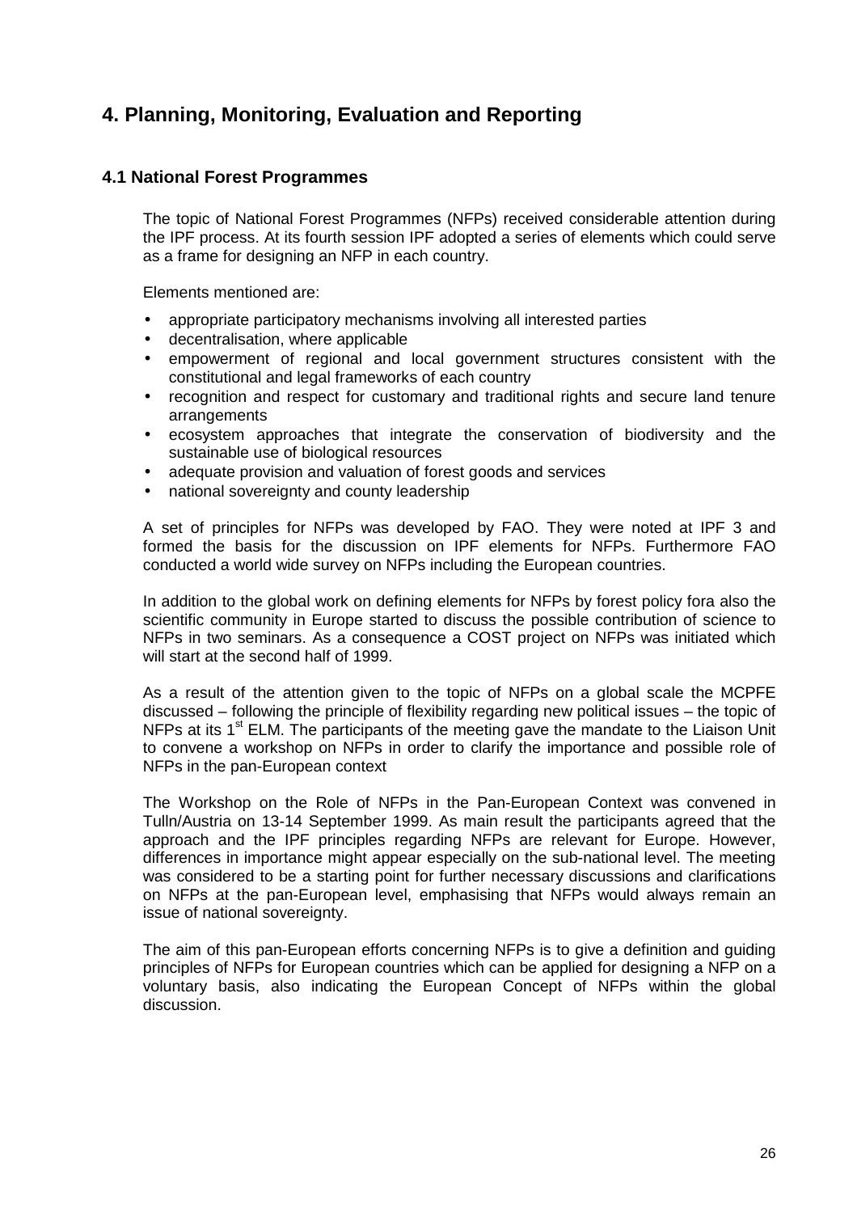# 4. Planning, Monitoring, Evaluation and Reporting

## 4.1 National Forest Programmes

The topic of National Forest Programmes (NFPs) received considerable attention during the IPF process. At its fourth session IPF adopted a series of elements which could serve as a frame for designing an NFP in each country.

Elements mentioned are:

- appropriate participatory mechanisms involving all interested parties
- decentralisation, where applicable
- empowerment of regional and local government structures consistent with the constitutional and legal frameworks of each country
- recognition and respect for customary and traditional rights and secure land tenure arrangements
- ecosystem approaches that integrate the conservation of biodiversity and the sustainable use of biological resources
- adequate provision and valuation of forest goods and services
- national sovereignty and county leadership

A set of principles for NFPs was developed by FAO. They were noted at IPF 3 and formed the basis for the discussion on IPF elements for NFPs. Furthermore FAO conducted a world wide survey on NFPs including the European countries.

In addition to the global work on defining elements for NFPs by forest policy fora also the scientific community in Europe started to discuss the possible contribution of science to NFPs in two seminars. As a consequence a COST project on NFPs was initiated which will start at the second half of 1999.

As a result of the attention given to the topic of NFPs on a global scale the MCPFE discussed – following the principle of flexibility regarding new political issues – the topic of NFPs at its 1st ELM. The participants of the meeting gave the mandate to the Liaison Unit to convene a workshop on NFPs in order to clarify the importance and possible role of NFPs in the pan-European context

The Workshop on the Role of NFPs in the Pan-European Context was convened in Tulln/Austria on 13-14 September 1999. As main result the participants agreed that the approach and the IPF principles regarding NFPs are relevant for Europe. However, differences in importance might appear especially on the sub-national level. The meeting was considered to be a starting point for further necessary discussions and clarifications on NFPs at the pan-European level, emphasising that NFPs would always remain an issue of national sovereignty.

The aim of this pan-European efforts concerning NFPs is to give a definition and guiding principles of NFPs for European countries which can be applied for designing a NFP on a voluntary basis, also indicating the European Concept of NFPs within the global discussion.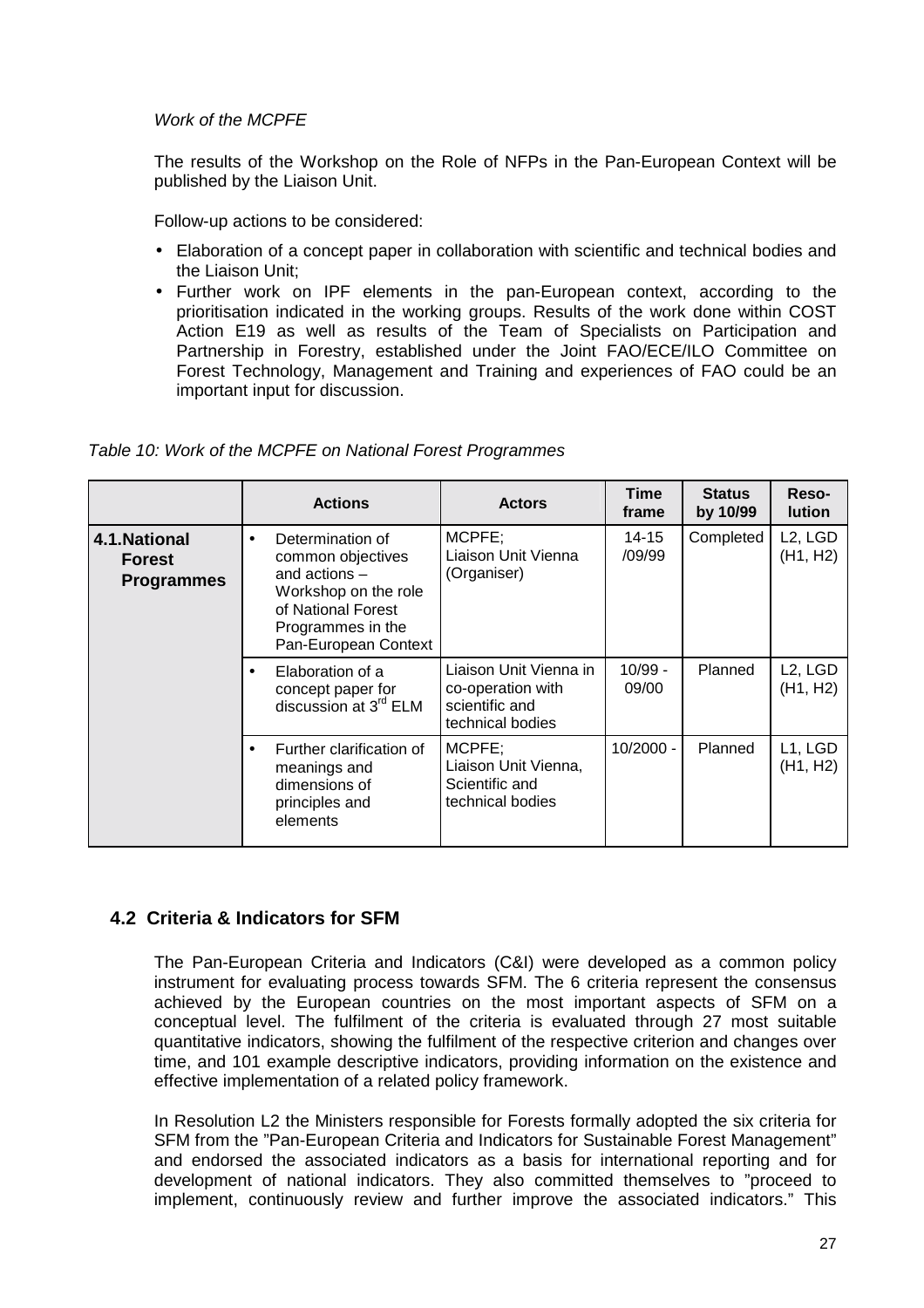*Work of the MCPFE*

The results of the Workshop on the Role of NFPs in the Pan-European Context will be published by the Liaison Unit.

Follow-up actions to be considered:

- Elaboration of a concept paper in collaboration with scientific and technical bodies and the Liaison Unit;
- Further work on IPF elements in the pan-European context, according to the prioritisation indicated in the working groups. Results of the work done within COST Action E19 as well as results of the Team of Specialists on Participation and Partnership in Forestry, established under the Joint FAO/ECE/ILO Committee on Forest Technology, Management and Training and experiences of FAO could be an important input for discussion.

*Table 10: Work of the MCPFE on National Forest Programmes*

| | Actions | Actors | Time frame | Status by 10/99 | Reso-lution |
|---|---|---|---|---|---|
| **4.1.National Forest Programmes** | • Determination of common objectives and actions – Workshop on the role of National Forest Programmes in the Pan-European Context | MCPFE; Liaison Unit Vienna (Organiser) | 14-15 /09/99 | Completed | L2, LGD (H1, H2) |
| | • Elaboration of a concept paper for discussion at 3rd ELM | Liaison Unit Vienna in co-operation with scientific and technical bodies | 10/99 - 09/00 | Planned | L2, LGD (H1, H2) |
| | • Further clarification of meanings and dimensions of principles and elements | MCPFE; Liaison Unit Vienna, Scientific and technical bodies | 10/2000 - | Planned | L1, LGD (H1, H2) |

## 4.2 Criteria & Indicators for SFM

The Pan-European Criteria and Indicators (C&I) were developed as a common policy instrument for evaluating process towards SFM. The 6 criteria represent the consensus achieved by the European countries on the most important aspects of SFM on a conceptual level. The fulfilment of the criteria is evaluated through 27 most suitable quantitative indicators, showing the fulfilment of the respective criterion and changes over time, and 101 example descriptive indicators, providing information on the existence and effective implementation of a related policy framework.

In Resolution L2 the Ministers responsible for Forests formally adopted the six criteria for SFM from the "Pan-European Criteria and Indicators for Sustainable Forest Management" and endorsed the associated indicators as a basis for international reporting and for development of national indicators. They also committed themselves to "proceed to implement, continuously review and further improve the associated indicators." This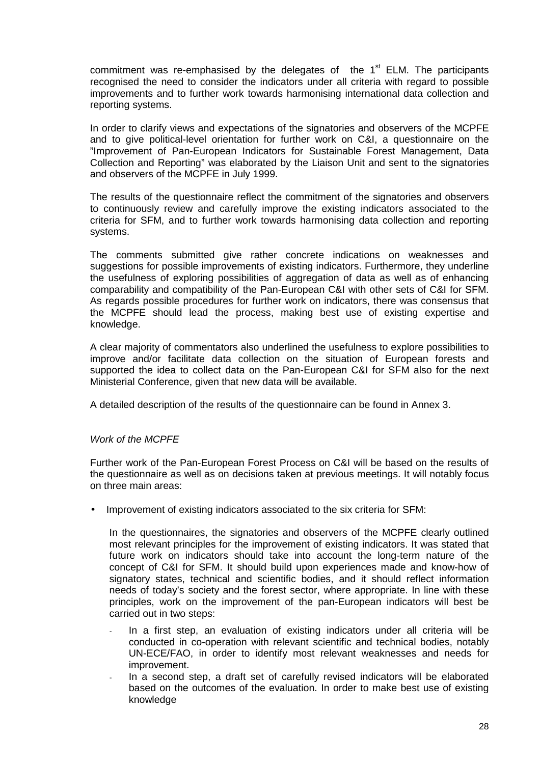commitment was re-emphasised by the delegates of the 1st ELM. The participants recognised the need to consider the indicators under all criteria with regard to possible improvements and to further work towards harmonising international data collection and reporting systems.

In order to clarify views and expectations of the signatories and observers of the MCPFE and to give political-level orientation for further work on C&I, a questionnaire on the "Improvement of Pan-European Indicators for Sustainable Forest Management, Data Collection and Reporting" was elaborated by the Liaison Unit and sent to the signatories and observers of the MCPFE in July 1999.

The results of the questionnaire reflect the commitment of the signatories and observers to continuously review and carefully improve the existing indicators associated to the criteria for SFM, and to further work towards harmonising data collection and reporting systems.

The comments submitted give rather concrete indications on weaknesses and suggestions for possible improvements of existing indicators. Furthermore, they underline the usefulness of exploring possibilities of aggregation of data as well as of enhancing comparability and compatibility of the Pan-European C&I with other sets of C&I for SFM. As regards possible procedures for further work on indicators, there was consensus that the MCPFE should lead the process, making best use of existing expertise and knowledge.

A clear majority of commentators also underlined the usefulness to explore possibilities to improve and/or facilitate data collection on the situation of European forests and supported the idea to collect data on the Pan-European C&I for SFM also for the next Ministerial Conference, given that new data will be available.

A detailed description of the results of the questionnaire can be found in Annex 3.

*Work of the MCPFE*

Further work of the Pan-European Forest Process on C&I will be based on the results of the questionnaire as well as on decisions taken at previous meetings. It will notably focus on three main areas:

- Improvement of existing indicators associated to the six criteria for SFM:

  In the questionnaires, the signatories and observers of the MCPFE clearly outlined most relevant principles for the improvement of existing indicators. It was stated that future work on indicators should take into account the long-term nature of the concept of C&I for SFM. It should build upon experiences made and know-how of signatory states, technical and scientific bodies, and it should reflect information needs of today's society and the forest sector, where appropriate. In line with these principles, work on the improvement of the pan-European indicators will best be carried out in two steps:

  - In a first step, an evaluation of existing indicators under all criteria will be conducted in co-operation with relevant scientific and technical bodies, notably UN-ECE/FAO, in order to identify most relevant weaknesses and needs for improvement.
  - In a second step, a draft set of carefully revised indicators will be elaborated based on the outcomes of the evaluation. In order to make best use of existing knowledge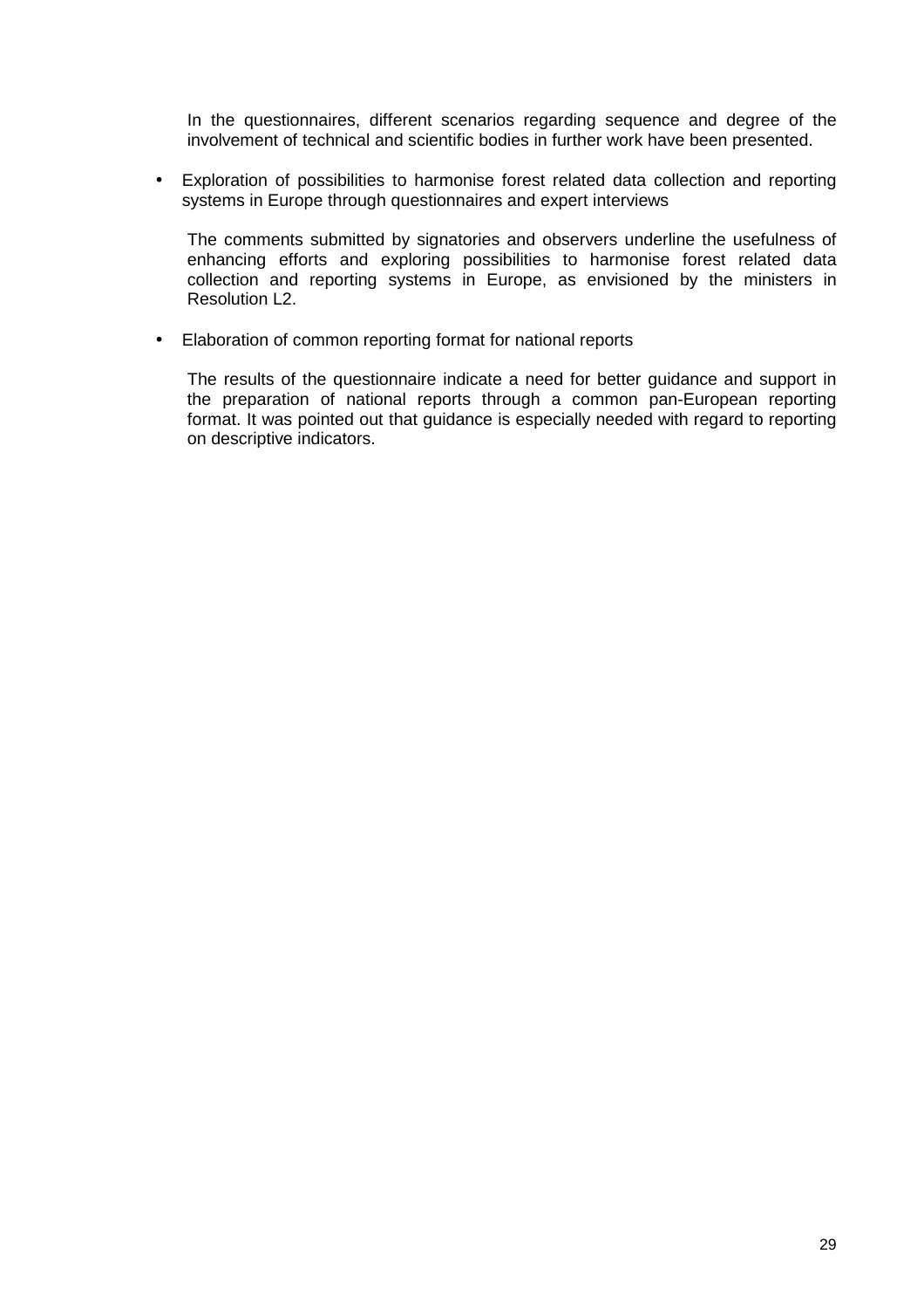In the questionnaires, different scenarios regarding sequence and degree of the involvement of technical and scientific bodies in further work have been presented.

- Exploration of possibilities to harmonise forest related data collection and reporting systems in Europe through questionnaires and expert interviews

  The comments submitted by signatories and observers underline the usefulness of enhancing efforts and exploring possibilities to harmonise forest related data collection and reporting systems in Europe, as envisioned by the ministers in Resolution L2.

- Elaboration of common reporting format for national reports

  The results of the questionnaire indicate a need for better guidance and support in the preparation of national reports through a common pan-European reporting format. It was pointed out that guidance is especially needed with regard to reporting on descriptive indicators.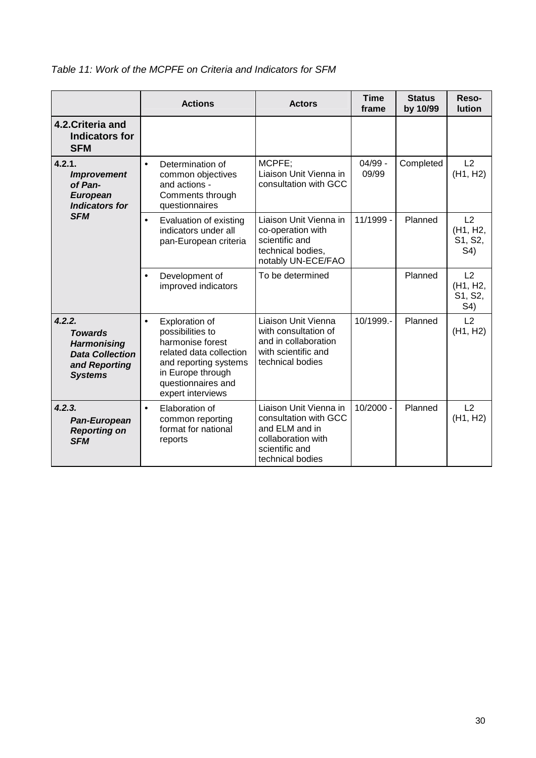*Table 11: Work of the MCPFE on Criteria and Indicators for SFM*

| | Actions | Actors | Time frame | Status by 10/99 | Reso-lution |
|---|---|---|---|---|---|
| **4.2. Criteria and Indicators for SFM** | | | | | |
| ***4.2.1. Improvement of Pan-European Indicators for SFM*** | • Determination of common objectives and actions - Comments through questionnaires | MCPFE; Liaison Unit Vienna in consultation with GCC | 04/99 - 09/99 | Completed | L2 (H1, H2) |
| | • Evaluation of existing indicators under all pan-European criteria | Liaison Unit Vienna in co-operation with scientific and technical bodies, notably UN-ECE/FAO | 11/1999 - | Planned | L2 (H1, H2, S1, S2, S4) |
| | • Development of improved indicators | To be determined | | Planned | L2 (H1, H2, S1, S2, S4) |
| ***4.2.2. Towards Harmonising Data Collection and Reporting Systems*** | • Exploration of possibilities to harmonise forest related data collection and reporting systems in Europe through questionnaires and expert interviews | Liaison Unit Vienna with consultation of and in collaboration with scientific and technical bodies | 10/1999.- | Planned | L2 (H1, H2) |
| ***4.2.3. Pan-European Reporting on SFM*** | • Elaboration of common reporting format for national reports | Liaison Unit Vienna in consultation with GCC and ELM and in collaboration with scientific and technical bodies | 10/2000 - | Planned | L2 (H1, H2) |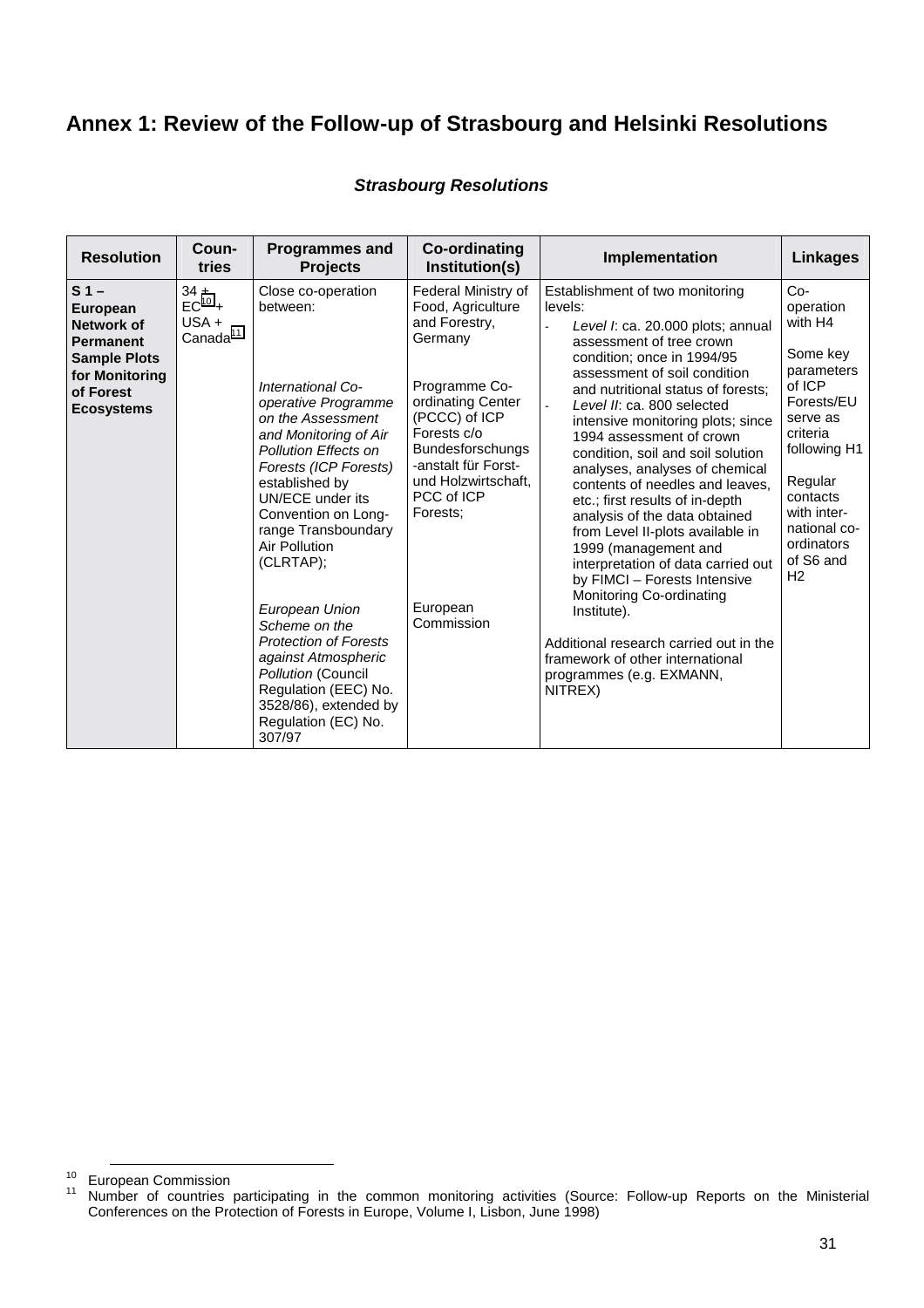# Annex 1: Review of the Follow-up of Strasbourg and Helsinki Resolutions

### *Strasbourg Resolutions*

| Resolution | Coun-tries | Programmes and Projects | Co-ordinating Institution(s) | Implementation | Linkages |
|---|---|---|---|---|---|
| **S 1 – European Network of Permanent Sample Plots for Monitoring of Forest Ecosystems** | 34 + EC[10] + USA + Canada[11] | Close co-operation between:<br><br>*International Co-operative Programme on the Assessment and Monitoring of Air Pollution Effects on Forests (ICP Forests)* established by UN/ECE under its Convention on Long-range Transboundary Air Pollution (CLRTAP);<br><br>*European Union Scheme on the Protection of Forests against Atmospheric Pollution* (Council Regulation (EEC) No. 3528/86), extended by Regulation (EC) No. 307/97 | Federal Ministry of Food, Agriculture and Forestry, Germany<br><br>Programme Co-ordinating Center (PCCC) of ICP Forests c/o Bundesforschungs-anstalt für Forst- und Holzwirtschaft, PCC of ICP Forests;<br><br>European Commission | Establishment of two monitoring levels:<br>- *Level I*: ca. 20.000 plots; annual assessment of tree crown condition; once in 1994/95 assessment of soil condition and nutritional status of forests;<br>- *Level II*: ca. 800 selected intensive monitoring plots; since 1994 assessment of crown condition, soil and soil solution analyses, analyses of chemical contents of needles and leaves, etc.; first results of in-depth analysis of the data obtained from Level II-plots available in 1999 (management and interpretation of data carried out by FIMCI – Forests Intensive Monitoring Co-ordinating Institute).<br><br>Additional research carried out in the framework of other international programmes (e.g. EXMANN, NITREX) | Co-operation with H4<br><br>Some key parameters of ICP Forests/EU serve as criteria following H1<br><br>Regular contacts with inter-national co-ordinators of S6 and H2 |

---

[10] European Commission

[11] Number of countries participating in the common monitoring activities (Source: Follow-up Reports on the Ministerial Conferences on the Protection of Forests in Europe, Volume I, Lisbon, June 1998)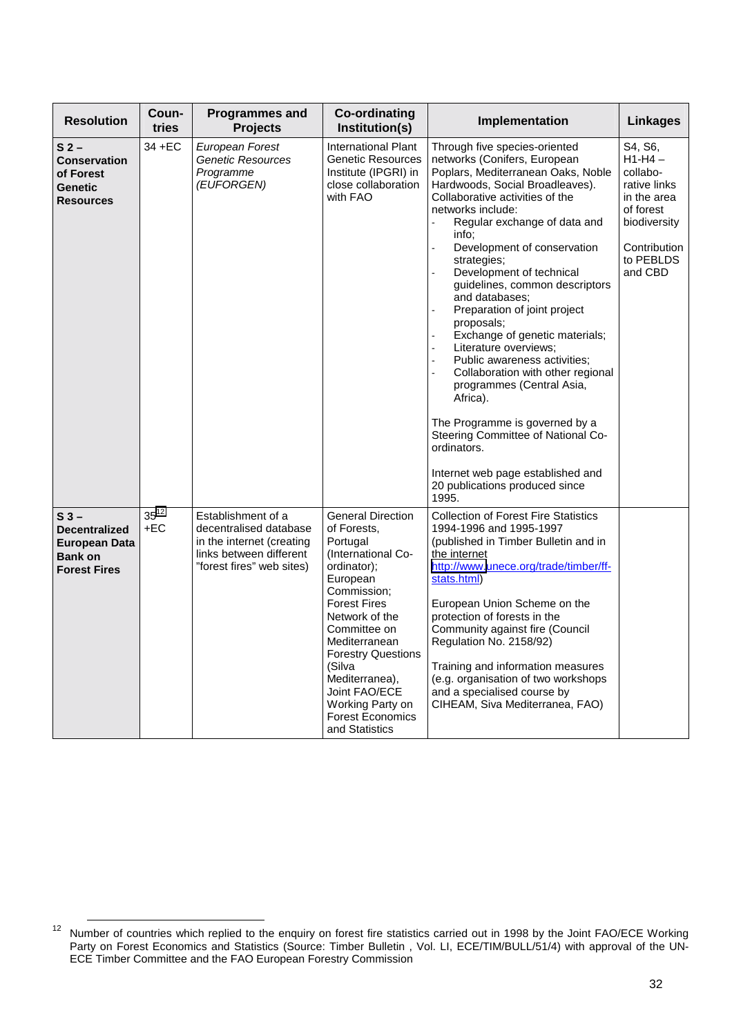| Resolution | Coun-tries | Programmes and Projects | Co-ordinating Institution(s) | Implementation | Linkages |
|---|---|---|---|---|---|
| **S 2 – Conservation of Forest Genetic Resources** | 34 +EC | *European Forest Genetic Resources Programme (EUFORGEN)* | International Plant Genetic Resources Institute (IPGRI) in close collaboration with FAO | Through five species-oriented networks (Conifers, European Poplars, Mediterranean Oaks, Noble Hardwoods, Social Broadleaves). Collaborative activities of the networks include:<br>- Regular exchange of data and info;<br>- Development of conservation strategies;<br>- Development of technical guidelines, common descriptors and databases;<br>- Preparation of joint project proposals;<br>- Exchange of genetic materials;<br>- Literature overviews;<br>- Public awareness activities;<br>- Collaboration with other regional programmes (Central Asia, Africa).<br><br>The Programme is governed by a Steering Committee of National Co-ordinators.<br><br>Internet web page established and 20 publications produced since 1995. | S4, S6, H1-H4 – collabo-rative links in the area of forest biodiversity<br><br>Contribution to PEBLDS and CBD |
| **S 3 – Decentralized European Data Bank on Forest Fires** | 35[12] +EC | Establishment of a decentralised database in the internet (creating links between different "forest fires" web sites) | General Direction of Forests, Portugal (International Co-ordinator); European Commission; Forest Fires Network of the Committee on Mediterranean Forestry Questions (Silva Mediterranea), Joint FAO/ECE Working Party on Forest Economics and Statistics | Collection of Forest Fire Statistics 1994-1996 and 1995-1997 (published in Timber Bulletin and in the internet http://www.unece.org/trade/timber/ff-stats.html)<br><br>European Union Scheme on the protection of forests in the Community against fire (Council Regulation No. 2158/92)<br><br>Training and information measures (e.g. organisation of two workshops and a specialised course by CIHEAM, Siva Mediterranea, FAO) | |

[12] Number of countries which replied to the enquiry on forest fire statistics carried out in 1998 by the Joint FAO/ECE Working Party on Forest Economics and Statistics (Source: Timber Bulletin , Vol. LI, ECE/TIM/BULL/51/4) with approval of the UN-ECE Timber Committee and the FAO European Forestry Commission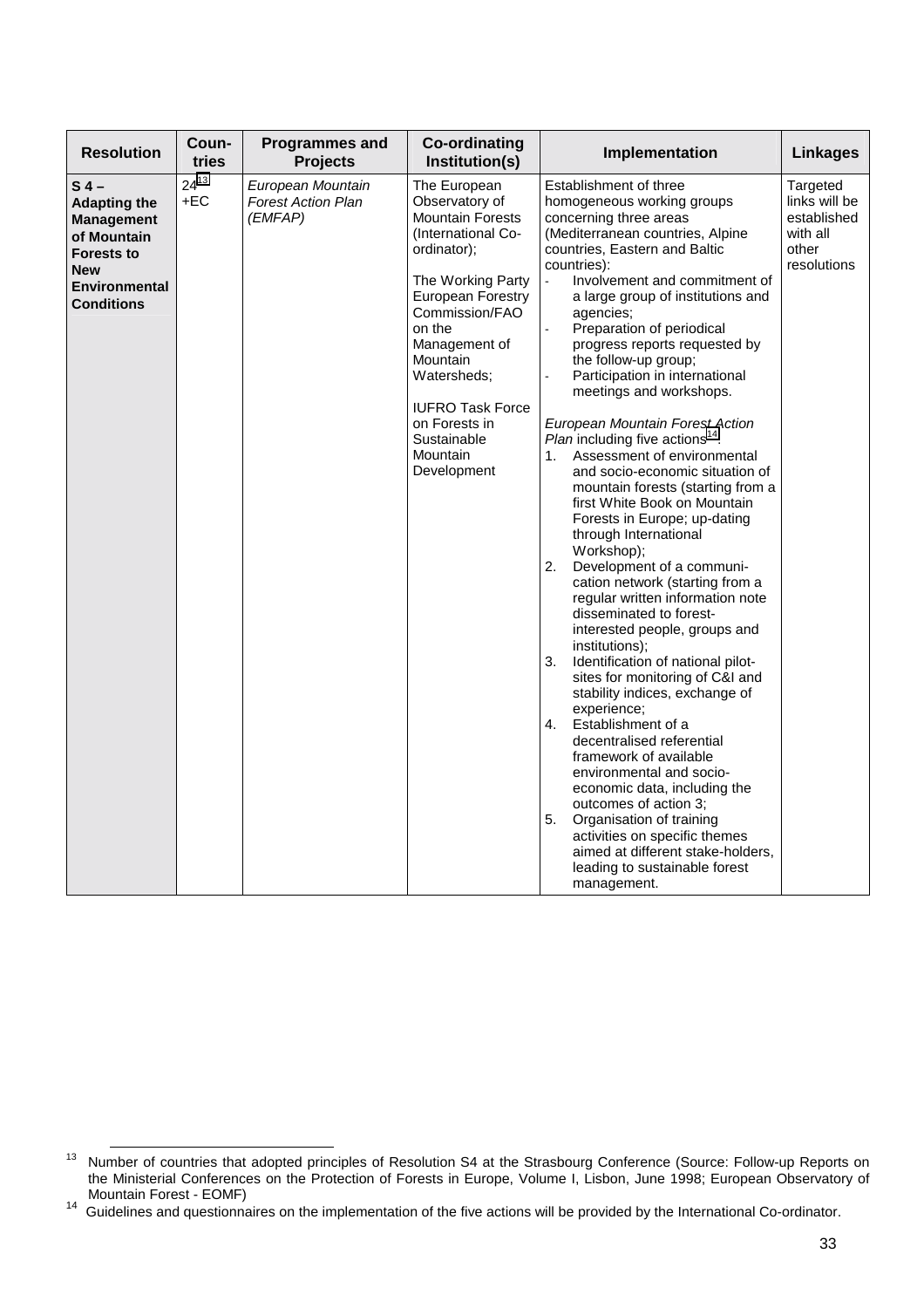| Resolution | Coun-tries | Programmes and Projects | Co-ordinating Institution(s) | Implementation | Linkages |
|---|---|---|---|---|---|
| **S 4 – Adapting the Management of Mountain Forests to New Environmental Conditions** | 24[13] +EC | *European Mountain Forest Action Plan (EMFAP)* | The European Observatory of Mountain Forests (International Co-ordinator); <br><br> The Working Party European Forestry Commission/FAO on the Management of Mountain Watersheds; <br><br> IUFRO Task Force on Forests in Sustainable Mountain Development | Establishment of three homogeneous working groups concerning three areas (Mediterranean countries, Alpine countries, Eastern and Baltic countries): <br> - Involvement and commitment of a large group of institutions and agencies; <br> - Preparation of periodical progress reports requested by the follow-up group; <br> - Participation in international meetings and workshops. <br><br> *European Mountain Forest Action Plan* including five actions[14]: <br> 1. Assessment of environmental and socio-economic situation of mountain forests (starting from a first White Book on Mountain Forests in Europe; up-dating through International Workshop); <br> 2. Development of a communi-cation network (starting from a regular written information note disseminated to forest-interested people, groups and institutions); <br> 3. Identification of national pilot-sites for monitoring of C&I and stability indices, exchange of experience; <br> 4. Establishment of a decentralised referential framework of available environmental and socio-economic data, including the outcomes of action 3; <br> 5. Organisation of training activities on specific themes aimed at different stake-holders, leading to sustainable forest management. | Targeted links will be established with all other resolutions |

[13] Number of countries that adopted principles of Resolution S4 at the Strasbourg Conference (Source: Follow-up Reports on the Ministerial Conferences on the Protection of Forests in Europe, Volume I, Lisbon, June 1998; European Observatory of Mountain Forest - EOMF)

[14] Guidelines and questionnaires on the implementation of the five actions will be provided by the International Co-ordinator.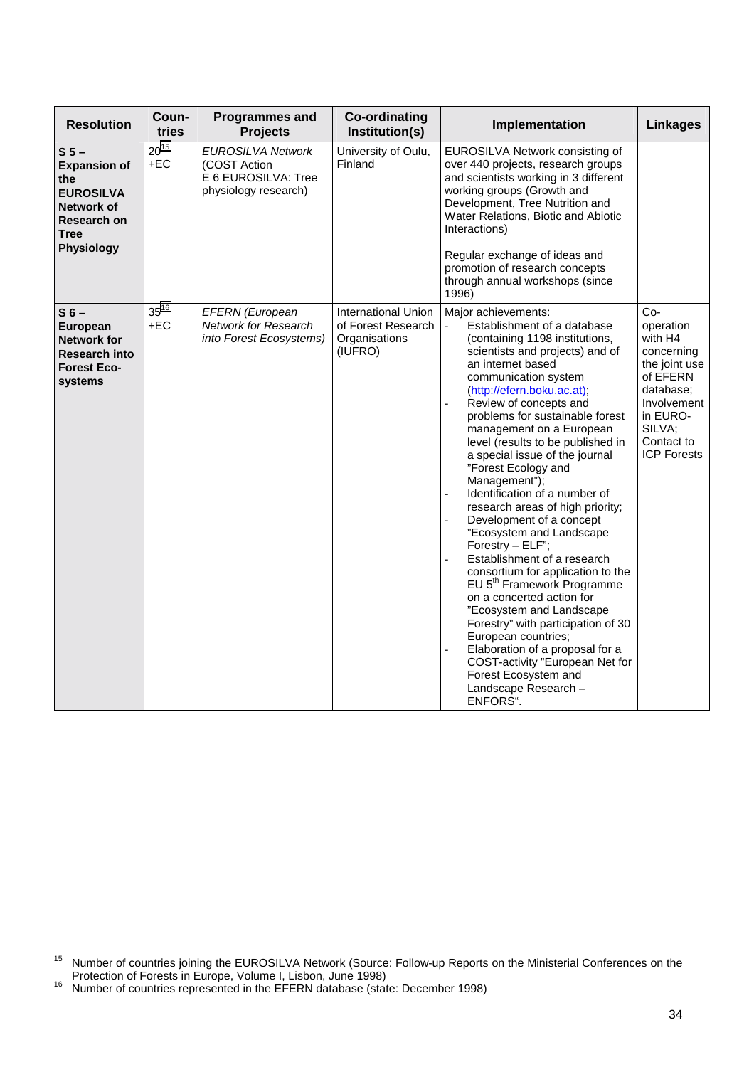| Resolution | Coun-tries | Programmes and Projects | Co-ordinating Institution(s) | Implementation | Linkages |
|---|---|---|---|---|---|
| **S 5 – Expansion of the EUROSILVA Network of Research on Tree Physiology** | 20[15] +EC | *EUROSILVA Network* (COST Action E 6 EUROSILVA: Tree physiology research) | University of Oulu, Finland | EUROSILVA Network consisting of over 440 projects, research groups and scientists working in 3 different working groups (Growth and Development, Tree Nutrition and Water Relations, Biotic and Abiotic Interactions)<br><br>Regular exchange of ideas and promotion of research concepts through annual workshops (since 1996) | |
| **S 6 – European Network for Research into Forest Eco-systems** | 35[16] +EC | *EFERN (European Network for Research into Forest Ecosystems)* | International Union of Forest Research Organisations (IUFRO) | Major achievements:<br>- Establishment of a database (containing 1198 institutions, scientists and projects) and of an internet based communication system (http://efern.boku.ac.at);<br>- Review of concepts and problems for sustainable forest management on a European level (results to be published in a special issue of the journal "Forest Ecology and Management");<br>- Identification of a number of research areas of high priority;<br>- Development of a concept "Ecosystem and Landscape Forestry – ELF";<br>- Establishment of a research consortium for application to the EU 5th Framework Programme on a concerted action for "Ecosystem and Landscape Forestry" with participation of 30 European countries;<br>- Elaboration of a proposal for a COST-activity "European Net for Forest Ecosystem and Landscape Research – ENFORS". | Co-operation with H4 concerning the joint use of EFERN database; Involvement in EURO-SILVA; Contact to ICP Forests |

[15] Number of countries joining the EUROSILVA Network (Source: Follow-up Reports on the Ministerial Conferences on the Protection of Forests in Europe, Volume I, Lisbon, June 1998)

[16] Number of countries represented in the EFERN database (state: December 1998)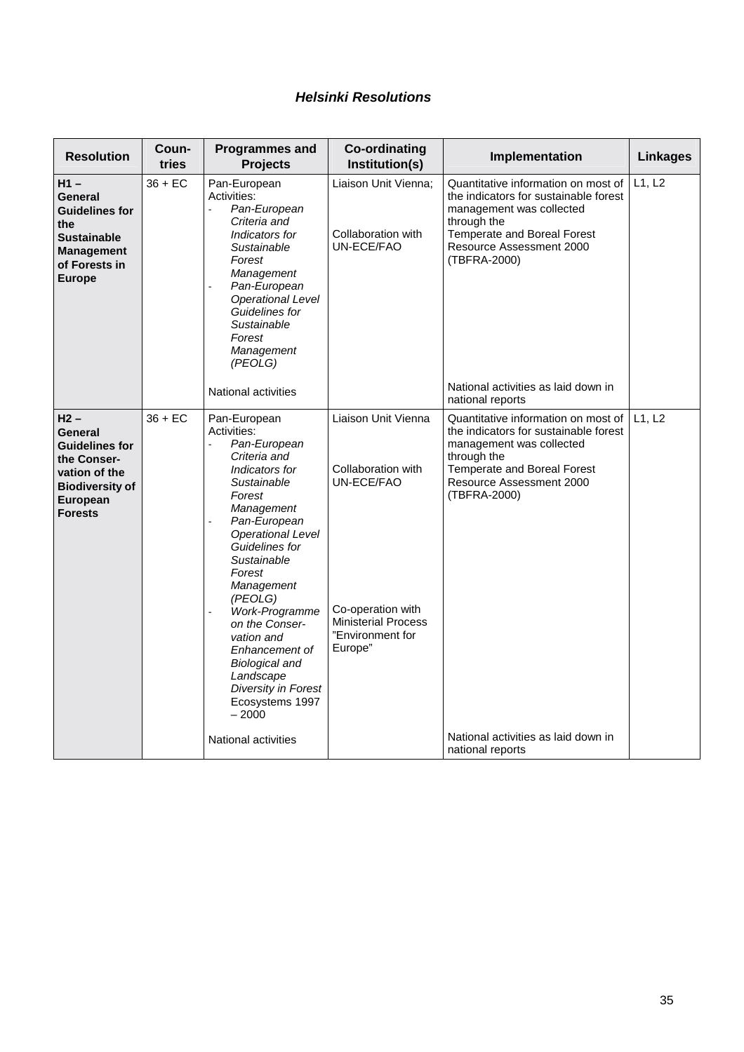### *Helsinki Resolutions*

| Resolution | Coun-tries | Programmes and Projects | Co-ordinating Institution(s) | Implementation | Linkages |
|---|---|---|---|---|---|
| **H1 – General Guidelines for the Sustainable Management of Forests in Europe** | 36 + EC | Pan-European Activities:<br>- *Pan-European Criteria and Indicators for Sustainable Forest Management*<br>- *Pan-European Operational Level Guidelines for Sustainable Forest Management (PEOLG)* | Liaison Unit Vienna;<br><br>Collaboration with UN-ECE/FAO | Quantitative information on most of the indicators for sustainable forest management was collected through the Temperate and Boreal Forest Resource Assessment 2000 (TBFRA-2000) | L1, L2 |
| | | National activities | | National activities as laid down in national reports | |
| **H2 – General Guidelines for the Conser-vation of the Biodiversity of European Forests** | 36 + EC | Pan-European Activities:<br>- *Pan-European Criteria and Indicators for Sustainable Forest Management*<br>- *Pan-European Operational Level Guidelines for Sustainable Forest Management (PEOLG)*<br>- *Work-Programme on the Conser-vation and Enhancement of Biological and Landscape Diversity in Forest* Ecosystems 1997 – 2000 | Liaison Unit Vienna<br><br>Collaboration with UN-ECE/FAO<br><br>Co-operation with Ministerial Process "Environment for Europe" | Quantitative information on most of the indicators for sustainable forest management was collected through the Temperate and Boreal Forest Resource Assessment 2000 (TBFRA-2000) | L1, L2 |
| | | National activities | | National activities as laid down in national reports | |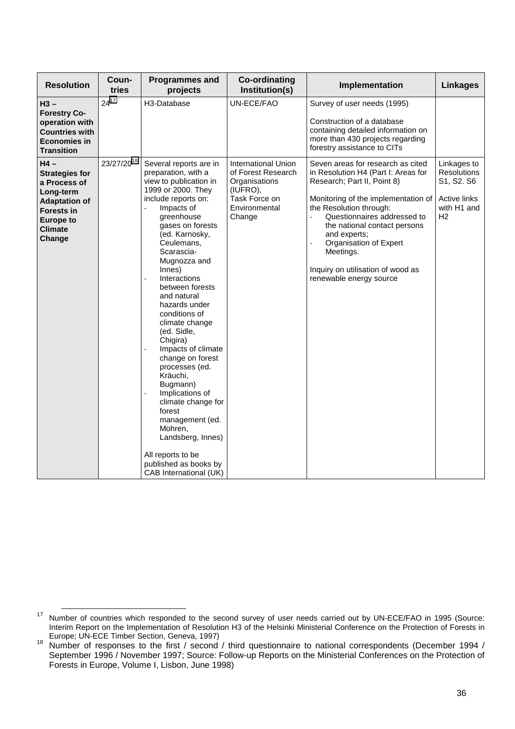| Resolution | Coun-tries | Programmes and projects | Co-ordinating Institution(s) | Implementation | Linkages |
|---|---|---|---|---|---|
| **H3 – Forestry Co-operation with Countries with Economies in Transition** | 24[17] | H3-Database | UN-ECE/FAO | Survey of user needs (1995)<br><br>Construction of a database containing detailed information on more than 430 projects regarding forestry assistance to CITs | |
| **H4 – Strategies for a Process of Long-term Adaptation of Forests in Europe to Climate Change** | 23/27/20[18] | Several reports are in preparation, with a view to publication in 1999 or 2000. They include reports on:<br>- Impacts of greenhouse gases on forests (ed. Karnosky, Ceulemans, Scarascia-Mugnozza and Innes)<br>- Interactions between forests and natural hazards under conditions of climate change (ed. Sidle, Chigira)<br>- Impacts of climate change on forest processes (ed. Kräuchi, Bugmann)<br>- Implications of climate change for forest management (ed. Mohren, Landsberg, Innes)<br><br>All reports to be published as books by CAB International (UK) | International Union of Forest Research Organisations (IUFRO), Task Force on Environmental Change | Seven areas for research as cited in Resolution H4 (Part I: Areas for Research; Part II, Point 8)<br><br>Monitoring of the implementation of the Resolution through:<br>- Questionnaires addressed to the national contact persons and experts;<br>- Organisation of Expert Meetings.<br><br>Inquiry on utilisation of wood as renewable energy source | Linkages to Resolutions S1, S2. S6<br><br>Active links with H1 and H2 |

[17] Number of countries which responded to the second survey of user needs carried out by UN-ECE/FAO in 1995 (Source: Interim Report on the Implementation of Resolution H3 of the Helsinki Ministerial Conference on the Protection of Forests in Europe; UN-ECE Timber Section, Geneva, 1997)

[18] Number of responses to the first / second / third questionnaire to national correspondents (December 1994 / September 1996 / November 1997; Source: Follow-up Reports on the Ministerial Conferences on the Protection of Forests in Europe, Volume I, Lisbon, June 1998)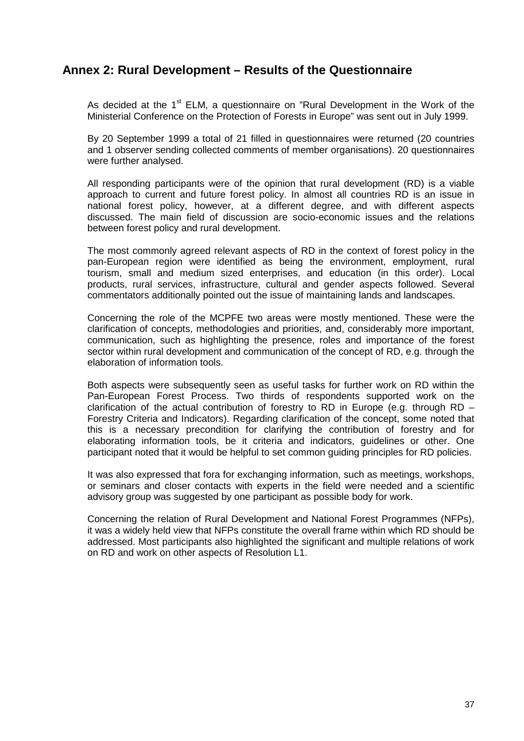## Annex 2: Rural Development – Results of the Questionnaire

As decided at the 1st ELM, a questionnaire on "Rural Development in the Work of the Ministerial Conference on the Protection of Forests in Europe" was sent out in July 1999.

By 20 September 1999 a total of 21 filled in questionnaires were returned (20 countries and 1 observer sending collected comments of member organisations). 20 questionnaires were further analysed.

All responding participants were of the opinion that rural development (RD) is a viable approach to current and future forest policy. In almost all countries RD is an issue in national forest policy, however, at a different degree, and with different aspects discussed. The main field of discussion are socio-economic issues and the relations between forest policy and rural development.

The most commonly agreed relevant aspects of RD in the context of forest policy in the pan-European region were identified as being the environment, employment, rural tourism, small and medium sized enterprises, and education (in this order). Local products, rural services, infrastructure, cultural and gender aspects followed. Several commentators additionally pointed out the issue of maintaining lands and landscapes.

Concerning the role of the MCPFE two areas were mostly mentioned. These were the clarification of concepts, methodologies and priorities, and, considerably more important, communication, such as highlighting the presence, roles and importance of the forest sector within rural development and communication of the concept of RD, e.g. through the elaboration of information tools.

Both aspects were subsequently seen as useful tasks for further work on RD within the Pan-European Forest Process. Two thirds of respondents supported work on the clarification of the actual contribution of forestry to RD in Europe (e.g. through RD – Forestry Criteria and Indicators). Regarding clarification of the concept, some noted that this is a necessary precondition for clarifying the contribution of forestry and for elaborating information tools, be it criteria and indicators, guidelines or other. One participant noted that it would be helpful to set common guiding principles for RD policies.

It was also expressed that fora for exchanging information, such as meetings, workshops, or seminars and closer contacts with experts in the field were needed and a scientific advisory group was suggested by one participant as possible body for work.

Concerning the relation of Rural Development and National Forest Programmes (NFPs), it was a widely held view that NFPs constitute the overall frame within which RD should be addressed. Most participants also highlighted the significant and multiple relations of work on RD and work on other aspects of Resolution L1.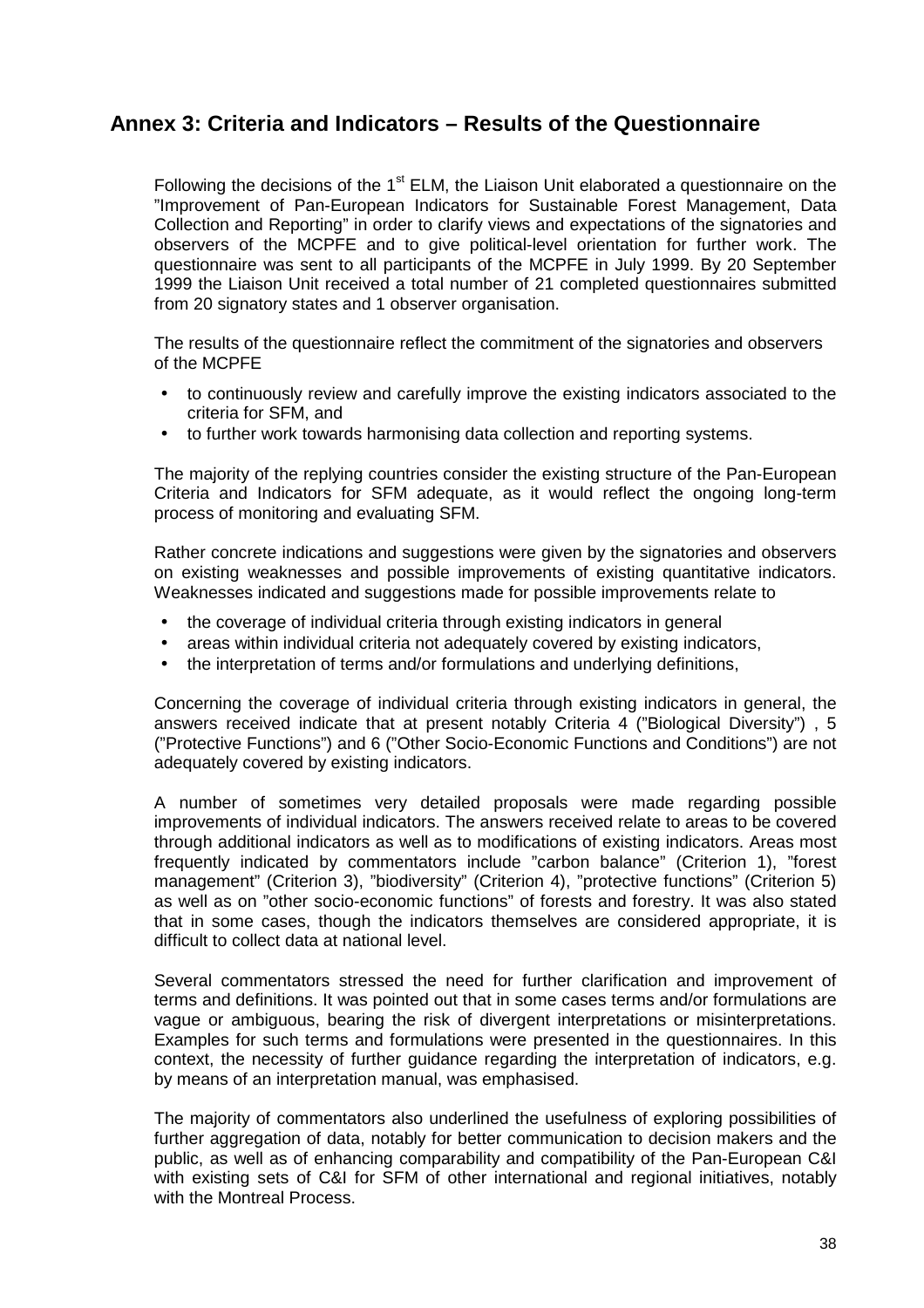## Annex 3: Criteria and Indicators – Results of the Questionnaire

Following the decisions of the 1st ELM, the Liaison Unit elaborated a questionnaire on the "Improvement of Pan-European Indicators for Sustainable Forest Management, Data Collection and Reporting" in order to clarify views and expectations of the signatories and observers of the MCPFE and to give political-level orientation for further work. The questionnaire was sent to all participants of the MCPFE in July 1999. By 20 September 1999 the Liaison Unit received a total number of 21 completed questionnaires submitted from 20 signatory states and 1 observer organisation.

The results of the questionnaire reflect the commitment of the signatories and observers of the MCPFE

- to continuously review and carefully improve the existing indicators associated to the criteria for SFM, and
- to further work towards harmonising data collection and reporting systems.

The majority of the replying countries consider the existing structure of the Pan-European Criteria and Indicators for SFM adequate, as it would reflect the ongoing long-term process of monitoring and evaluating SFM.

Rather concrete indications and suggestions were given by the signatories and observers on existing weaknesses and possible improvements of existing quantitative indicators. Weaknesses indicated and suggestions made for possible improvements relate to

- the coverage of individual criteria through existing indicators in general
- areas within individual criteria not adequately covered by existing indicators,
- the interpretation of terms and/or formulations and underlying definitions,

Concerning the coverage of individual criteria through existing indicators in general, the answers received indicate that at present notably Criteria 4 ("Biological Diversity") , 5 ("Protective Functions") and 6 ("Other Socio-Economic Functions and Conditions") are not adequately covered by existing indicators.

A number of sometimes very detailed proposals were made regarding possible improvements of individual indicators. The answers received relate to areas to be covered through additional indicators as well as to modifications of existing indicators. Areas most frequently indicated by commentators include "carbon balance" (Criterion 1), "forest management" (Criterion 3), "biodiversity" (Criterion 4), "protective functions" (Criterion 5) as well as on "other socio-economic functions" of forests and forestry. It was also stated that in some cases, though the indicators themselves are considered appropriate, it is difficult to collect data at national level.

Several commentators stressed the need for further clarification and improvement of terms and definitions. It was pointed out that in some cases terms and/or formulations are vague or ambiguous, bearing the risk of divergent interpretations or misinterpretations. Examples for such terms and formulations were presented in the questionnaires. In this context, the necessity of further guidance regarding the interpretation of indicators, e.g. by means of an interpretation manual, was emphasised.

The majority of commentators also underlined the usefulness of exploring possibilities of further aggregation of data, notably for better communication to decision makers and the public, as well as of enhancing comparability and compatibility of the Pan-European C&I with existing sets of C&I for SFM of other international and regional initiatives, notably with the Montreal Process.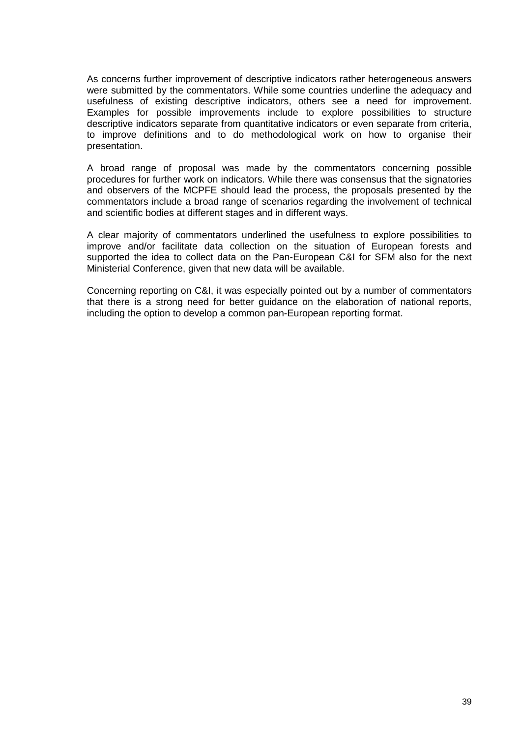As concerns further improvement of descriptive indicators rather heterogeneous answers were submitted by the commentators. While some countries underline the adequacy and usefulness of existing descriptive indicators, others see a need for improvement. Examples for possible improvements include to explore possibilities to structure descriptive indicators separate from quantitative indicators or even separate from criteria, to improve definitions and to do methodological work on how to organise their presentation.

A broad range of proposal was made by the commentators concerning possible procedures for further work on indicators. While there was consensus that the signatories and observers of the MCPFE should lead the process, the proposals presented by the commentators include a broad range of scenarios regarding the involvement of technical and scientific bodies at different stages and in different ways.

A clear majority of commentators underlined the usefulness to explore possibilities to improve and/or facilitate data collection on the situation of European forests and supported the idea to collect data on the Pan-European C&I for SFM also for the next Ministerial Conference, given that new data will be available.

Concerning reporting on C&I, it was especially pointed out by a number of commentators that there is a strong need for better guidance on the elaboration of national reports, including the option to develop a common pan-European reporting format.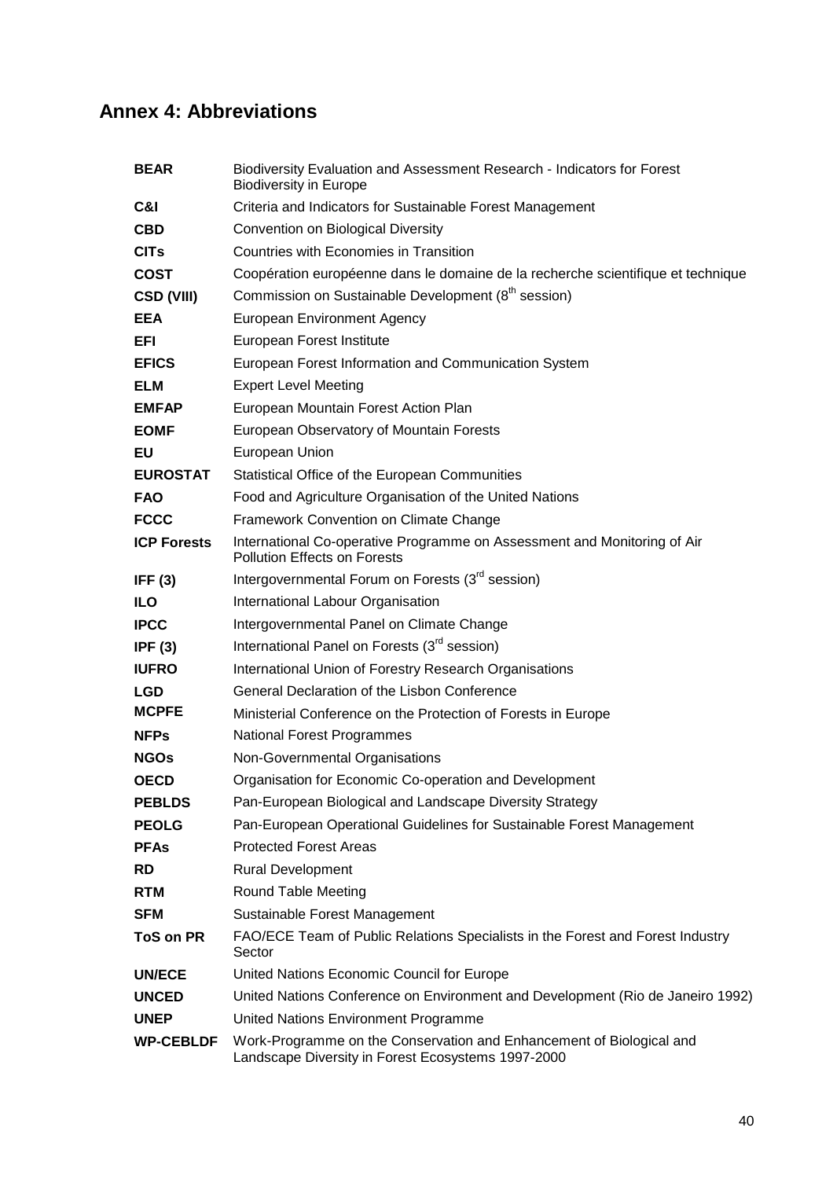## Annex 4: Abbreviations

| | |
|---|---|
| **BEAR** | Biodiversity Evaluation and Assessment Research - Indicators for Forest Biodiversity in Europe |
| **C&I** | Criteria and Indicators for Sustainable Forest Management |
| **CBD** | Convention on Biological Diversity |
| **CITs** | Countries with Economies in Transition |
| **COST** | Coopération européenne dans le domaine de la recherche scientifique et technique |
| **CSD (VIII)** | Commission on Sustainable Development (8th session) |
| **EEA** | European Environment Agency |
| **EFI** | European Forest Institute |
| **EFICS** | European Forest Information and Communication System |
| **ELM** | Expert Level Meeting |
| **EMFAP** | European Mountain Forest Action Plan |
| **EOMF** | European Observatory of Mountain Forests |
| **EU** | European Union |
| **EUROSTAT** | Statistical Office of the European Communities |
| **FAO** | Food and Agriculture Organisation of the United Nations |
| **FCCC** | Framework Convention on Climate Change |
| **ICP Forests** | International Co-operative Programme on Assessment and Monitoring of Air Pollution Effects on Forests |
| **IFF (3)** | Intergovernmental Forum on Forests (3rd session) |
| **ILO** | International Labour Organisation |
| **IPCC** | Intergovernmental Panel on Climate Change |
| **IPF (3)** | International Panel on Forests (3rd session) |
| **IUFRO** | International Union of Forestry Research Organisations |
| **LGD** | General Declaration of the Lisbon Conference |
| **MCPFE** | Ministerial Conference on the Protection of Forests in Europe |
| **NFPs** | National Forest Programmes |
| **NGOs** | Non-Governmental Organisations |
| **OECD** | Organisation for Economic Co-operation and Development |
| **PEBLDS** | Pan-European Biological and Landscape Diversity Strategy |
| **PEOLG** | Pan-European Operational Guidelines for Sustainable Forest Management |
| **PFAs** | Protected Forest Areas |
| **RD** | Rural Development |
| **RTM** | Round Table Meeting |
| **SFM** | Sustainable Forest Management |
| **ToS on PR** | FAO/ECE Team of Public Relations Specialists in the Forest and Forest Industry Sector |
| **UN/ECE** | United Nations Economic Council for Europe |
| **UNCED** | United Nations Conference on Environment and Development (Rio de Janeiro 1992) |
| **UNEP** | United Nations Environment Programme |
| **WP-CEBLDF** | Work-Programme on the Conservation and Enhancement of Biological and Landscape Diversity in Forest Ecosystems 1997-2000 |